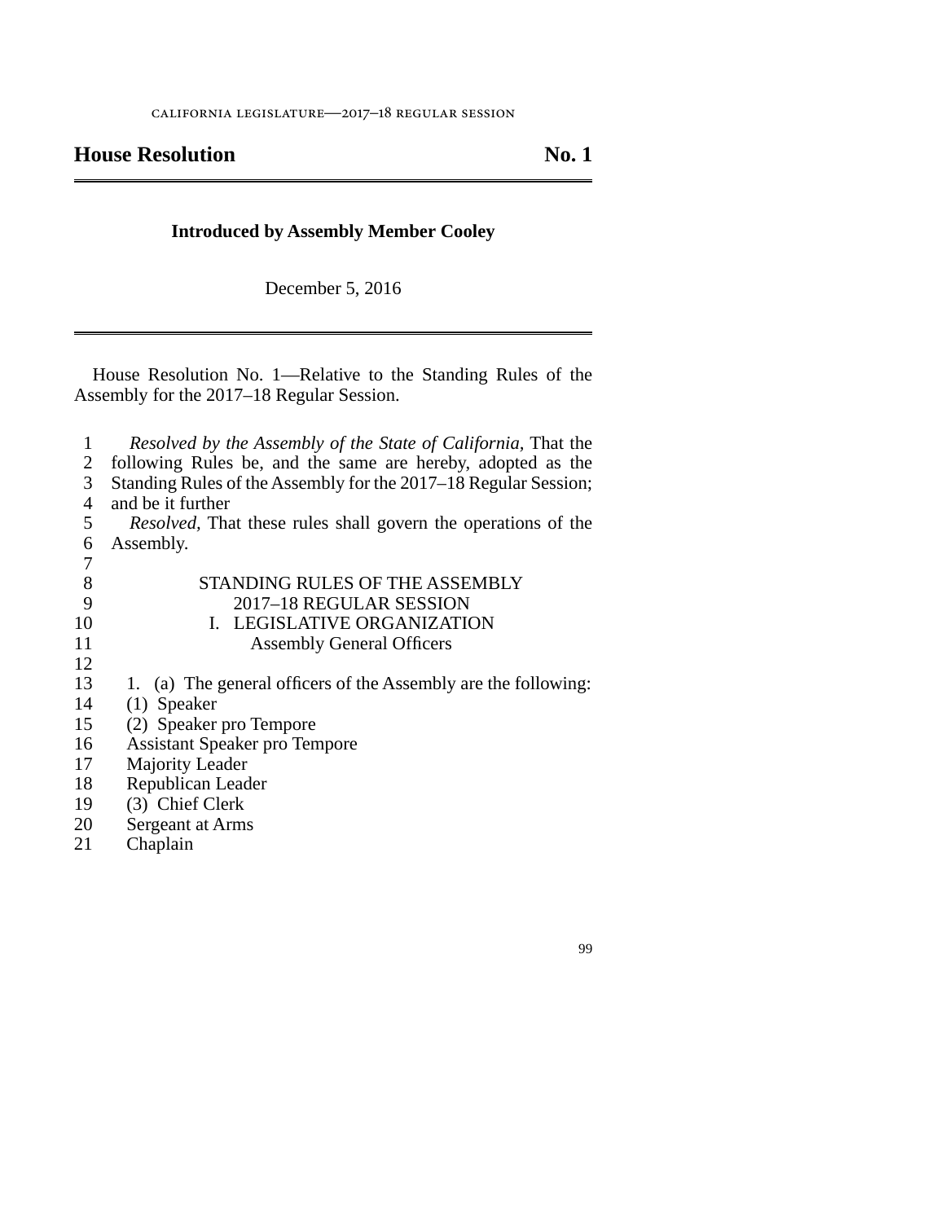CALIFORNIA LEGISLATURE—2017–18 REGULAR SESSION

# House Resolution No. 1

**Introduced by Assembly Member Cooley**

December 5, 2016

House Resolution No. 1—Relative to the Standing Rules of the Assembly for the 2017–18 Regular Session.

*Resolved by the Assembly of the State of California,* That the following Rules be, and the same are hereby, adopted as the Standing Rules of the Assembly for the 2017–18 Regular Session; and be it further

*Resolved,* That these rules shall govern the operations of the Assembly.

## STANDING RULES OF THE ASSEMBLY
## 2017–18 REGULAR SESSION
## I. LEGISLATIVE ORGANIZATION
### Assembly General Officers

1. (a) The general officers of the Assembly are the following:

(1) Speaker

(2) Speaker pro Tempore

Assistant Speaker pro Tempore

Majority Leader

Republican Leader

(3) Chief Clerk

Sergeant at Arms

Chaplain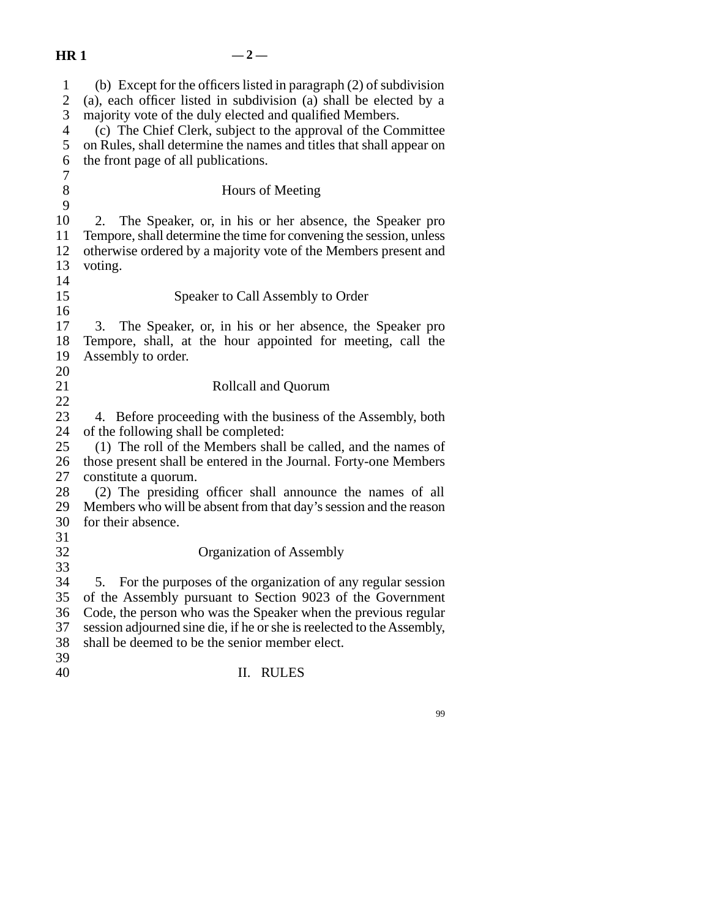(b) Except for the officers listed in paragraph (2) of subdivision (a), each officer listed in subdivision (a) shall be elected by a majority vote of the duly elected and qualified Members.

(c) The Chief Clerk, subject to the approval of the Committee on Rules, shall determine the names and titles that shall appear on the front page of all publications.

### Hours of Meeting

2. The Speaker, or, in his or her absence, the Speaker pro Tempore, shall determine the time for convening the session, unless otherwise ordered by a majority vote of the Members present and voting.

### Speaker to Call Assembly to Order

3. The Speaker, or, in his or her absence, the Speaker pro Tempore, shall, at the hour appointed for meeting, call the Assembly to order.

### Rollcall and Quorum

4. Before proceeding with the business of the Assembly, both of the following shall be completed:

(1) The roll of the Members shall be called, and the names of those present shall be entered in the Journal. Forty-one Members constitute a quorum.

(2) The presiding officer shall announce the names of all Members who will be absent from that day's session and the reason for their absence.

### Organization of Assembly

5. For the purposes of the organization of any regular session of the Assembly pursuant to Section 9023 of the Government Code, the person who was the Speaker when the previous regular session adjourned sine die, if he or she is reelected to the Assembly, shall be deemed to be the senior member elect.

## II. RULES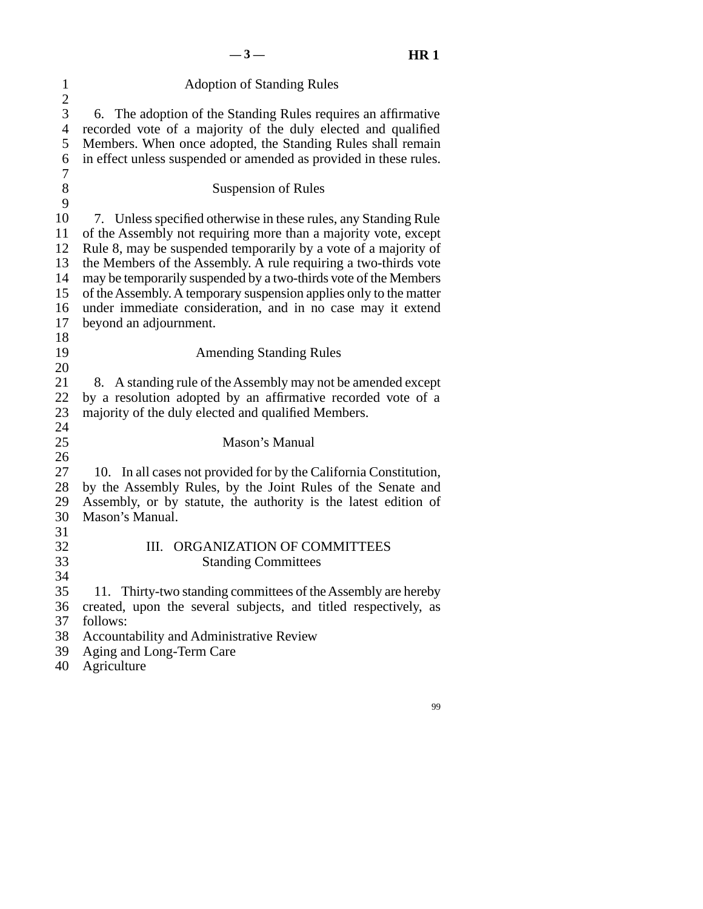### Adoption of Standing Rules

6. The adoption of the Standing Rules requires an affirmative recorded vote of a majority of the duly elected and qualified Members. When once adopted, the Standing Rules shall remain in effect unless suspended or amended as provided in these rules.

### Suspension of Rules

7. Unless specified otherwise in these rules, any Standing Rule of the Assembly not requiring more than a majority vote, except Rule 8, may be suspended temporarily by a vote of a majority of the Members of the Assembly. A rule requiring a two-thirds vote may be temporarily suspended by a two-thirds vote of the Members of the Assembly. A temporary suspension applies only to the matter under immediate consideration, and in no case may it extend beyond an adjournment.

### Amending Standing Rules

8. A standing rule of the Assembly may not be amended except by a resolution adopted by an affirmative recorded vote of a majority of the duly elected and qualified Members.

### Mason's Manual

10. In all cases not provided for by the California Constitution, by the Assembly Rules, by the Joint Rules of the Senate and Assembly, or by statute, the authority is the latest edition of Mason's Manual.

## III. ORGANIZATION OF COMMITTEES

### Standing Committees

11. Thirty-two standing committees of the Assembly are hereby created, upon the several subjects, and titled respectively, as follows:

Accountability and Administrative Review
Aging and Long-Term Care
Agriculture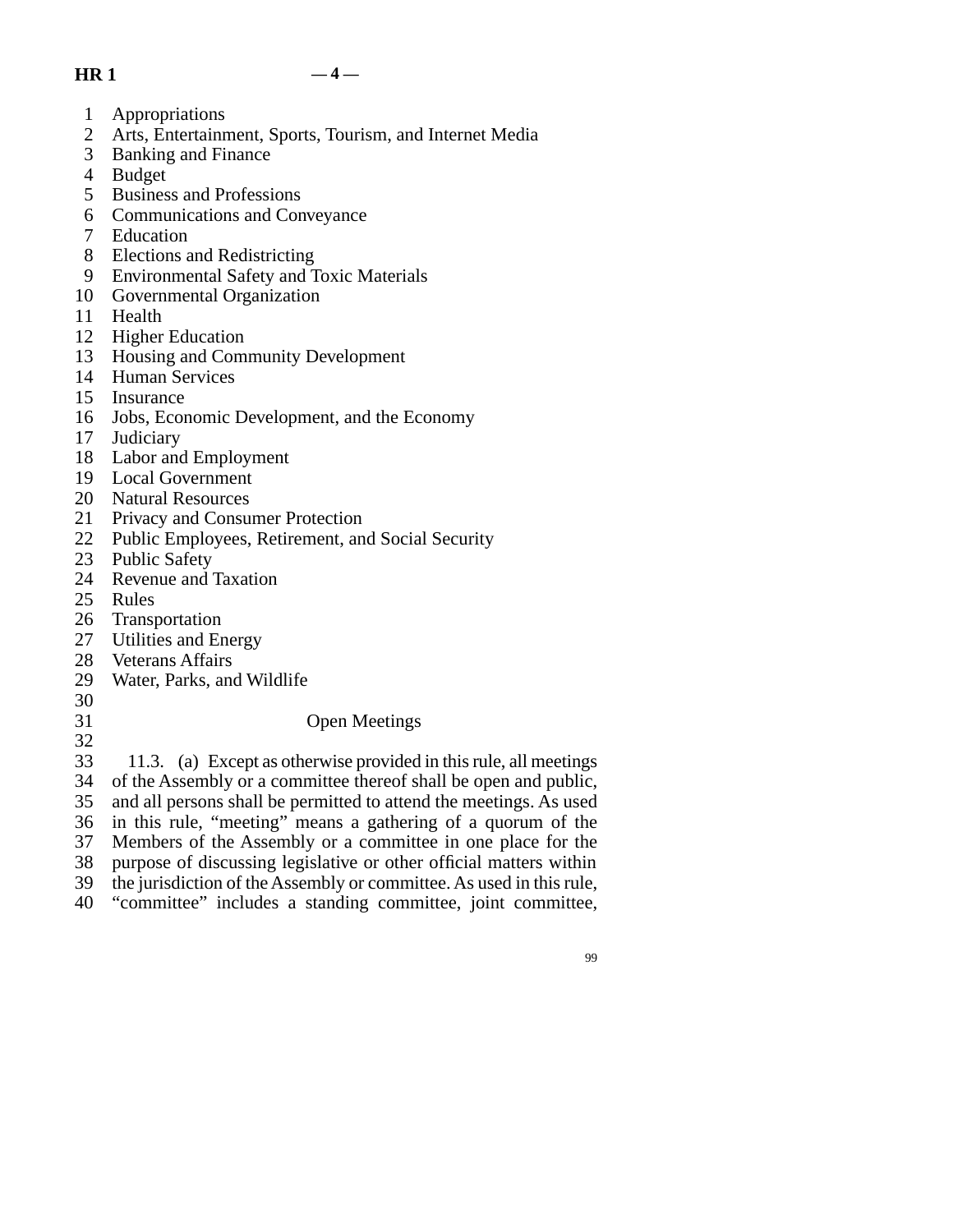Appropriations
Arts, Entertainment, Sports, Tourism, and Internet Media
Banking and Finance
Budget
Business and Professions
Communications and Conveyance
Education
Elections and Redistricting
Environmental Safety and Toxic Materials
Governmental Organization
Health
Higher Education
Housing and Community Development
Human Services
Insurance
Jobs, Economic Development, and the Economy
Judiciary
Labor and Employment
Local Government
Natural Resources
Privacy and Consumer Protection
Public Employees, Retirement, and Social Security
Public Safety
Revenue and Taxation
Rules
Transportation
Utilities and Energy
Veterans Affairs
Water, Parks, and Wildlife

## Open Meetings

11.3. (a) Except as otherwise provided in this rule, all meetings of the Assembly or a committee thereof shall be open and public, and all persons shall be permitted to attend the meetings. As used in this rule, "meeting" means a gathering of a quorum of the Members of the Assembly or a committee in one place for the purpose of discussing legislative or other official matters within the jurisdiction of the Assembly or committee. As used in this rule, "committee" includes a standing committee, joint committee,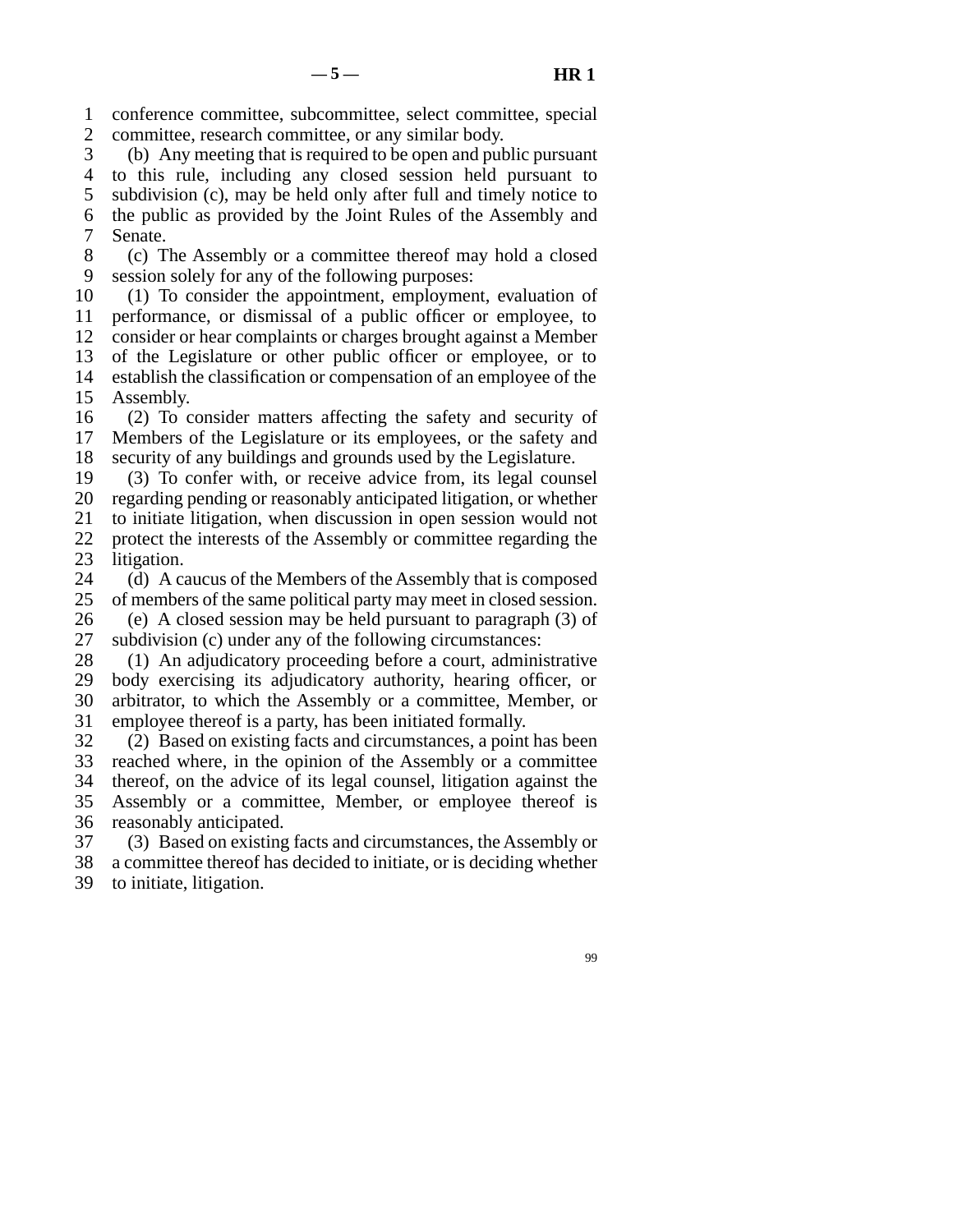conference committee, subcommittee, select committee, special committee, research committee, or any similar body.

(b) Any meeting that is required to be open and public pursuant to this rule, including any closed session held pursuant to subdivision (c), may be held only after full and timely notice to the public as provided by the Joint Rules of the Assembly and Senate.

(c) The Assembly or a committee thereof may hold a closed session solely for any of the following purposes:

(1) To consider the appointment, employment, evaluation of performance, or dismissal of a public officer or employee, to consider or hear complaints or charges brought against a Member of the Legislature or other public officer or employee, or to establish the classification or compensation of an employee of the Assembly.

(2) To consider matters affecting the safety and security of Members of the Legislature or its employees, or the safety and security of any buildings and grounds used by the Legislature.

(3) To confer with, or receive advice from, its legal counsel regarding pending or reasonably anticipated litigation, or whether to initiate litigation, when discussion in open session would not protect the interests of the Assembly or committee regarding the litigation.

(d) A caucus of the Members of the Assembly that is composed of members of the same political party may meet in closed session.

(e) A closed session may be held pursuant to paragraph (3) of subdivision (c) under any of the following circumstances:

(1) An adjudicatory proceeding before a court, administrative body exercising its adjudicatory authority, hearing officer, or arbitrator, to which the Assembly or a committee, Member, or employee thereof is a party, has been initiated formally.

(2) Based on existing facts and circumstances, a point has been reached where, in the opinion of the Assembly or a committee thereof, on the advice of its legal counsel, litigation against the Assembly or a committee, Member, or employee thereof is reasonably anticipated.

(3) Based on existing facts and circumstances, the Assembly or a committee thereof has decided to initiate, or is deciding whether to initiate, litigation.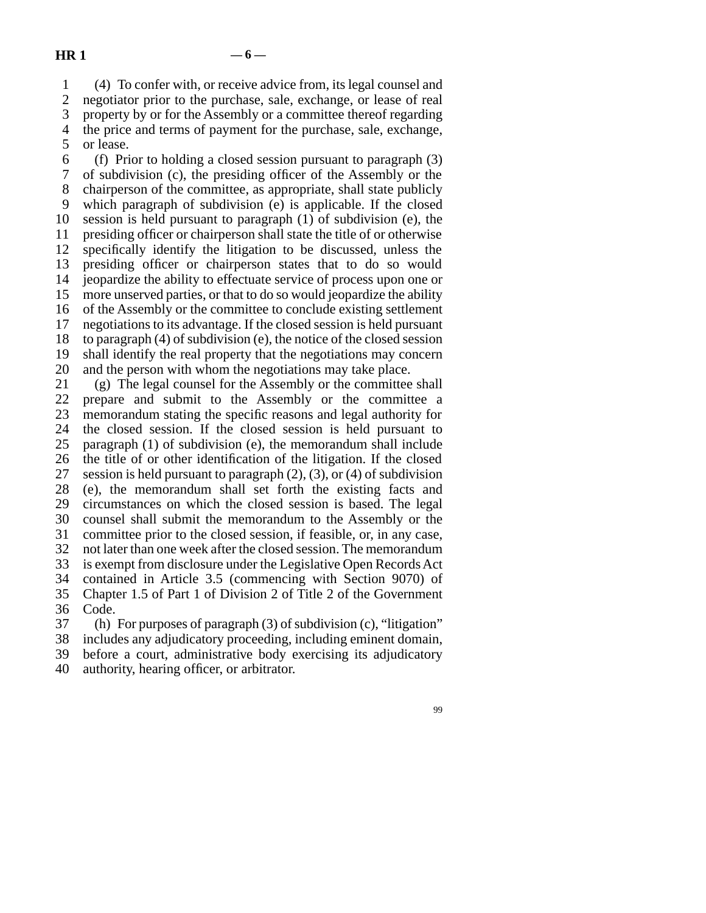(4) To confer with, or receive advice from, its legal counsel and negotiator prior to the purchase, sale, exchange, or lease of real property by or for the Assembly or a committee thereof regarding the price and terms of payment for the purchase, sale, exchange, or lease.

(f) Prior to holding a closed session pursuant to paragraph (3) of subdivision (c), the presiding officer of the Assembly or the chairperson of the committee, as appropriate, shall state publicly which paragraph of subdivision (e) is applicable. If the closed session is held pursuant to paragraph (1) of subdivision (e), the presiding officer or chairperson shall state the title of or otherwise specifically identify the litigation to be discussed, unless the presiding officer or chairperson states that to do so would jeopardize the ability to effectuate service of process upon one or more unserved parties, or that to do so would jeopardize the ability of the Assembly or the committee to conclude existing settlement negotiations to its advantage. If the closed session is held pursuant to paragraph (4) of subdivision (e), the notice of the closed session shall identify the real property that the negotiations may concern and the person with whom the negotiations may take place.

(g) The legal counsel for the Assembly or the committee shall prepare and submit to the Assembly or the committee a memorandum stating the specific reasons and legal authority for the closed session. If the closed session is held pursuant to paragraph (1) of subdivision (e), the memorandum shall include the title of or other identification of the litigation. If the closed session is held pursuant to paragraph (2), (3), or (4) of subdivision (e), the memorandum shall set forth the existing facts and circumstances on which the closed session is based. The legal counsel shall submit the memorandum to the Assembly or the committee prior to the closed session, if feasible, or, in any case, not later than one week after the closed session. The memorandum is exempt from disclosure under the Legislative Open Records Act contained in Article 3.5 (commencing with Section 9070) of Chapter 1.5 of Part 1 of Division 2 of Title 2 of the Government Code.

(h) For purposes of paragraph (3) of subdivision (c), "litigation" includes any adjudicatory proceeding, including eminent domain, before a court, administrative body exercising its adjudicatory authority, hearing officer, or arbitrator.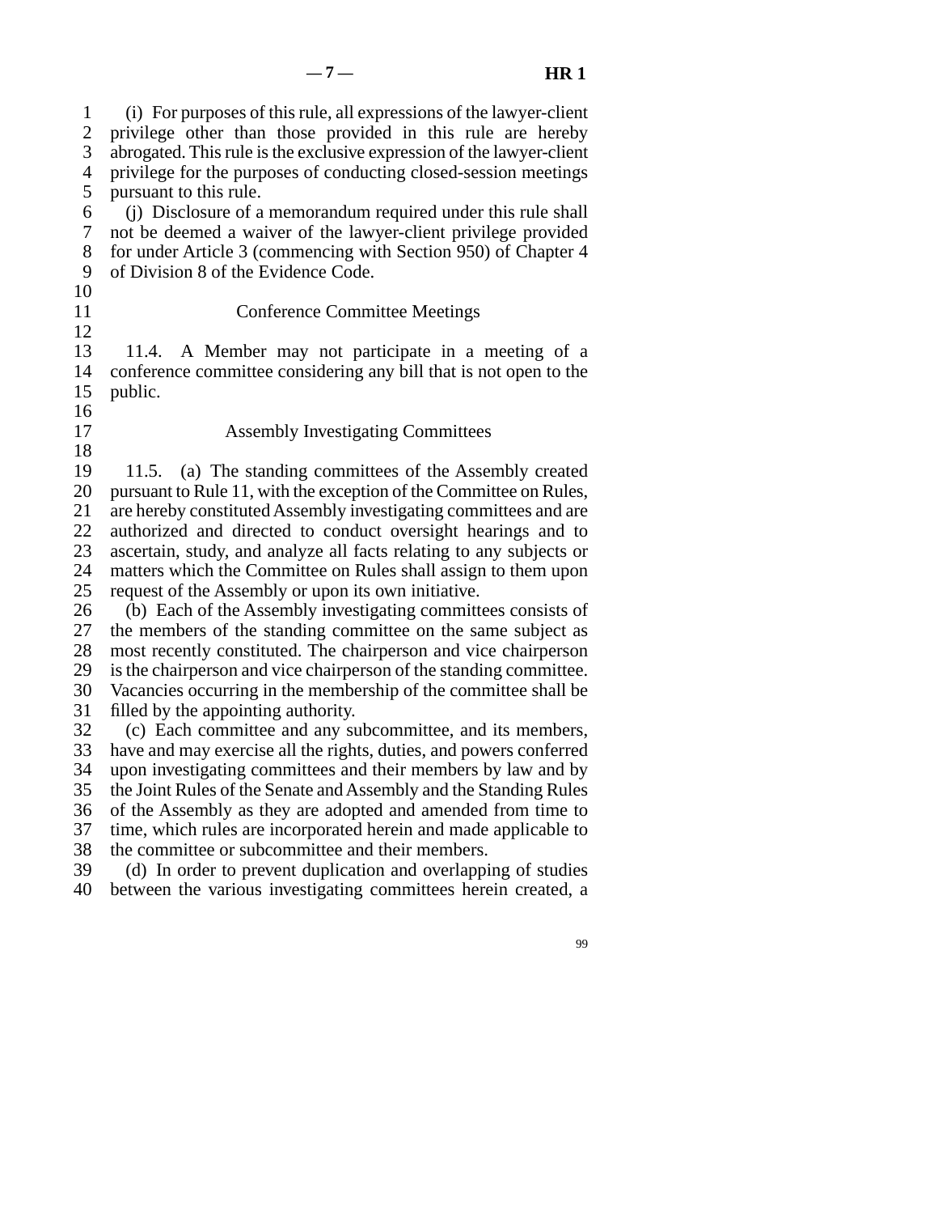(i) For purposes of this rule, all expressions of the lawyer-client privilege other than those provided in this rule are hereby abrogated. This rule is the exclusive expression of the lawyer-client privilege for the purposes of conducting closed-session meetings pursuant to this rule.

(j) Disclosure of a memorandum required under this rule shall not be deemed a waiver of the lawyer-client privilege provided for under Article 3 (commencing with Section 950) of Chapter 4 of Division 8 of the Evidence Code.

### Conference Committee Meetings

11.4. A Member may not participate in a meeting of a conference committee considering any bill that is not open to the public.

### Assembly Investigating Committees

11.5. (a) The standing committees of the Assembly created pursuant to Rule 11, with the exception of the Committee on Rules, are hereby constituted Assembly investigating committees and are authorized and directed to conduct oversight hearings and to ascertain, study, and analyze all facts relating to any subjects or matters which the Committee on Rules shall assign to them upon request of the Assembly or upon its own initiative.

(b) Each of the Assembly investigating committees consists of the members of the standing committee on the same subject as most recently constituted. The chairperson and vice chairperson is the chairperson and vice chairperson of the standing committee. Vacancies occurring in the membership of the committee shall be filled by the appointing authority.

(c) Each committee and any subcommittee, and its members, have and may exercise all the rights, duties, and powers conferred upon investigating committees and their members by law and by the Joint Rules of the Senate and Assembly and the Standing Rules of the Assembly as they are adopted and amended from time to time, which rules are incorporated herein and made applicable to the committee or subcommittee and their members.

(d) In order to prevent duplication and overlapping of studies between the various investigating committees herein created, a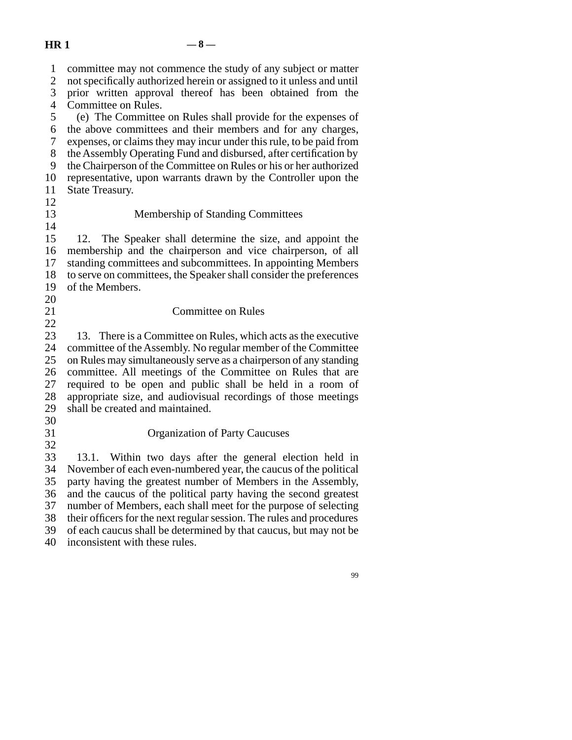committee may not commence the study of any subject or matter not specifically authorized herein or assigned to it unless and until prior written approval thereof has been obtained from the Committee on Rules.

(e) The Committee on Rules shall provide for the expenses of the above committees and their members and for any charges, expenses, or claims they may incur under this rule, to be paid from the Assembly Operating Fund and disbursed, after certification by the Chairperson of the Committee on Rules or his or her authorized representative, upon warrants drawn by the Controller upon the State Treasury.

## Membership of Standing Committees

12. The Speaker shall determine the size, and appoint the membership and the chairperson and vice chairperson, of all standing committees and subcommittees. In appointing Members to serve on committees, the Speaker shall consider the preferences of the Members.

## Committee on Rules

13. There is a Committee on Rules, which acts as the executive committee of the Assembly. No regular member of the Committee on Rules may simultaneously serve as a chairperson of any standing committee. All meetings of the Committee on Rules that are required to be open and public shall be held in a room of appropriate size, and audiovisual recordings of those meetings shall be created and maintained.

## Organization of Party Caucuses

13.1. Within two days after the general election held in November of each even-numbered year, the caucus of the political party having the greatest number of Members in the Assembly, and the caucus of the political party having the second greatest number of Members, each shall meet for the purpose of selecting their officers for the next regular session. The rules and procedures of each caucus shall be determined by that caucus, but may not be inconsistent with these rules.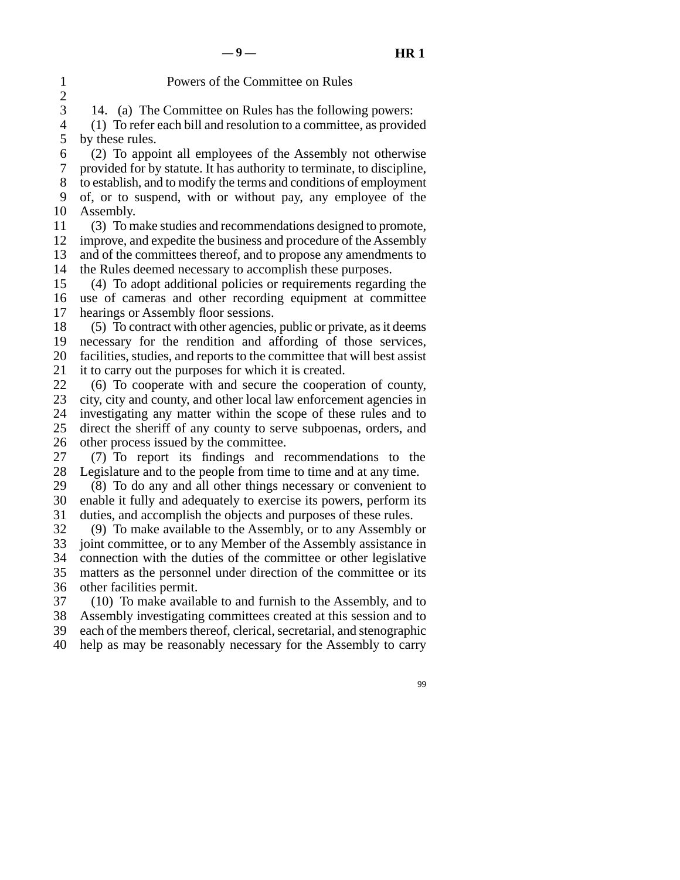## Powers of the Committee on Rules

14. (a) The Committee on Rules has the following powers:

(1) To refer each bill and resolution to a committee, as provided by these rules.

(2) To appoint all employees of the Assembly not otherwise provided for by statute. It has authority to terminate, to discipline, to establish, and to modify the terms and conditions of employment of, or to suspend, with or without pay, any employee of the Assembly.

(3) To make studies and recommendations designed to promote, improve, and expedite the business and procedure of the Assembly and of the committees thereof, and to propose any amendments to the Rules deemed necessary to accomplish these purposes.

(4) To adopt additional policies or requirements regarding the use of cameras and other recording equipment at committee hearings or Assembly floor sessions.

(5) To contract with other agencies, public or private, as it deems necessary for the rendition and affording of those services, facilities, studies, and reports to the committee that will best assist it to carry out the purposes for which it is created.

(6) To cooperate with and secure the cooperation of county, city, city and county, and other local law enforcement agencies in investigating any matter within the scope of these rules and to direct the sheriff of any county to serve subpoenas, orders, and other process issued by the committee.

(7) To report its findings and recommendations to the Legislature and to the people from time to time and at any time.

(8) To do any and all other things necessary or convenient to enable it fully and adequately to exercise its powers, perform its duties, and accomplish the objects and purposes of these rules.

(9) To make available to the Assembly, or to any Assembly or joint committee, or to any Member of the Assembly assistance in connection with the duties of the committee or other legislative matters as the personnel under direction of the committee or its other facilities permit.

(10) To make available to and furnish to the Assembly, and to Assembly investigating committees created at this session and to each of the members thereof, clerical, secretarial, and stenographic help as may be reasonably necessary for the Assembly to carry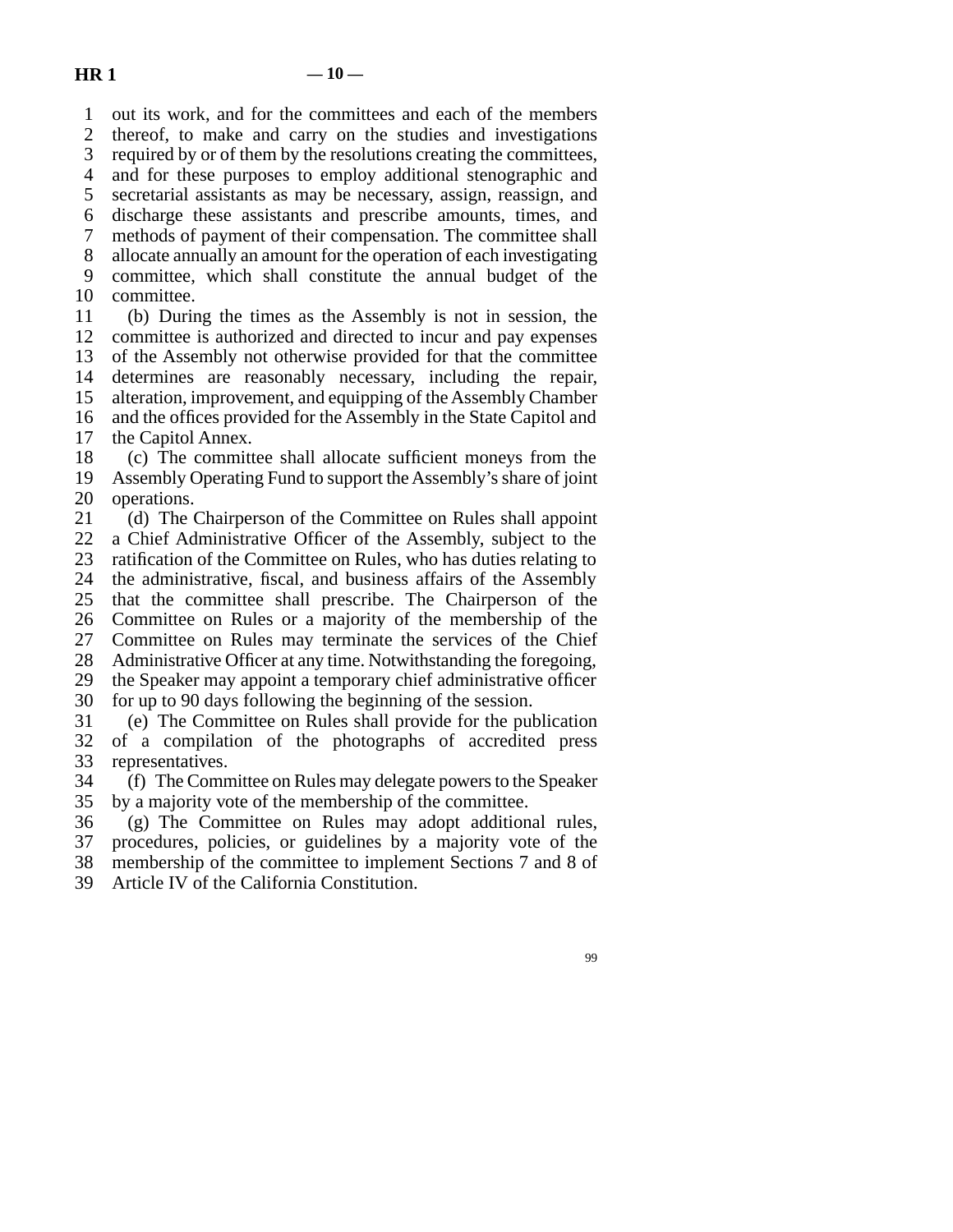out its work, and for the committees and each of the members thereof, to make and carry on the studies and investigations required by or of them by the resolutions creating the committees, and for these purposes to employ additional stenographic and secretarial assistants as may be necessary, assign, reassign, and discharge these assistants and prescribe amounts, times, and methods of payment of their compensation. The committee shall allocate annually an amount for the operation of each investigating committee, which shall constitute the annual budget of the committee.

(b) During the times as the Assembly is not in session, the committee is authorized and directed to incur and pay expenses of the Assembly not otherwise provided for that the committee determines are reasonably necessary, including the repair, alteration, improvement, and equipping of the Assembly Chamber and the offices provided for the Assembly in the State Capitol and the Capitol Annex.

(c) The committee shall allocate sufficient moneys from the Assembly Operating Fund to support the Assembly's share of joint operations.

(d) The Chairperson of the Committee on Rules shall appoint a Chief Administrative Officer of the Assembly, subject to the ratification of the Committee on Rules, who has duties relating to the administrative, fiscal, and business affairs of the Assembly that the committee shall prescribe. The Chairperson of the Committee on Rules or a majority of the membership of the Committee on Rules may terminate the services of the Chief Administrative Officer at any time. Notwithstanding the foregoing, the Speaker may appoint a temporary chief administrative officer for up to 90 days following the beginning of the session.

(e) The Committee on Rules shall provide for the publication of a compilation of the photographs of accredited press representatives.

(f) The Committee on Rules may delegate powers to the Speaker by a majority vote of the membership of the committee.

(g) The Committee on Rules may adopt additional rules, procedures, policies, or guidelines by a majority vote of the membership of the committee to implement Sections 7 and 8 of Article IV of the California Constitution.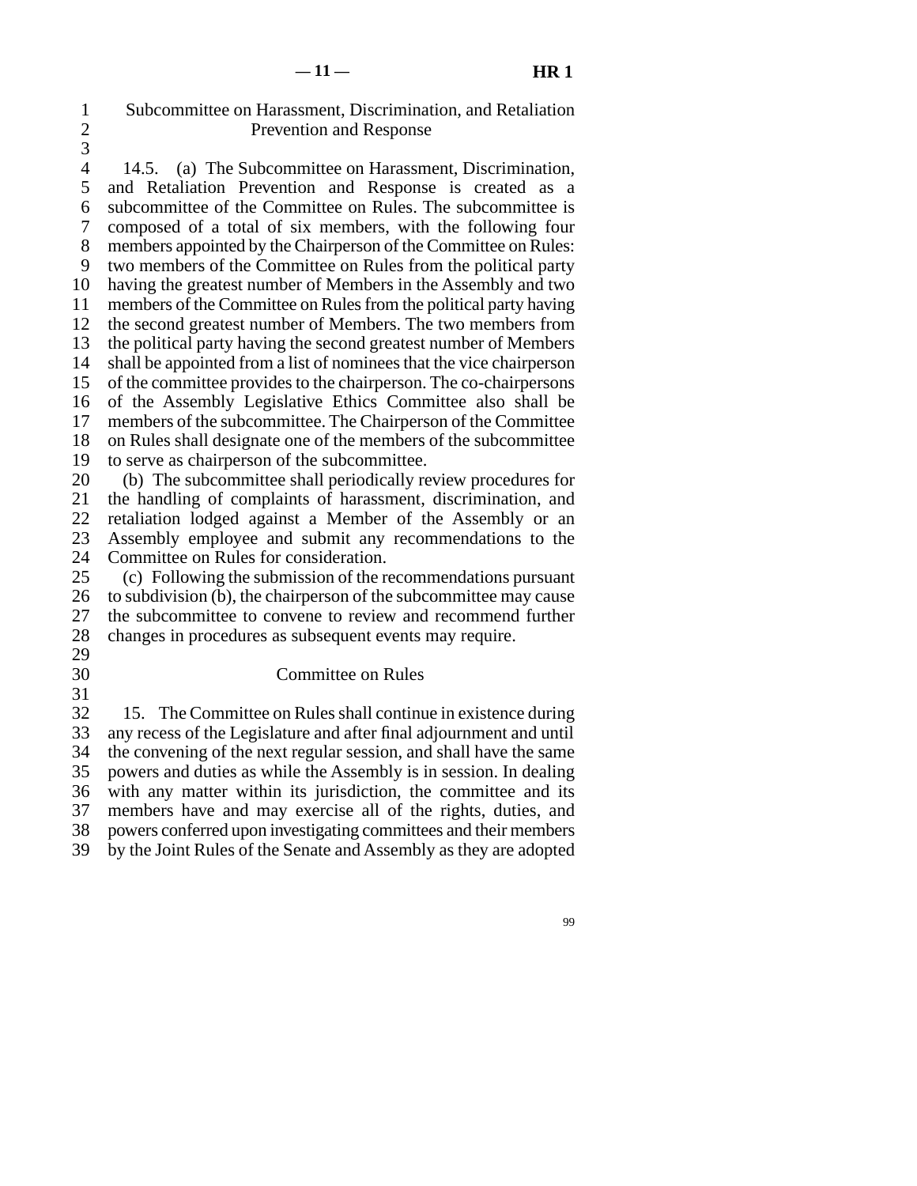## Subcommittee on Harassment, Discrimination, and Retaliation Prevention and Response

14.5. (a) The Subcommittee on Harassment, Discrimination, and Retaliation Prevention and Response is created as a subcommittee of the Committee on Rules. The subcommittee is composed of a total of six members, with the following four members appointed by the Chairperson of the Committee on Rules: two members of the Committee on Rules from the political party having the greatest number of Members in the Assembly and two members of the Committee on Rules from the political party having the second greatest number of Members. The two members from the political party having the second greatest number of Members shall be appointed from a list of nominees that the vice chairperson of the committee provides to the chairperson. The co-chairpersons of the Assembly Legislative Ethics Committee also shall be members of the subcommittee. The Chairperson of the Committee on Rules shall designate one of the members of the subcommittee to serve as chairperson of the subcommittee.

(b) The subcommittee shall periodically review procedures for the handling of complaints of harassment, discrimination, and retaliation lodged against a Member of the Assembly or an Assembly employee and submit any recommendations to the Committee on Rules for consideration.

(c) Following the submission of the recommendations pursuant to subdivision (b), the chairperson of the subcommittee may cause the subcommittee to convene to review and recommend further changes in procedures as subsequent events may require.

## Committee on Rules

15. The Committee on Rules shall continue in existence during any recess of the Legislature and after final adjournment and until the convening of the next regular session, and shall have the same powers and duties as while the Assembly is in session. In dealing with any matter within its jurisdiction, the committee and its members have and may exercise all of the rights, duties, and powers conferred upon investigating committees and their members by the Joint Rules of the Senate and Assembly as they are adopted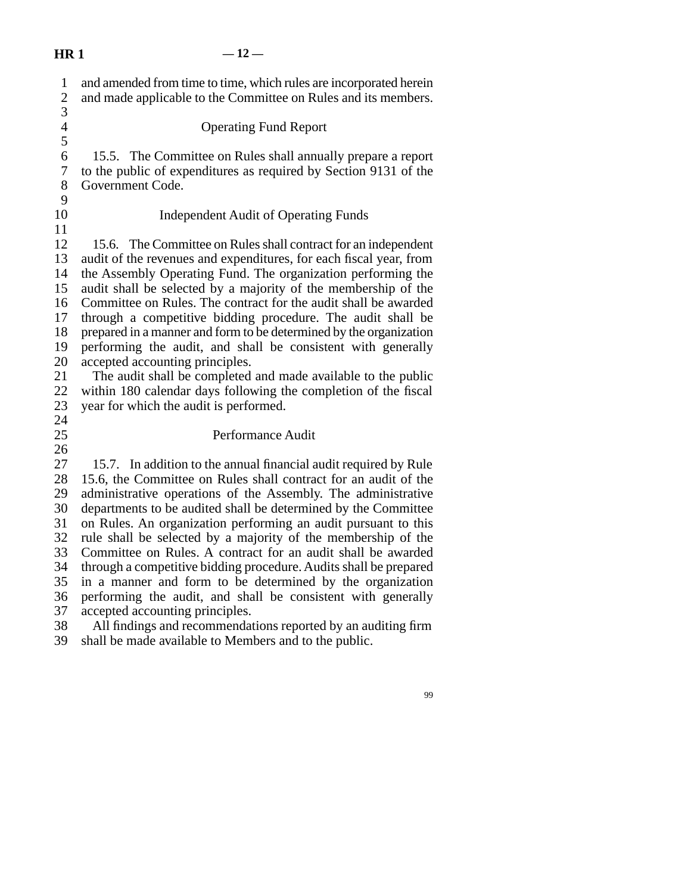and amended from time to time, which rules are incorporated herein and made applicable to the Committee on Rules and its members.

### Operating Fund Report

15.5. The Committee on Rules shall annually prepare a report to the public of expenditures as required by Section 9131 of the Government Code.

### Independent Audit of Operating Funds

15.6. The Committee on Rules shall contract for an independent audit of the revenues and expenditures, for each fiscal year, from the Assembly Operating Fund. The organization performing the audit shall be selected by a majority of the membership of the Committee on Rules. The contract for the audit shall be awarded through a competitive bidding procedure. The audit shall be prepared in a manner and form to be determined by the organization performing the audit, and shall be consistent with generally accepted accounting principles.

The audit shall be completed and made available to the public within 180 calendar days following the completion of the fiscal year for which the audit is performed.

### Performance Audit

15.7. In addition to the annual financial audit required by Rule 15.6, the Committee on Rules shall contract for an audit of the administrative operations of the Assembly. The administrative departments to be audited shall be determined by the Committee on Rules. An organization performing an audit pursuant to this rule shall be selected by a majority of the membership of the Committee on Rules. A contract for an audit shall be awarded through a competitive bidding procedure. Audits shall be prepared in a manner and form to be determined by the organization performing the audit, and shall be consistent with generally accepted accounting principles.

All findings and recommendations reported by an auditing firm shall be made available to Members and to the public.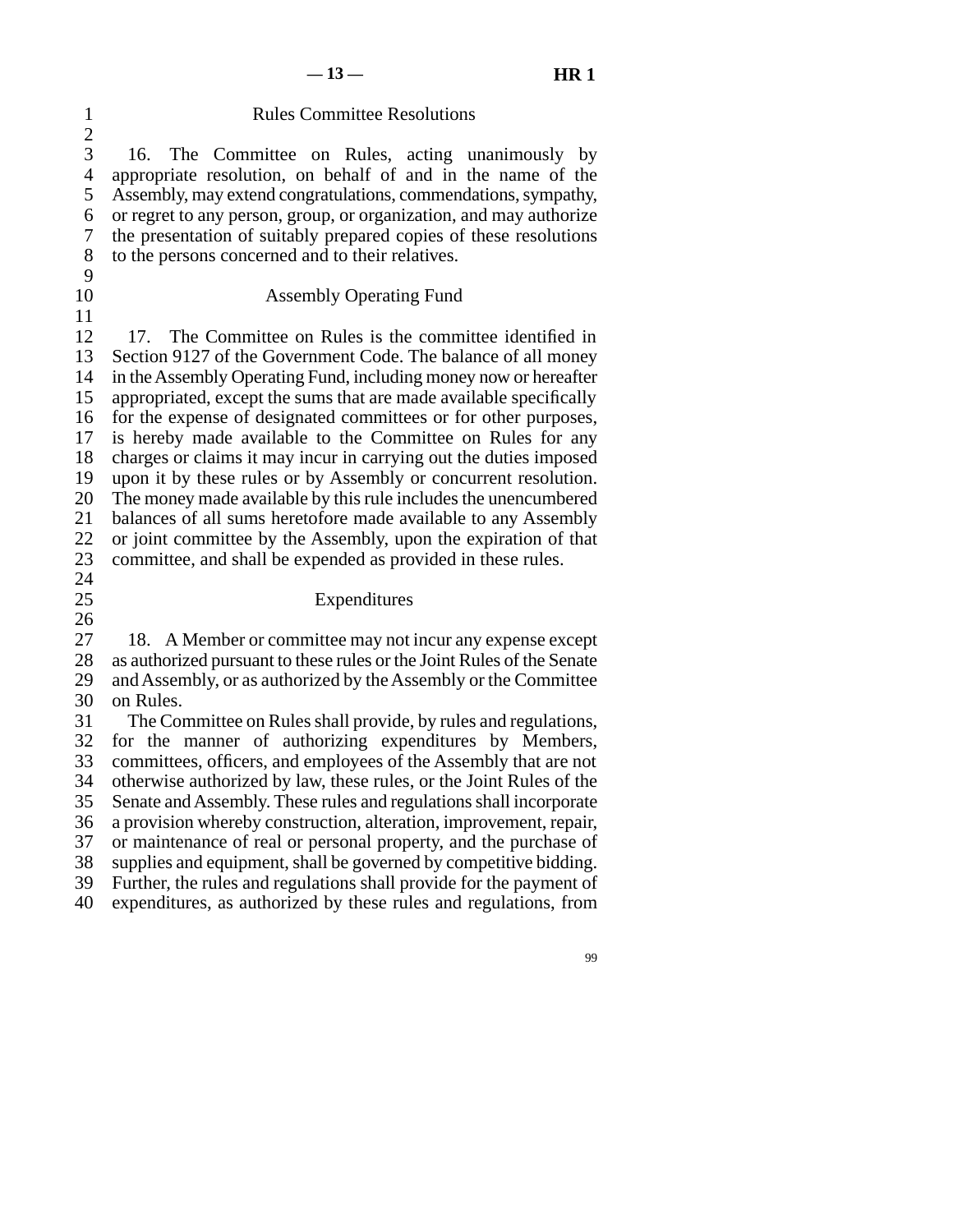## Rules Committee Resolutions

16. The Committee on Rules, acting unanimously by appropriate resolution, on behalf of and in the name of the Assembly, may extend congratulations, commendations, sympathy, or regret to any person, group, or organization, and may authorize the presentation of suitably prepared copies of these resolutions to the persons concerned and to their relatives.

## Assembly Operating Fund

17. The Committee on Rules is the committee identified in Section 9127 of the Government Code. The balance of all money in the Assembly Operating Fund, including money now or hereafter appropriated, except the sums that are made available specifically for the expense of designated committees or for other purposes, is hereby made available to the Committee on Rules for any charges or claims it may incur in carrying out the duties imposed upon it by these rules or by Assembly or concurrent resolution. The money made available by this rule includes the unencumbered balances of all sums heretofore made available to any Assembly or joint committee by the Assembly, upon the expiration of that committee, and shall be expended as provided in these rules.

## Expenditures

18. A Member or committee may not incur any expense except as authorized pursuant to these rules or the Joint Rules of the Senate and Assembly, or as authorized by the Assembly or the Committee on Rules.

The Committee on Rules shall provide, by rules and regulations, for the manner of authorizing expenditures by Members, committees, officers, and employees of the Assembly that are not otherwise authorized by law, these rules, or the Joint Rules of the Senate and Assembly. These rules and regulations shall incorporate a provision whereby construction, alteration, improvement, repair, or maintenance of real or personal property, and the purchase of supplies and equipment, shall be governed by competitive bidding. Further, the rules and regulations shall provide for the payment of expenditures, as authorized by these rules and regulations, from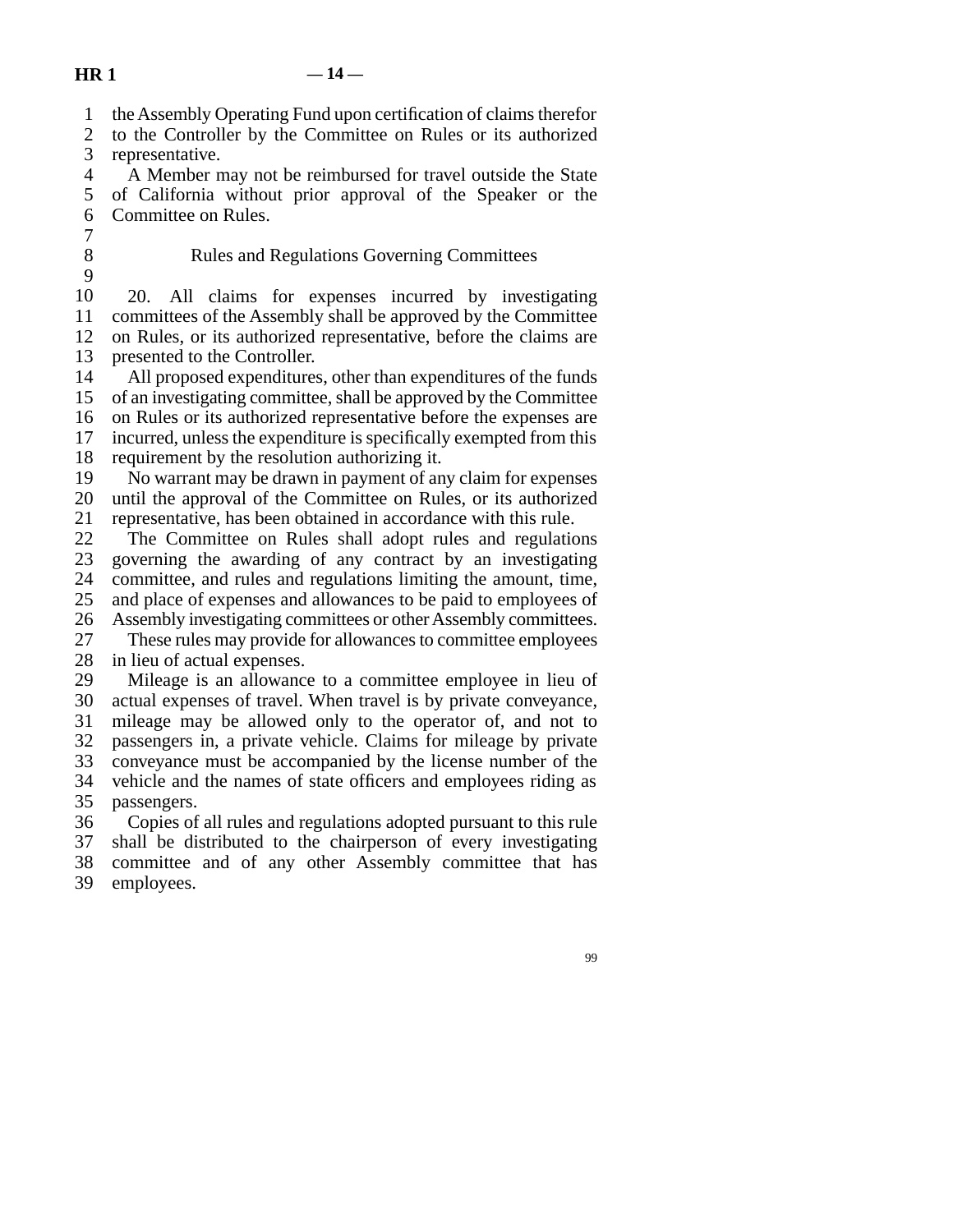the Assembly Operating Fund upon certification of claims therefor to the Controller by the Committee on Rules or its authorized representative.

A Member may not be reimbursed for travel outside the State of California without prior approval of the Speaker or the Committee on Rules.

### Rules and Regulations Governing Committees

20. All claims for expenses incurred by investigating committees of the Assembly shall be approved by the Committee on Rules, or its authorized representative, before the claims are presented to the Controller.

All proposed expenditures, other than expenditures of the funds of an investigating committee, shall be approved by the Committee on Rules or its authorized representative before the expenses are incurred, unless the expenditure is specifically exempted from this requirement by the resolution authorizing it.

No warrant may be drawn in payment of any claim for expenses until the approval of the Committee on Rules, or its authorized representative, has been obtained in accordance with this rule.

The Committee on Rules shall adopt rules and regulations governing the awarding of any contract by an investigating committee, and rules and regulations limiting the amount, time, and place of expenses and allowances to be paid to employees of Assembly investigating committees or other Assembly committees.

These rules may provide for allowances to committee employees in lieu of actual expenses.

Mileage is an allowance to a committee employee in lieu of actual expenses of travel. When travel is by private conveyance, mileage may be allowed only to the operator of, and not to passengers in, a private vehicle. Claims for mileage by private conveyance must be accompanied by the license number of the vehicle and the names of state officers and employees riding as passengers.

Copies of all rules and regulations adopted pursuant to this rule shall be distributed to the chairperson of every investigating committee and of any other Assembly committee that has employees.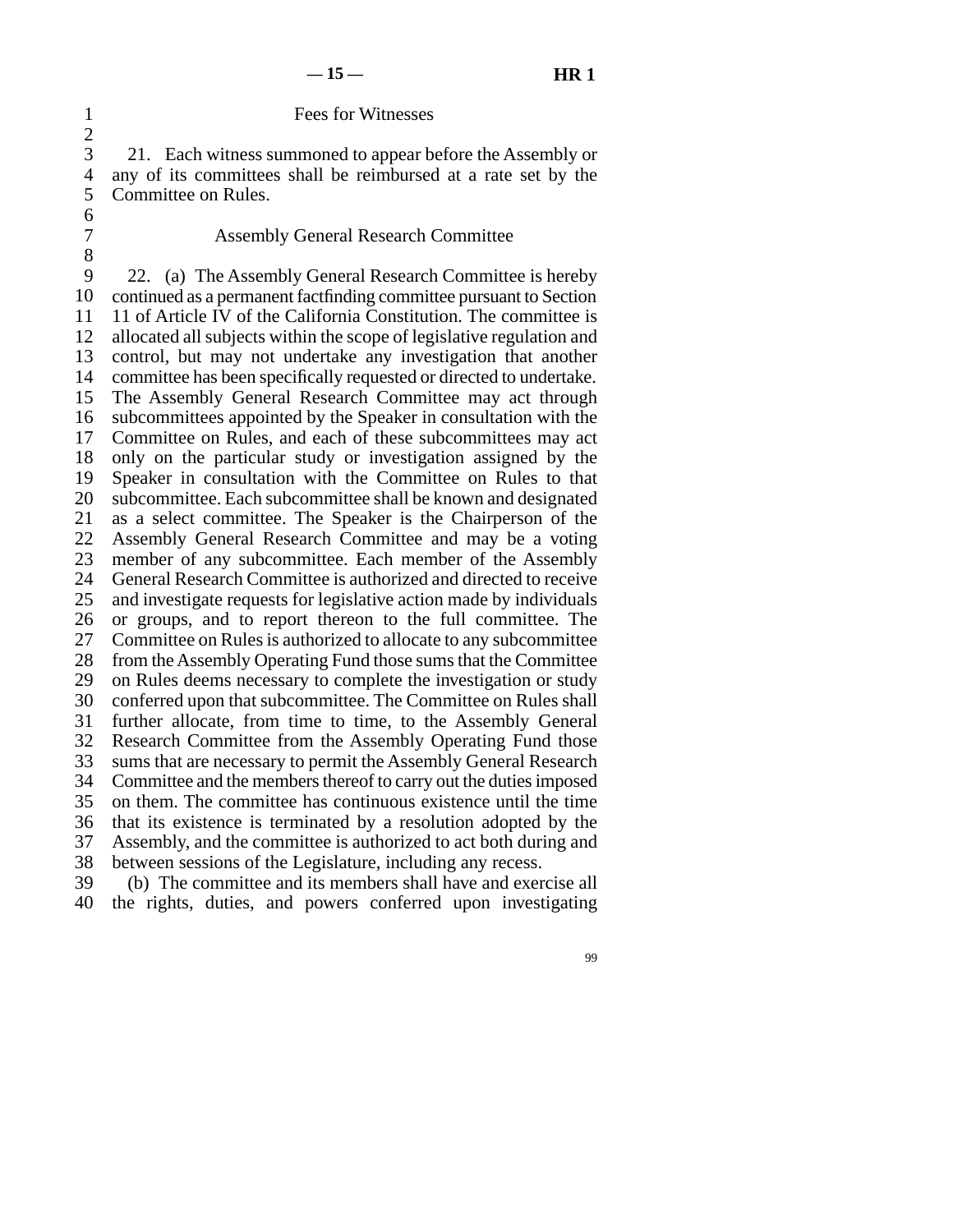### Fees for Witnesses

21. Each witness summoned to appear before the Assembly or any of its committees shall be reimbursed at a rate set by the Committee on Rules.

### Assembly General Research Committee

22. (a) The Assembly General Research Committee is hereby continued as a permanent factfinding committee pursuant to Section 11 of Article IV of the California Constitution. The committee is allocated all subjects within the scope of legislative regulation and control, but may not undertake any investigation that another committee has been specifically requested or directed to undertake. The Assembly General Research Committee may act through subcommittees appointed by the Speaker in consultation with the Committee on Rules, and each of these subcommittees may act only on the particular study or investigation assigned by the Speaker in consultation with the Committee on Rules to that subcommittee. Each subcommittee shall be known and designated as a select committee. The Speaker is the Chairperson of the Assembly General Research Committee and may be a voting member of any subcommittee. Each member of the Assembly General Research Committee is authorized and directed to receive and investigate requests for legislative action made by individuals or groups, and to report thereon to the full committee. The Committee on Rules is authorized to allocate to any subcommittee from the Assembly Operating Fund those sums that the Committee on Rules deems necessary to complete the investigation or study conferred upon that subcommittee. The Committee on Rules shall further allocate, from time to time, to the Assembly General Research Committee from the Assembly Operating Fund those sums that are necessary to permit the Assembly General Research Committee and the members thereof to carry out the duties imposed on them. The committee has continuous existence until the time that its existence is terminated by a resolution adopted by the Assembly, and the committee is authorized to act both during and between sessions of the Legislature, including any recess.

(b) The committee and its members shall have and exercise all the rights, duties, and powers conferred upon investigating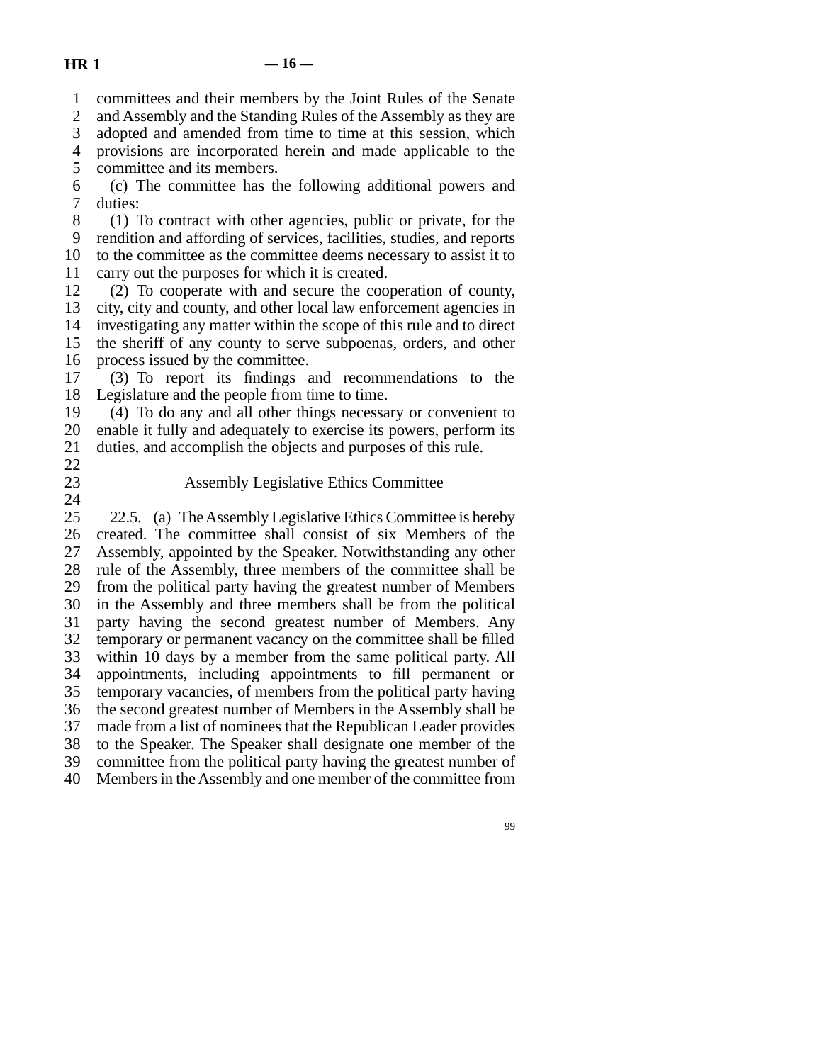committees and their members by the Joint Rules of the Senate and Assembly and the Standing Rules of the Assembly as they are adopted and amended from time to time at this session, which provisions are incorporated herein and made applicable to the committee and its members.

(c) The committee has the following additional powers and duties:

(1) To contract with other agencies, public or private, for the rendition and affording of services, facilities, studies, and reports to the committee as the committee deems necessary to assist it to carry out the purposes for which it is created.

(2) To cooperate with and secure the cooperation of county, city, city and county, and other local law enforcement agencies in investigating any matter within the scope of this rule and to direct the sheriff of any county to serve subpoenas, orders, and other process issued by the committee.

(3) To report its findings and recommendations to the Legislature and the people from time to time.

(4) To do any and all other things necessary or convenient to enable it fully and adequately to exercise its powers, perform its duties, and accomplish the objects and purposes of this rule.

## Assembly Legislative Ethics Committee

22.5. (a) The Assembly Legislative Ethics Committee is hereby created. The committee shall consist of six Members of the Assembly, appointed by the Speaker. Notwithstanding any other rule of the Assembly, three members of the committee shall be from the political party having the greatest number of Members in the Assembly and three members shall be from the political party having the second greatest number of Members. Any temporary or permanent vacancy on the committee shall be filled within 10 days by a member from the same political party. All appointments, including appointments to fill permanent or temporary vacancies, of members from the political party having the second greatest number of Members in the Assembly shall be made from a list of nominees that the Republican Leader provides to the Speaker. The Speaker shall designate one member of the committee from the political party having the greatest number of Members in the Assembly and one member of the committee from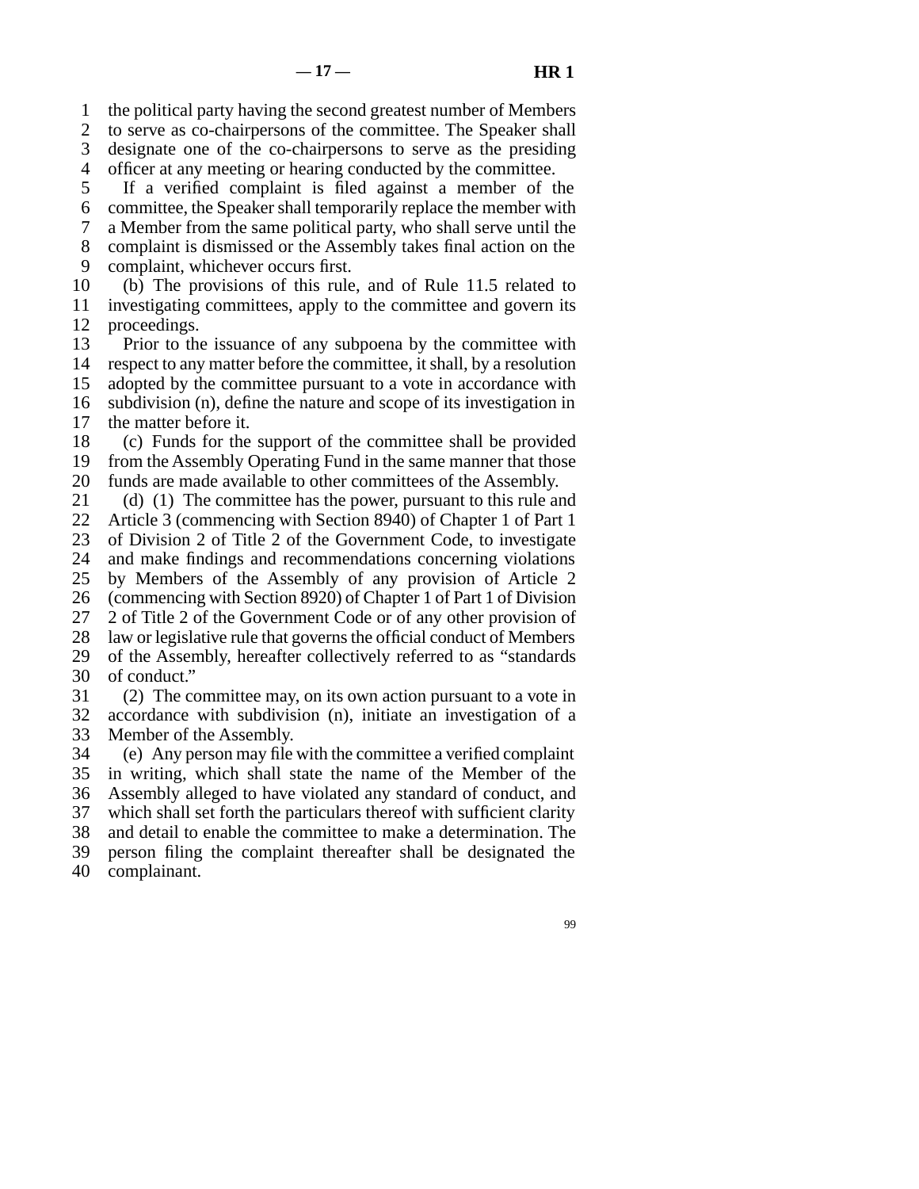the political party having the second greatest number of Members to serve as co-chairpersons of the committee. The Speaker shall designate one of the co-chairpersons to serve as the presiding officer at any meeting or hearing conducted by the committee.

If a verified complaint is filed against a member of the committee, the Speaker shall temporarily replace the member with a Member from the same political party, who shall serve until the complaint is dismissed or the Assembly takes final action on the complaint, whichever occurs first.

(b) The provisions of this rule, and of Rule 11.5 related to investigating committees, apply to the committee and govern its proceedings.

Prior to the issuance of any subpoena by the committee with respect to any matter before the committee, it shall, by a resolution adopted by the committee pursuant to a vote in accordance with subdivision (n), define the nature and scope of its investigation in the matter before it.

(c) Funds for the support of the committee shall be provided from the Assembly Operating Fund in the same manner that those funds are made available to other committees of the Assembly.

(d) (1) The committee has the power, pursuant to this rule and Article 3 (commencing with Section 8940) of Chapter 1 of Part 1 of Division 2 of Title 2 of the Government Code, to investigate and make findings and recommendations concerning violations by Members of the Assembly of any provision of Article 2 (commencing with Section 8920) of Chapter 1 of Part 1 of Division 2 of Title 2 of the Government Code or of any other provision of law or legislative rule that governs the official conduct of Members of the Assembly, hereafter collectively referred to as "standards of conduct."

(2) The committee may, on its own action pursuant to a vote in accordance with subdivision (n), initiate an investigation of a Member of the Assembly.

(e) Any person may file with the committee a verified complaint in writing, which shall state the name of the Member of the Assembly alleged to have violated any standard of conduct, and which shall set forth the particulars thereof with sufficient clarity and detail to enable the committee to make a determination. The person filing the complaint thereafter shall be designated the complainant.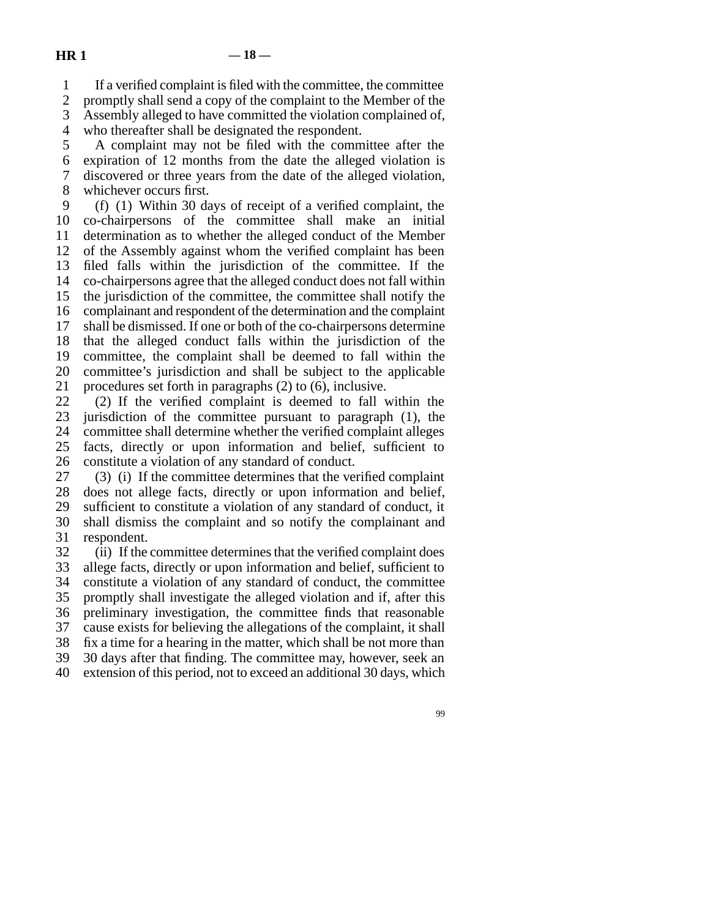If a verified complaint is filed with the committee, the committee promptly shall send a copy of the complaint to the Member of the Assembly alleged to have committed the violation complained of, who thereafter shall be designated the respondent.

A complaint may not be filed with the committee after the expiration of 12 months from the date the alleged violation is discovered or three years from the date of the alleged violation, whichever occurs first.

(f) (1) Within 30 days of receipt of a verified complaint, the co-chairpersons of the committee shall make an initial determination as to whether the alleged conduct of the Member of the Assembly against whom the verified complaint has been filed falls within the jurisdiction of the committee. If the co-chairpersons agree that the alleged conduct does not fall within the jurisdiction of the committee, the committee shall notify the complainant and respondent of the determination and the complaint shall be dismissed. If one or both of the co-chairpersons determine that the alleged conduct falls within the jurisdiction of the committee, the complaint shall be deemed to fall within the committee's jurisdiction and shall be subject to the applicable procedures set forth in paragraphs (2) to (6), inclusive.

(2) If the verified complaint is deemed to fall within the jurisdiction of the committee pursuant to paragraph (1), the committee shall determine whether the verified complaint alleges facts, directly or upon information and belief, sufficient to constitute a violation of any standard of conduct.

(3) (i) If the committee determines that the verified complaint does not allege facts, directly or upon information and belief, sufficient to constitute a violation of any standard of conduct, it shall dismiss the complaint and so notify the complainant and respondent.

(ii) If the committee determines that the verified complaint does allege facts, directly or upon information and belief, sufficient to constitute a violation of any standard of conduct, the committee promptly shall investigate the alleged violation and if, after this preliminary investigation, the committee finds that reasonable cause exists for believing the allegations of the complaint, it shall fix a time for a hearing in the matter, which shall be not more than 30 days after that finding. The committee may, however, seek an extension of this period, not to exceed an additional 30 days, which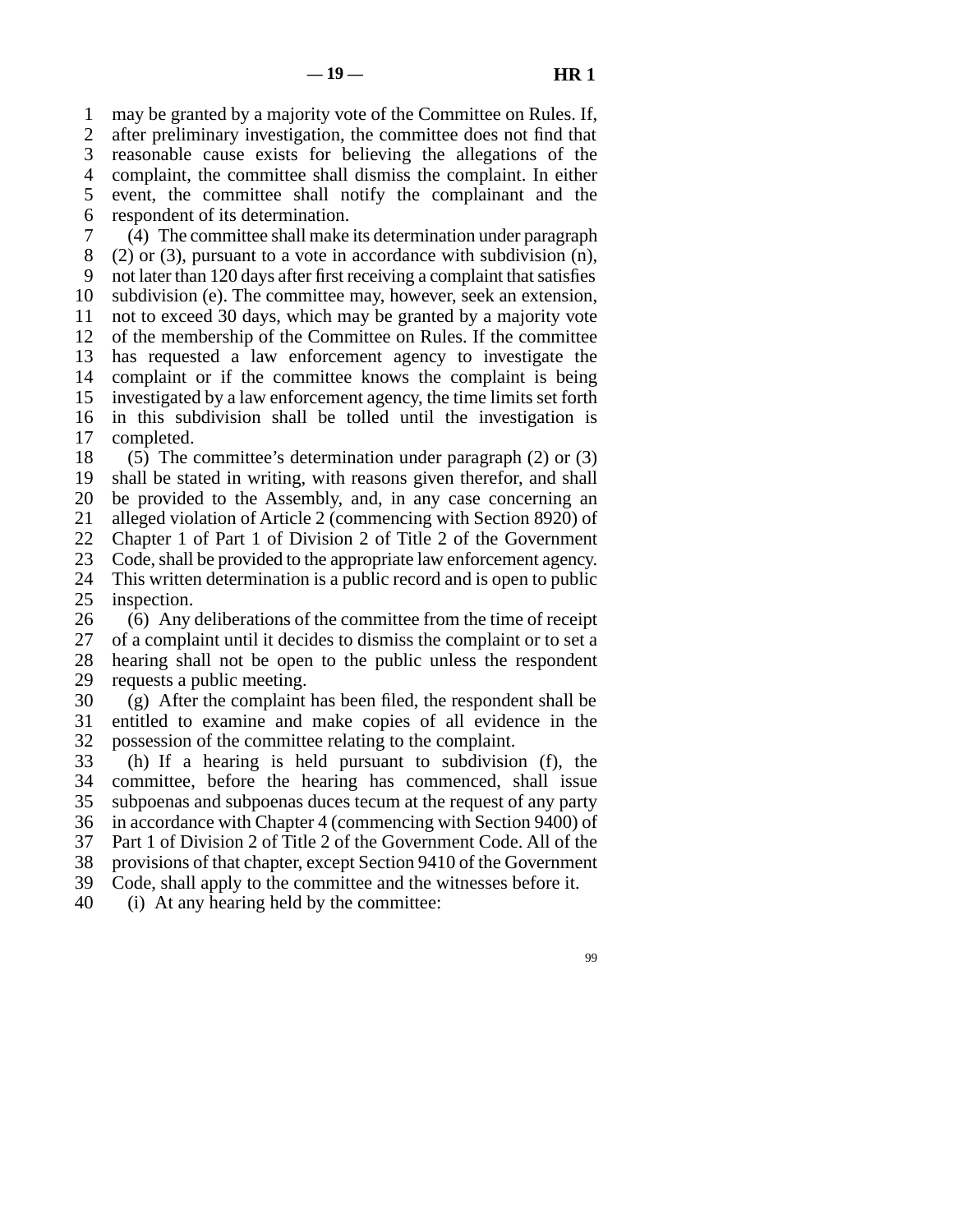may be granted by a majority vote of the Committee on Rules. If, after preliminary investigation, the committee does not find that reasonable cause exists for believing the allegations of the complaint, the committee shall dismiss the complaint. In either event, the committee shall notify the complainant and the respondent of its determination.

(4) The committee shall make its determination under paragraph (2) or (3), pursuant to a vote in accordance with subdivision (n), not later than 120 days after first receiving a complaint that satisfies subdivision (e). The committee may, however, seek an extension, not to exceed 30 days, which may be granted by a majority vote of the membership of the Committee on Rules. If the committee has requested a law enforcement agency to investigate the complaint or if the committee knows the complaint is being investigated by a law enforcement agency, the time limits set forth in this subdivision shall be tolled until the investigation is completed.

(5) The committee's determination under paragraph (2) or (3) shall be stated in writing, with reasons given therefor, and shall be provided to the Assembly, and, in any case concerning an alleged violation of Article 2 (commencing with Section 8920) of Chapter 1 of Part 1 of Division 2 of Title 2 of the Government Code, shall be provided to the appropriate law enforcement agency. This written determination is a public record and is open to public inspection.

(6) Any deliberations of the committee from the time of receipt of a complaint until it decides to dismiss the complaint or to set a hearing shall not be open to the public unless the respondent requests a public meeting.

(g) After the complaint has been filed, the respondent shall be entitled to examine and make copies of all evidence in the possession of the committee relating to the complaint.

(h) If a hearing is held pursuant to subdivision (f), the committee, before the hearing has commenced, shall issue subpoenas and subpoenas duces tecum at the request of any party in accordance with Chapter 4 (commencing with Section 9400) of Part 1 of Division 2 of Title 2 of the Government Code. All of the provisions of that chapter, except Section 9410 of the Government Code, shall apply to the committee and the witnesses before it.

(i) At any hearing held by the committee: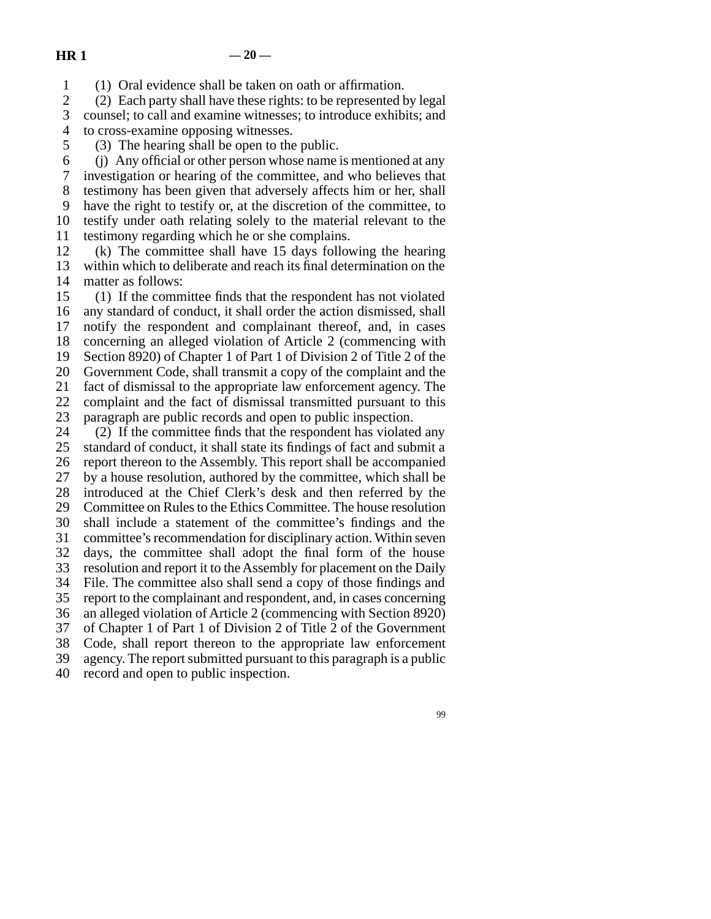(1) Oral evidence shall be taken on oath or affirmation.

(2) Each party shall have these rights: to be represented by legal counsel; to call and examine witnesses; to introduce exhibits; and to cross-examine opposing witnesses.

(3) The hearing shall be open to the public.

(j) Any official or other person whose name is mentioned at any investigation or hearing of the committee, and who believes that testimony has been given that adversely affects him or her, shall have the right to testify or, at the discretion of the committee, to testify under oath relating solely to the material relevant to the testimony regarding which he or she complains.

(k) The committee shall have 15 days following the hearing within which to deliberate and reach its final determination on the matter as follows:

(1) If the committee finds that the respondent has not violated any standard of conduct, it shall order the action dismissed, shall notify the respondent and complainant thereof, and, in cases concerning an alleged violation of Article 2 (commencing with Section 8920) of Chapter 1 of Part 1 of Division 2 of Title 2 of the Government Code, shall transmit a copy of the complaint and the fact of dismissal to the appropriate law enforcement agency. The complaint and the fact of dismissal transmitted pursuant to this paragraph are public records and open to public inspection.

(2) If the committee finds that the respondent has violated any standard of conduct, it shall state its findings of fact and submit a report thereon to the Assembly. This report shall be accompanied by a house resolution, authored by the committee, which shall be introduced at the Chief Clerk's desk and then referred by the Committee on Rules to the Ethics Committee. The house resolution shall include a statement of the committee's findings and the committee's recommendation for disciplinary action. Within seven days, the committee shall adopt the final form of the house resolution and report it to the Assembly for placement on the Daily File. The committee also shall send a copy of those findings and report to the complainant and respondent, and, in cases concerning an alleged violation of Article 2 (commencing with Section 8920) of Chapter 1 of Part 1 of Division 2 of Title 2 of the Government Code, shall report thereon to the appropriate law enforcement agency. The report submitted pursuant to this paragraph is a public record and open to public inspection.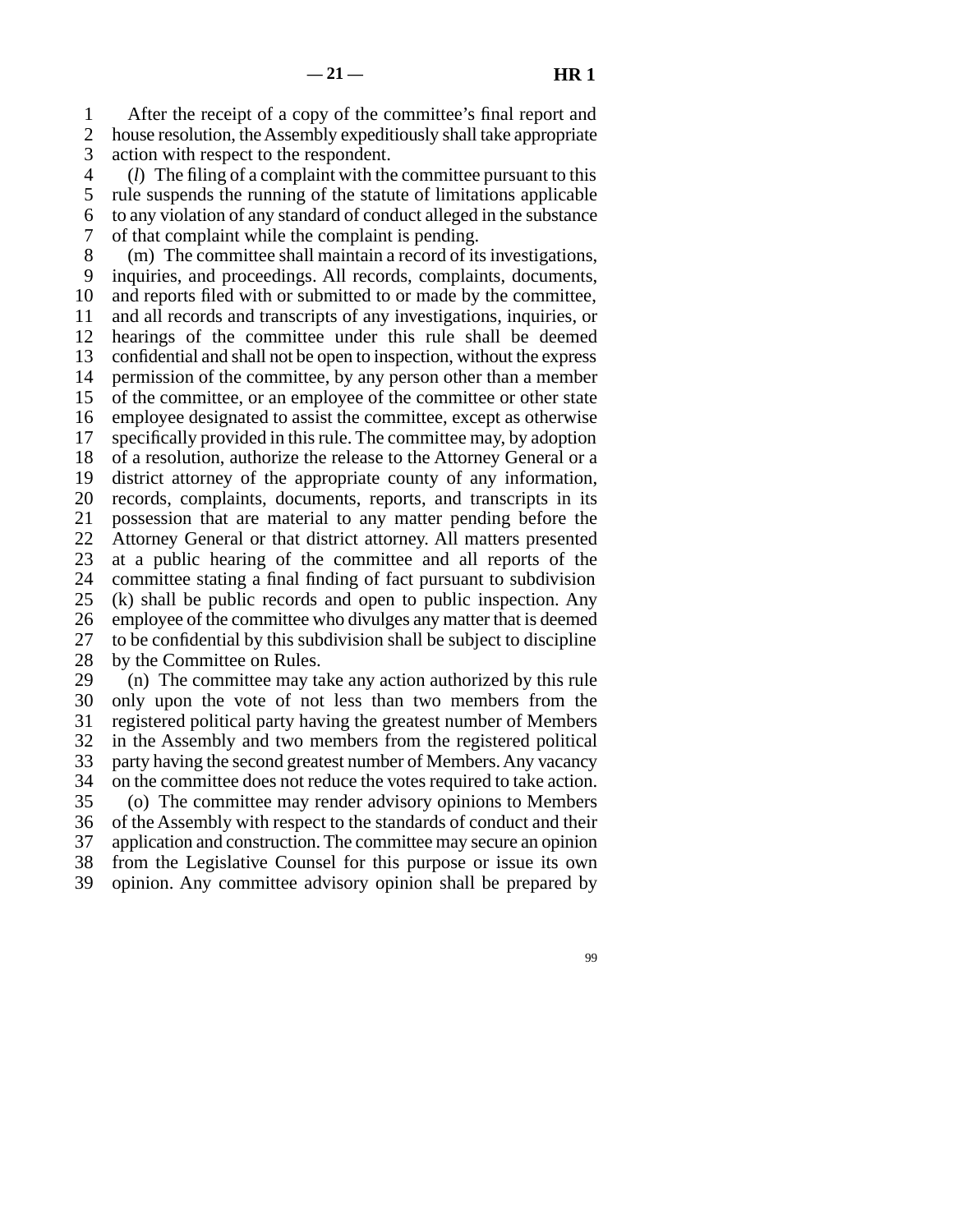After the receipt of a copy of the committee's final report and house resolution, the Assembly expeditiously shall take appropriate action with respect to the respondent.

(*l*) The filing of a complaint with the committee pursuant to this rule suspends the running of the statute of limitations applicable to any violation of any standard of conduct alleged in the substance of that complaint while the complaint is pending.

(m) The committee shall maintain a record of its investigations, inquiries, and proceedings. All records, complaints, documents, and reports filed with or submitted to or made by the committee, and all records and transcripts of any investigations, inquiries, or hearings of the committee under this rule shall be deemed confidential and shall not be open to inspection, without the express permission of the committee, by any person other than a member of the committee, or an employee of the committee or other state employee designated to assist the committee, except as otherwise specifically provided in this rule. The committee may, by adoption of a resolution, authorize the release to the Attorney General or a district attorney of the appropriate county of any information, records, complaints, documents, reports, and transcripts in its possession that are material to any matter pending before the Attorney General or that district attorney. All matters presented at a public hearing of the committee and all reports of the committee stating a final finding of fact pursuant to subdivision (k) shall be public records and open to public inspection. Any employee of the committee who divulges any matter that is deemed to be confidential by this subdivision shall be subject to discipline by the Committee on Rules.

(n) The committee may take any action authorized by this rule only upon the vote of not less than two members from the registered political party having the greatest number of Members in the Assembly and two members from the registered political party having the second greatest number of Members. Any vacancy on the committee does not reduce the votes required to take action.

(o) The committee may render advisory opinions to Members of the Assembly with respect to the standards of conduct and their application and construction. The committee may secure an opinion from the Legislative Counsel for this purpose or issue its own opinion. Any committee advisory opinion shall be prepared by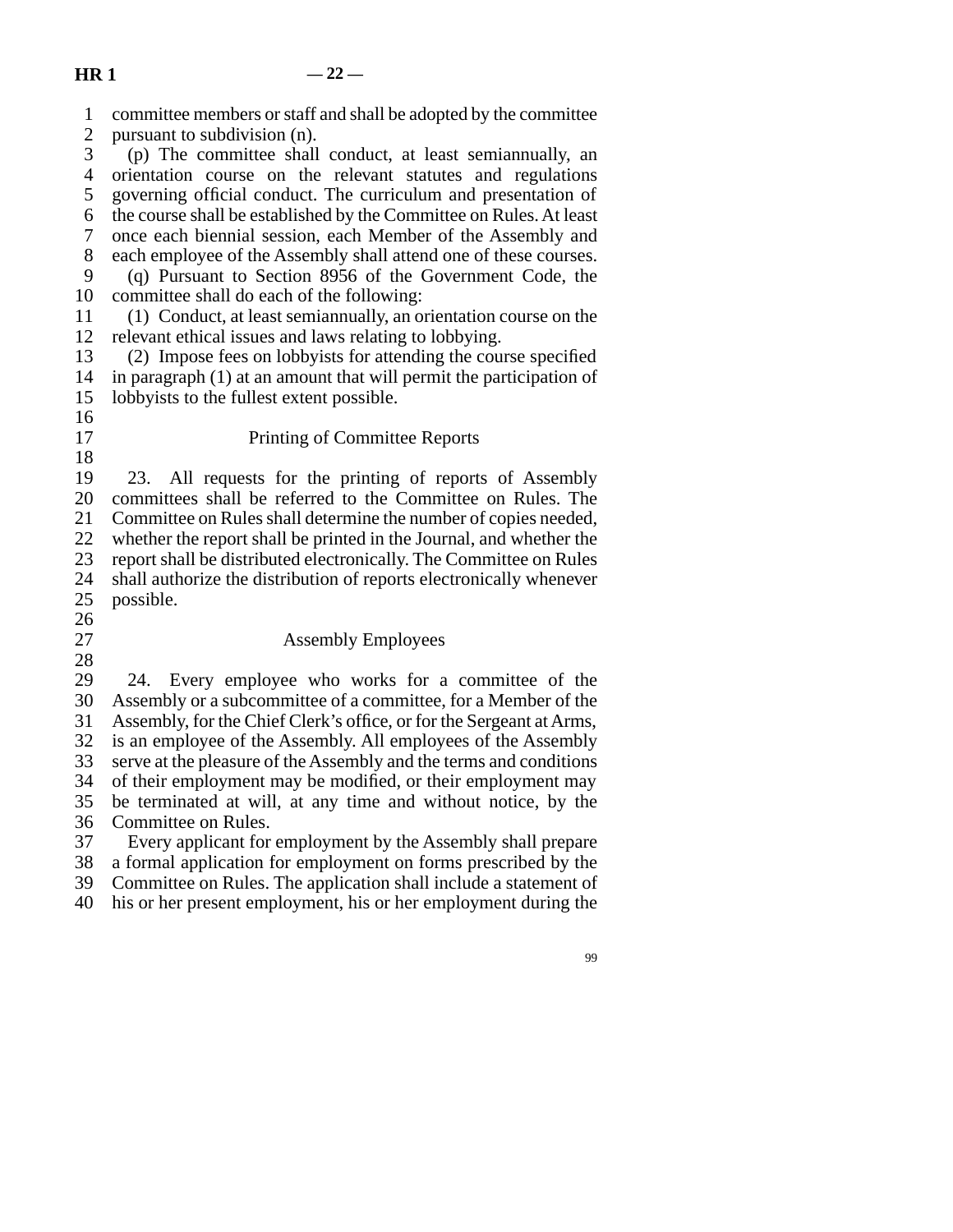committee members or staff and shall be adopted by the committee pursuant to subdivision (n).

(p) The committee shall conduct, at least semiannually, an orientation course on the relevant statutes and regulations governing official conduct. The curriculum and presentation of the course shall be established by the Committee on Rules. At least once each biennial session, each Member of the Assembly and each employee of the Assembly shall attend one of these courses.

(q) Pursuant to Section 8956 of the Government Code, the committee shall do each of the following:

(1) Conduct, at least semiannually, an orientation course on the relevant ethical issues and laws relating to lobbying.

(2) Impose fees on lobbyists for attending the course specified in paragraph (1) at an amount that will permit the participation of lobbyists to the fullest extent possible.

## Printing of Committee Reports

23. All requests for the printing of reports of Assembly committees shall be referred to the Committee on Rules. The Committee on Rules shall determine the number of copies needed, whether the report shall be printed in the Journal, and whether the report shall be distributed electronically. The Committee on Rules shall authorize the distribution of reports electronically whenever possible.

## Assembly Employees

24. Every employee who works for a committee of the Assembly or a subcommittee of a committee, for a Member of the Assembly, for the Chief Clerk's office, or for the Sergeant at Arms, is an employee of the Assembly. All employees of the Assembly serve at the pleasure of the Assembly and the terms and conditions of their employment may be modified, or their employment may be terminated at will, at any time and without notice, by the Committee on Rules.

Every applicant for employment by the Assembly shall prepare a formal application for employment on forms prescribed by the Committee on Rules. The application shall include a statement of his or her present employment, his or her employment during the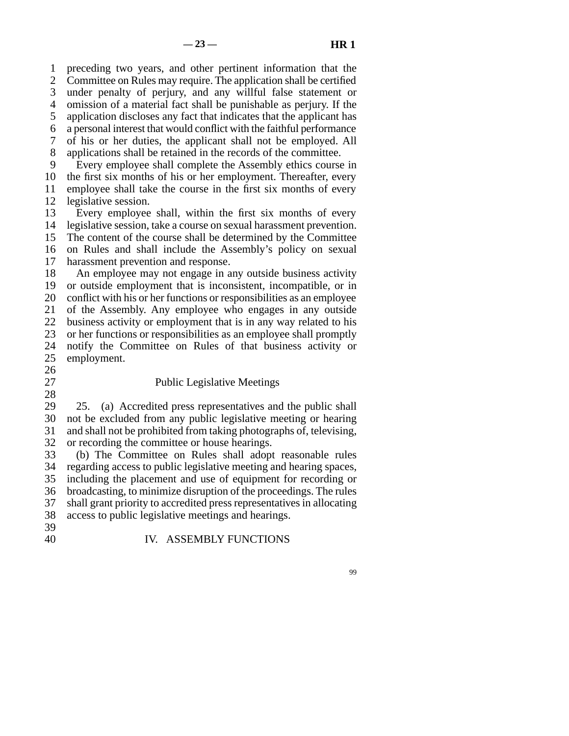preceding two years, and other pertinent information that the Committee on Rules may require. The application shall be certified under penalty of perjury, and any willful false statement or omission of a material fact shall be punishable as perjury. If the application discloses any fact that indicates that the applicant has a personal interest that would conflict with the faithful performance of his or her duties, the applicant shall not be employed. All applications shall be retained in the records of the committee.

Every employee shall complete the Assembly ethics course in the first six months of his or her employment. Thereafter, every employee shall take the course in the first six months of every legislative session.

Every employee shall, within the first six months of every legislative session, take a course on sexual harassment prevention. The content of the course shall be determined by the Committee on Rules and shall include the Assembly's policy on sexual harassment prevention and response.

An employee may not engage in any outside business activity or outside employment that is inconsistent, incompatible, or in conflict with his or her functions or responsibilities as an employee of the Assembly. Any employee who engages in any outside business activity or employment that is in any way related to his or her functions or responsibilities as an employee shall promptly notify the Committee on Rules of that business activity or employment.

### Public Legislative Meetings

25. (a) Accredited press representatives and the public shall not be excluded from any public legislative meeting or hearing and shall not be prohibited from taking photographs of, televising, or recording the committee or house hearings.

(b) The Committee on Rules shall adopt reasonable rules regarding access to public legislative meeting and hearing spaces, including the placement and use of equipment for recording or broadcasting, to minimize disruption of the proceedings. The rules shall grant priority to accredited press representatives in allocating access to public legislative meetings and hearings.

## IV. ASSEMBLY FUNCTIONS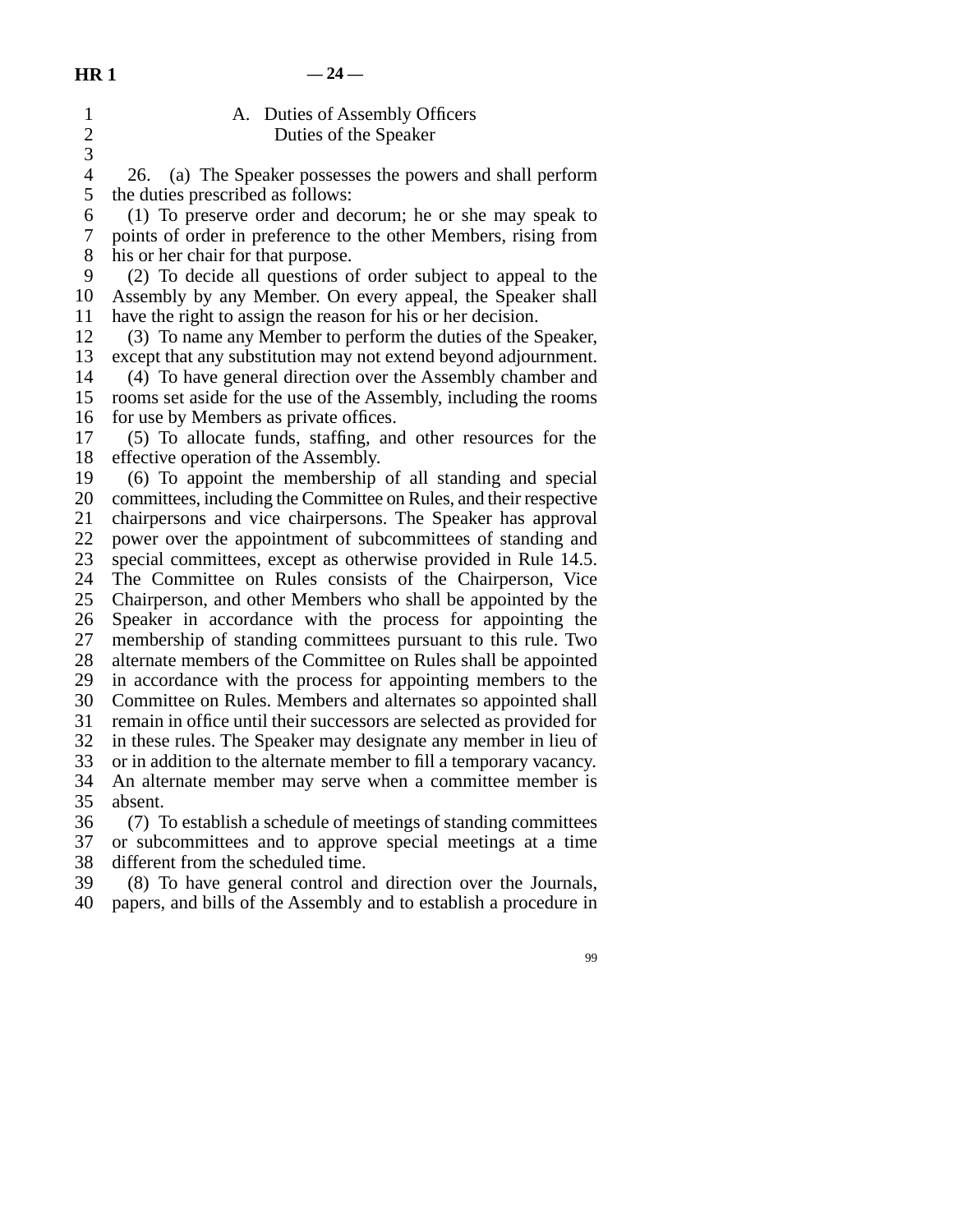## A. Duties of Assembly Officers

### Duties of the Speaker

26. (a) The Speaker possesses the powers and shall perform the duties prescribed as follows:

(1) To preserve order and decorum; he or she may speak to points of order in preference to the other Members, rising from his or her chair for that purpose.

(2) To decide all questions of order subject to appeal to the Assembly by any Member. On every appeal, the Speaker shall have the right to assign the reason for his or her decision.

(3) To name any Member to perform the duties of the Speaker, except that any substitution may not extend beyond adjournment.

(4) To have general direction over the Assembly chamber and rooms set aside for the use of the Assembly, including the rooms for use by Members as private offices.

(5) To allocate funds, staffing, and other resources for the effective operation of the Assembly.

(6) To appoint the membership of all standing and special committees, including the Committee on Rules, and their respective chairpersons and vice chairpersons. The Speaker has approval power over the appointment of subcommittees of standing and special committees, except as otherwise provided in Rule 14.5. The Committee on Rules consists of the Chairperson, Vice Chairperson, and other Members who shall be appointed by the Speaker in accordance with the process for appointing the membership of standing committees pursuant to this rule. Two alternate members of the Committee on Rules shall be appointed in accordance with the process for appointing members to the Committee on Rules. Members and alternates so appointed shall remain in office until their successors are selected as provided for in these rules. The Speaker may designate any member in lieu of or in addition to the alternate member to fill a temporary vacancy. An alternate member may serve when a committee member is absent.

(7) To establish a schedule of meetings of standing committees or subcommittees and to approve special meetings at a time different from the scheduled time.

(8) To have general control and direction over the Journals, papers, and bills of the Assembly and to establish a procedure in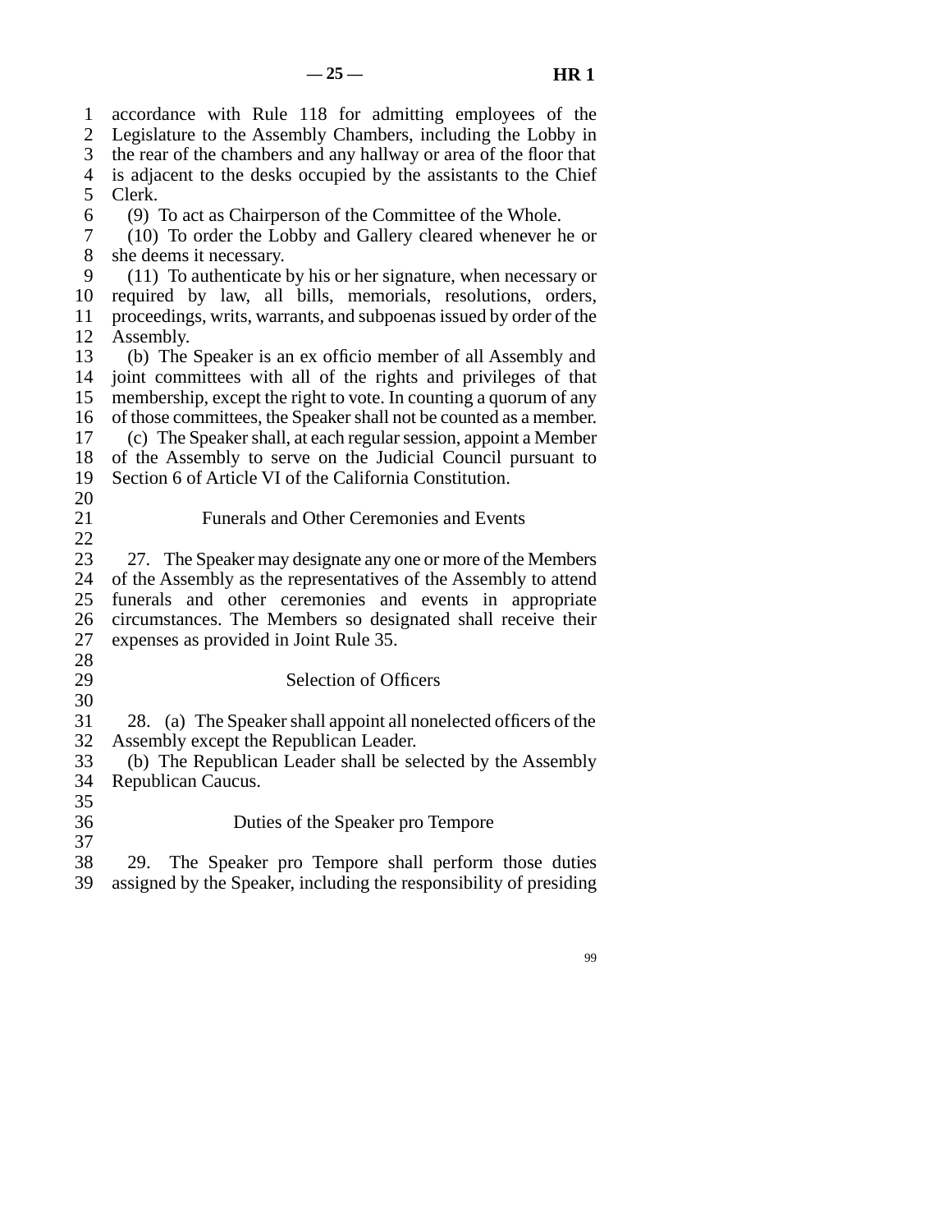accordance with Rule 118 for admitting employees of the Legislature to the Assembly Chambers, including the Lobby in the rear of the chambers and any hallway or area of the floor that is adjacent to the desks occupied by the assistants to the Chief Clerk.

(9) To act as Chairperson of the Committee of the Whole.

(10) To order the Lobby and Gallery cleared whenever he or she deems it necessary.

(11) To authenticate by his or her signature, when necessary or required by law, all bills, memorials, resolutions, orders, proceedings, writs, warrants, and subpoenas issued by order of the Assembly.

(b) The Speaker is an ex officio member of all Assembly and joint committees with all of the rights and privileges of that membership, except the right to vote. In counting a quorum of any of those committees, the Speaker shall not be counted as a member.

(c) The Speaker shall, at each regular session, appoint a Member of the Assembly to serve on the Judicial Council pursuant to Section 6 of Article VI of the California Constitution.

### Funerals and Other Ceremonies and Events

27. The Speaker may designate any one or more of the Members of the Assembly as the representatives of the Assembly to attend funerals and other ceremonies and events in appropriate circumstances. The Members so designated shall receive their expenses as provided in Joint Rule 35.

### Selection of Officers

28. (a) The Speaker shall appoint all nonelected officers of the Assembly except the Republican Leader.

(b) The Republican Leader shall be selected by the Assembly Republican Caucus.

### Duties of the Speaker pro Tempore

29. The Speaker pro Tempore shall perform those duties assigned by the Speaker, including the responsibility of presiding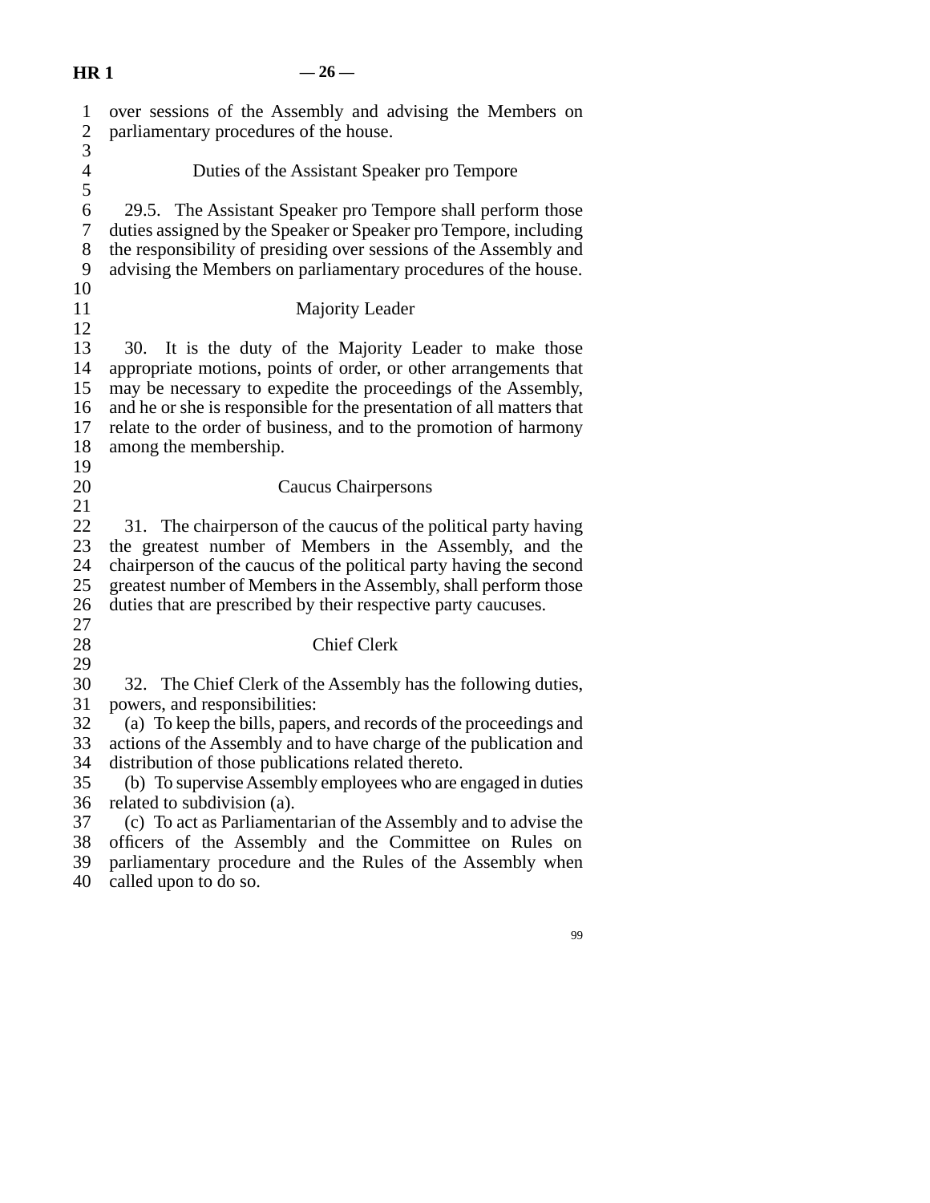over sessions of the Assembly and advising the Members on parliamentary procedures of the house.

### Duties of the Assistant Speaker pro Tempore

29.5. The Assistant Speaker pro Tempore shall perform those duties assigned by the Speaker or Speaker pro Tempore, including the responsibility of presiding over sessions of the Assembly and advising the Members on parliamentary procedures of the house.

### Majority Leader

30. It is the duty of the Majority Leader to make those appropriate motions, points of order, or other arrangements that may be necessary to expedite the proceedings of the Assembly, and he or she is responsible for the presentation of all matters that relate to the order of business, and to the promotion of harmony among the membership.

### Caucus Chairpersons

31. The chairperson of the caucus of the political party having the greatest number of Members in the Assembly, and the chairperson of the caucus of the political party having the second greatest number of Members in the Assembly, shall perform those duties that are prescribed by their respective party caucuses.

### Chief Clerk

32. The Chief Clerk of the Assembly has the following duties, powers, and responsibilities:

(a) To keep the bills, papers, and records of the proceedings and actions of the Assembly and to have charge of the publication and distribution of those publications related thereto.

(b) To supervise Assembly employees who are engaged in duties related to subdivision (a).

(c) To act as Parliamentarian of the Assembly and to advise the officers of the Assembly and the Committee on Rules on parliamentary procedure and the Rules of the Assembly when called upon to do so.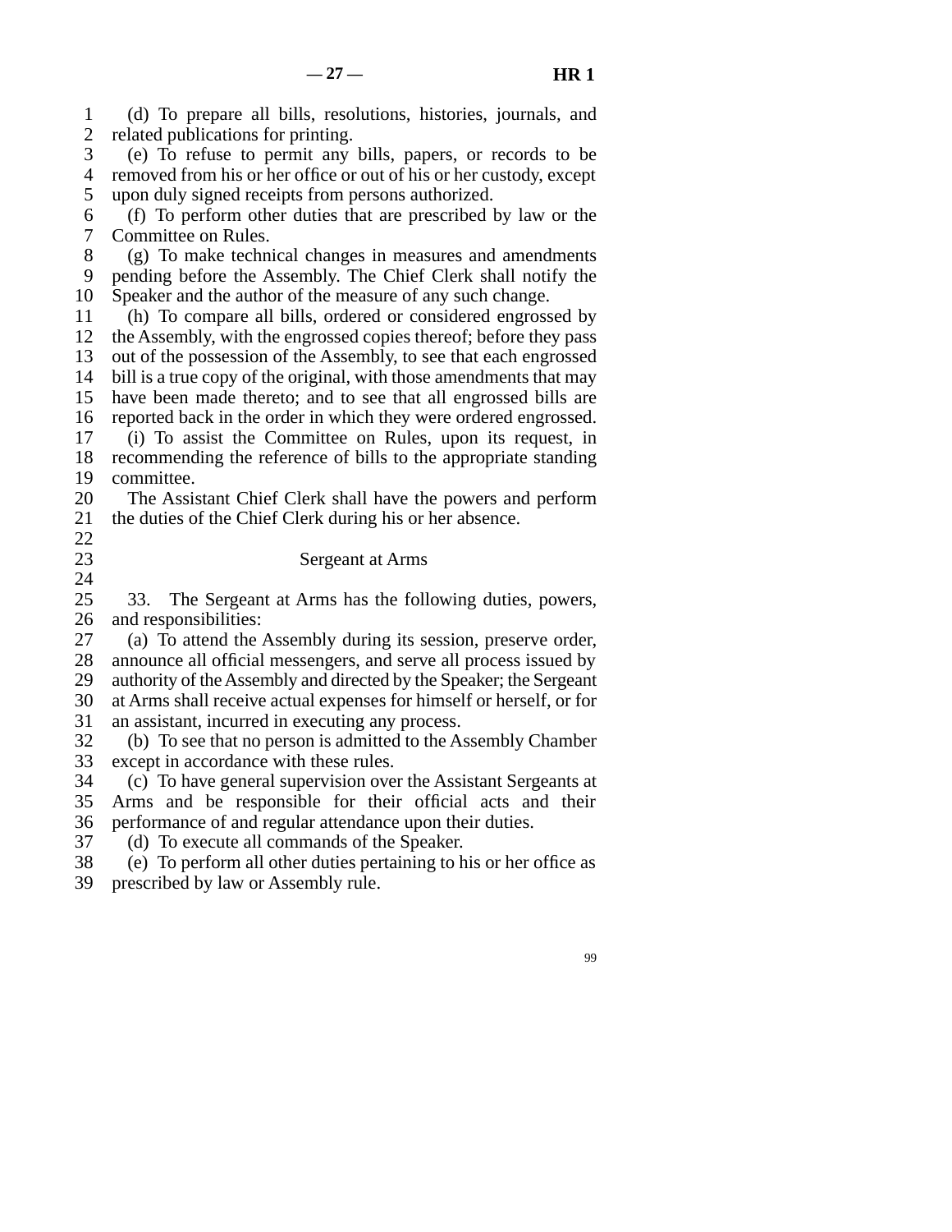(d) To prepare all bills, resolutions, histories, journals, and related publications for printing.

(e) To refuse to permit any bills, papers, or records to be removed from his or her office or out of his or her custody, except upon duly signed receipts from persons authorized.

(f) To perform other duties that are prescribed by law or the Committee on Rules.

(g) To make technical changes in measures and amendments pending before the Assembly. The Chief Clerk shall notify the Speaker and the author of the measure of any such change.

(h) To compare all bills, ordered or considered engrossed by the Assembly, with the engrossed copies thereof; before they pass out of the possession of the Assembly, to see that each engrossed bill is a true copy of the original, with those amendments that may have been made thereto; and to see that all engrossed bills are reported back in the order in which they were ordered engrossed.

(i) To assist the Committee on Rules, upon its request, in recommending the reference of bills to the appropriate standing committee.

The Assistant Chief Clerk shall have the powers and perform the duties of the Chief Clerk during his or her absence.

## Sergeant at Arms

33. The Sergeant at Arms has the following duties, powers, and responsibilities:

(a) To attend the Assembly during its session, preserve order, announce all official messengers, and serve all process issued by authority of the Assembly and directed by the Speaker; the Sergeant at Arms shall receive actual expenses for himself or herself, or for an assistant, incurred in executing any process.

(b) To see that no person is admitted to the Assembly Chamber except in accordance with these rules.

(c) To have general supervision over the Assistant Sergeants at Arms and be responsible for their official acts and their performance of and regular attendance upon their duties.

(d) To execute all commands of the Speaker.

(e) To perform all other duties pertaining to his or her office as prescribed by law or Assembly rule.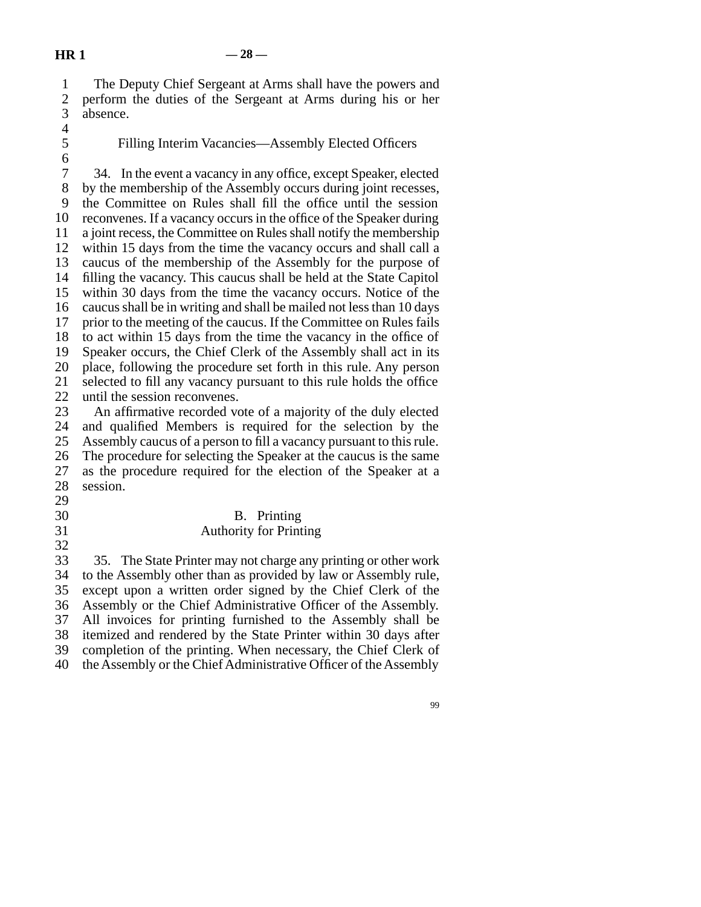The Deputy Chief Sergeant at Arms shall have the powers and perform the duties of the Sergeant at Arms during his or her absence.

### Filling Interim Vacancies—Assembly Elected Officers

34. In the event a vacancy in any office, except Speaker, elected by the membership of the Assembly occurs during joint recesses, the Committee on Rules shall fill the office until the session reconvenes. If a vacancy occurs in the office of the Speaker during a joint recess, the Committee on Rules shall notify the membership within 15 days from the time the vacancy occurs and shall call a caucus of the membership of the Assembly for the purpose of filling the vacancy. This caucus shall be held at the State Capitol within 30 days from the time the vacancy occurs. Notice of the caucus shall be in writing and shall be mailed not less than 10 days prior to the meeting of the caucus. If the Committee on Rules fails to act within 15 days from the time the vacancy in the office of Speaker occurs, the Chief Clerk of the Assembly shall act in its place, following the procedure set forth in this rule. Any person selected to fill any vacancy pursuant to this rule holds the office until the session reconvenes.

An affirmative recorded vote of a majority of the duly elected and qualified Members is required for the selection by the Assembly caucus of a person to fill a vacancy pursuant to this rule. The procedure for selecting the Speaker at the caucus is the same as the procedure required for the election of the Speaker at a session.

## B. Printing

### Authority for Printing

35. The State Printer may not charge any printing or other work to the Assembly other than as provided by law or Assembly rule, except upon a written order signed by the Chief Clerk of the Assembly or the Chief Administrative Officer of the Assembly. All invoices for printing furnished to the Assembly shall be itemized and rendered by the State Printer within 30 days after completion of the printing. When necessary, the Chief Clerk of the Assembly or the Chief Administrative Officer of the Assembly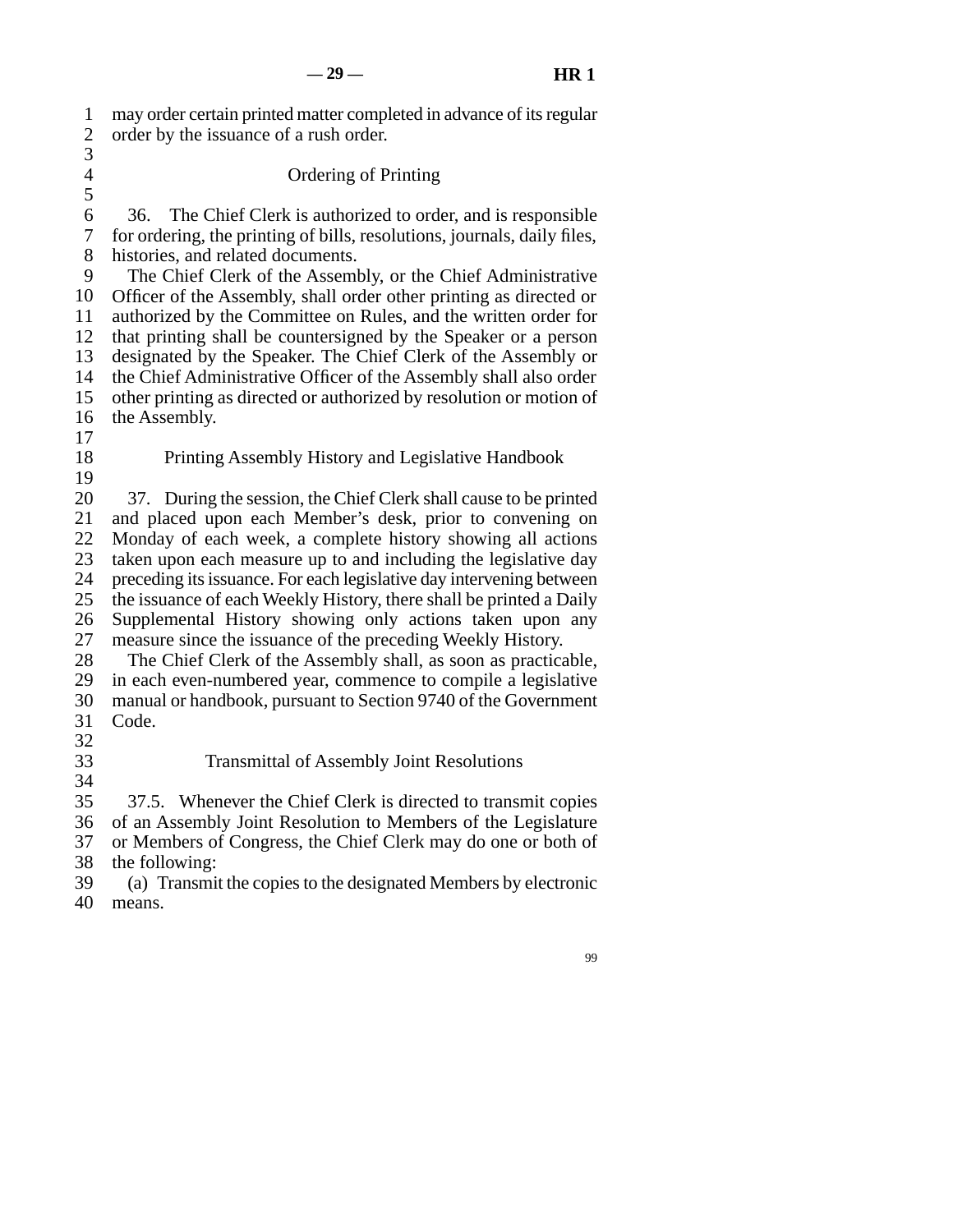may order certain printed matter completed in advance of its regular order by the issuance of a rush order.

### Ordering of Printing

36. The Chief Clerk is authorized to order, and is responsible for ordering, the printing of bills, resolutions, journals, daily files, histories, and related documents.

The Chief Clerk of the Assembly, or the Chief Administrative Officer of the Assembly, shall order other printing as directed or authorized by the Committee on Rules, and the written order for that printing shall be countersigned by the Speaker or a person designated by the Speaker. The Chief Clerk of the Assembly or the Chief Administrative Officer of the Assembly shall also order other printing as directed or authorized by resolution or motion of the Assembly.

### Printing Assembly History and Legislative Handbook

37. During the session, the Chief Clerk shall cause to be printed and placed upon each Member's desk, prior to convening on Monday of each week, a complete history showing all actions taken upon each measure up to and including the legislative day preceding its issuance. For each legislative day intervening between the issuance of each Weekly History, there shall be printed a Daily Supplemental History showing only actions taken upon any measure since the issuance of the preceding Weekly History.

The Chief Clerk of the Assembly shall, as soon as practicable, in each even-numbered year, commence to compile a legislative manual or handbook, pursuant to Section 9740 of the Government Code.

### Transmittal of Assembly Joint Resolutions

37.5. Whenever the Chief Clerk is directed to transmit copies of an Assembly Joint Resolution to Members of the Legislature or Members of Congress, the Chief Clerk may do one or both of the following:

(a) Transmit the copies to the designated Members by electronic means.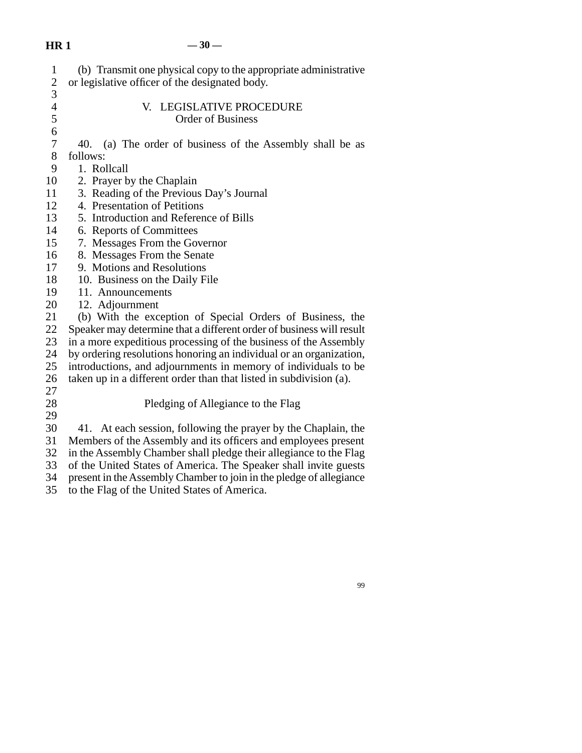(b) Transmit one physical copy to the appropriate administrative or legislative officer of the designated body.

## V. LEGISLATIVE PROCEDURE

### Order of Business

40. (a) The order of business of the Assembly shall be as follows:

1. Rollcall
2. Prayer by the Chaplain
3. Reading of the Previous Day's Journal
4. Presentation of Petitions
5. Introduction and Reference of Bills
6. Reports of Committees
7. Messages From the Governor
8. Messages From the Senate
9. Motions and Resolutions
10. Business on the Daily File
11. Announcements
12. Adjournment

(b) With the exception of Special Orders of Business, the Speaker may determine that a different order of business will result in a more expeditious processing of the business of the Assembly by ordering resolutions honoring an individual or an organization, introductions, and adjournments in memory of individuals to be taken up in a different order than that listed in subdivision (a).

### Pledging of Allegiance to the Flag

41. At each session, following the prayer by the Chaplain, the Members of the Assembly and its officers and employees present in the Assembly Chamber shall pledge their allegiance to the Flag of the United States of America. The Speaker shall invite guests present in the Assembly Chamber to join in the pledge of allegiance to the Flag of the United States of America.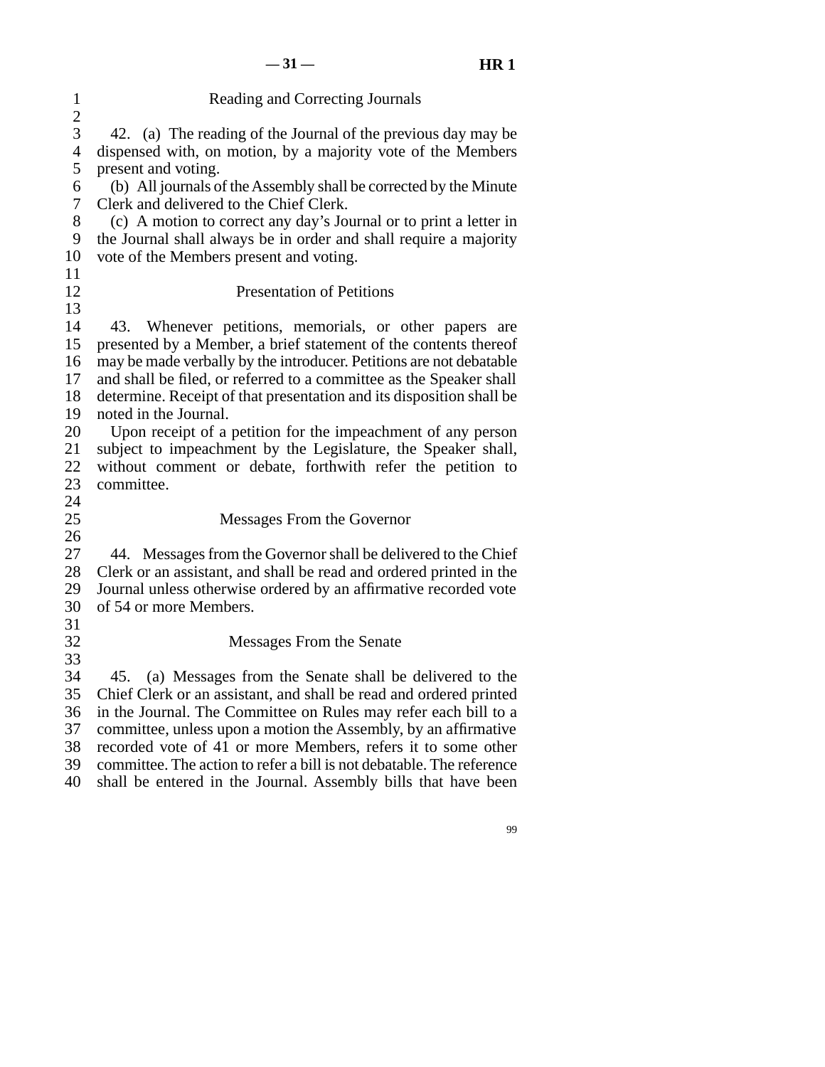## Reading and Correcting Journals

42. (a) The reading of the Journal of the previous day may be dispensed with, on motion, by a majority vote of the Members present and voting.

(b) All journals of the Assembly shall be corrected by the Minute Clerk and delivered to the Chief Clerk.

(c) A motion to correct any day's Journal or to print a letter in the Journal shall always be in order and shall require a majority vote of the Members present and voting.

## Presentation of Petitions

43. Whenever petitions, memorials, or other papers are presented by a Member, a brief statement of the contents thereof may be made verbally by the introducer. Petitions are not debatable and shall be filed, or referred to a committee as the Speaker shall determine. Receipt of that presentation and its disposition shall be noted in the Journal.

Upon receipt of a petition for the impeachment of any person subject to impeachment by the Legislature, the Speaker shall, without comment or debate, forthwith refer the petition to committee.

## Messages From the Governor

44. Messages from the Governor shall be delivered to the Chief Clerk or an assistant, and shall be read and ordered printed in the Journal unless otherwise ordered by an affirmative recorded vote of 54 or more Members.

## Messages From the Senate

45. (a) Messages from the Senate shall be delivered to the Chief Clerk or an assistant, and shall be read and ordered printed in the Journal. The Committee on Rules may refer each bill to a committee, unless upon a motion the Assembly, by an affirmative recorded vote of 41 or more Members, refers it to some other committee. The action to refer a bill is not debatable. The reference shall be entered in the Journal. Assembly bills that have been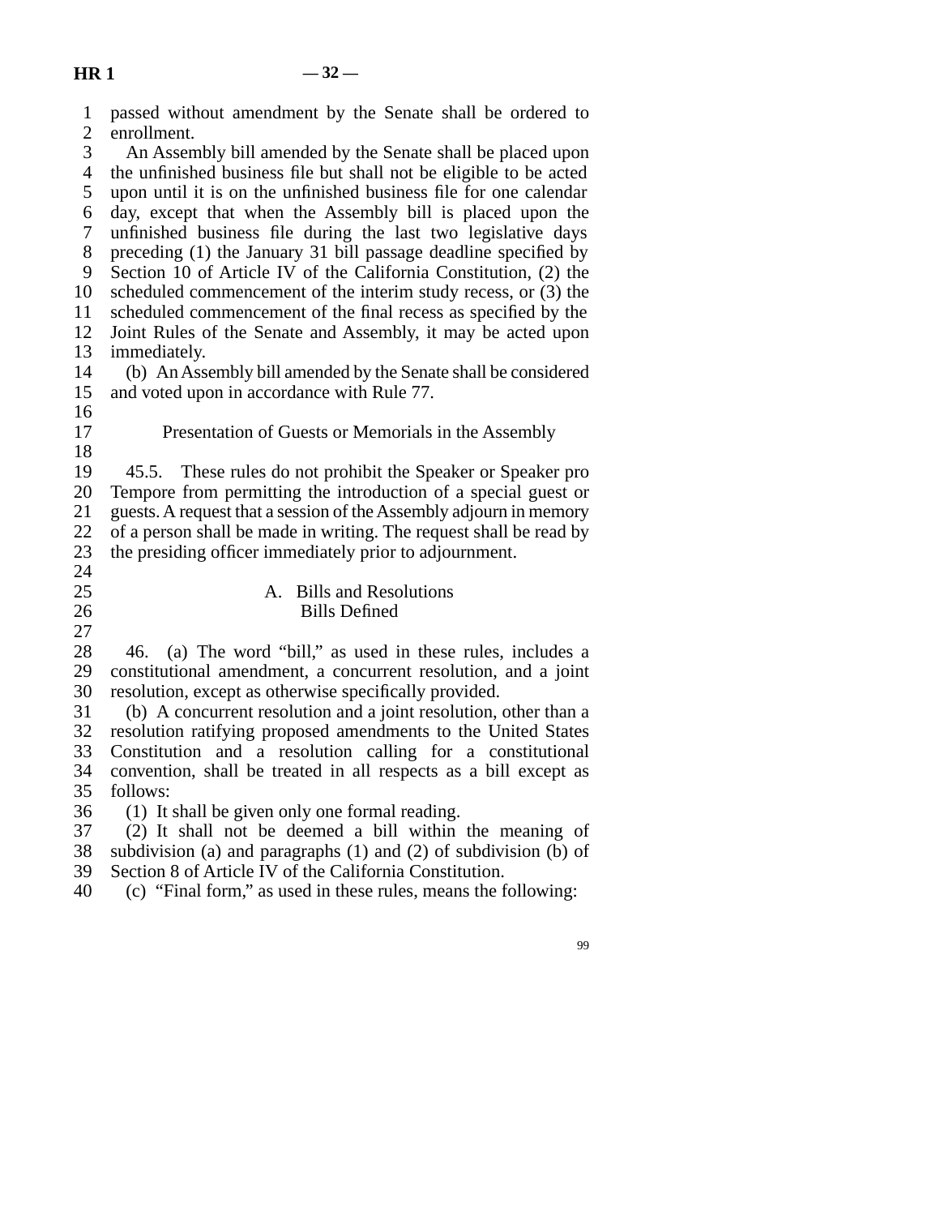passed without amendment by the Senate shall be ordered to enrollment.

An Assembly bill amended by the Senate shall be placed upon the unfinished business file but shall not be eligible to be acted upon until it is on the unfinished business file for one calendar day, except that when the Assembly bill is placed upon the unfinished business file during the last two legislative days preceding (1) the January 31 bill passage deadline specified by Section 10 of Article IV of the California Constitution, (2) the scheduled commencement of the interim study recess, or (3) the scheduled commencement of the final recess as specified by the Joint Rules of the Senate and Assembly, it may be acted upon immediately.

(b) An Assembly bill amended by the Senate shall be considered and voted upon in accordance with Rule 77.

### Presentation of Guests or Memorials in the Assembly

45.5. These rules do not prohibit the Speaker or Speaker pro Tempore from permitting the introduction of a special guest or guests. A request that a session of the Assembly adjourn in memory of a person shall be made in writing. The request shall be read by the presiding officer immediately prior to adjournment.

## A. Bills and Resolutions

### Bills Defined

46. (a) The word "bill," as used in these rules, includes a constitutional amendment, a concurrent resolution, and a joint resolution, except as otherwise specifically provided.

(b) A concurrent resolution and a joint resolution, other than a resolution ratifying proposed amendments to the United States Constitution and a resolution calling for a constitutional convention, shall be treated in all respects as a bill except as follows:

(1) It shall be given only one formal reading.

(2) It shall not be deemed a bill within the meaning of subdivision (a) and paragraphs (1) and (2) of subdivision (b) of Section 8 of Article IV of the California Constitution.

(c) "Final form," as used in these rules, means the following: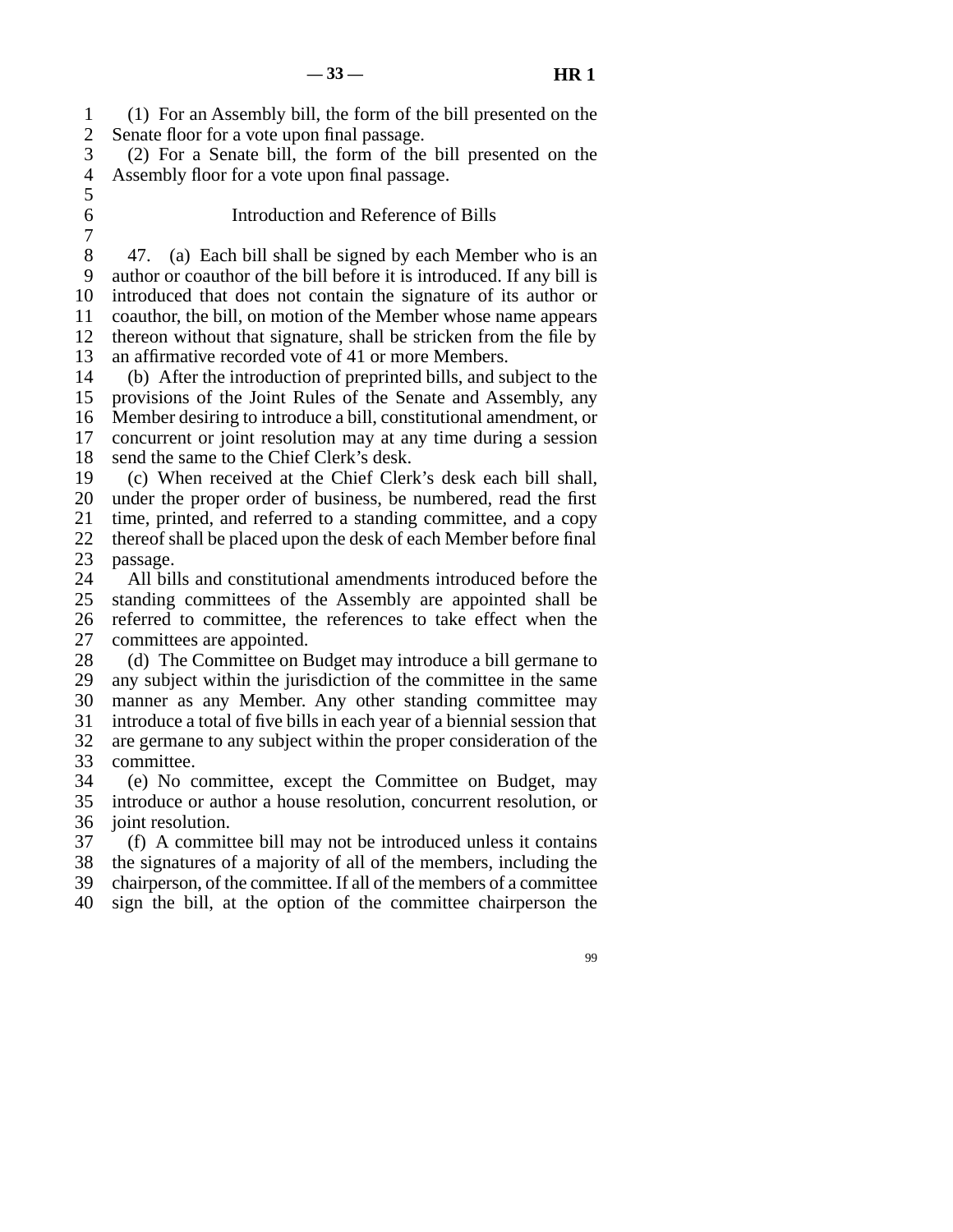(1) For an Assembly bill, the form of the bill presented on the Senate floor for a vote upon final passage.

(2) For a Senate bill, the form of the bill presented on the Assembly floor for a vote upon final passage.

## Introduction and Reference of Bills

47. (a) Each bill shall be signed by each Member who is an author or coauthor of the bill before it is introduced. If any bill is introduced that does not contain the signature of its author or coauthor, the bill, on motion of the Member whose name appears thereon without that signature, shall be stricken from the file by an affirmative recorded vote of 41 or more Members.

(b) After the introduction of preprinted bills, and subject to the provisions of the Joint Rules of the Senate and Assembly, any Member desiring to introduce a bill, constitutional amendment, or concurrent or joint resolution may at any time during a session send the same to the Chief Clerk's desk.

(c) When received at the Chief Clerk's desk each bill shall, under the proper order of business, be numbered, read the first time, printed, and referred to a standing committee, and a copy thereof shall be placed upon the desk of each Member before final passage.

All bills and constitutional amendments introduced before the standing committees of the Assembly are appointed shall be referred to committee, the references to take effect when the committees are appointed.

(d) The Committee on Budget may introduce a bill germane to any subject within the jurisdiction of the committee in the same manner as any Member. Any other standing committee may introduce a total of five bills in each year of a biennial session that are germane to any subject within the proper consideration of the committee.

(e) No committee, except the Committee on Budget, may introduce or author a house resolution, concurrent resolution, or joint resolution.

(f) A committee bill may not be introduced unless it contains the signatures of a majority of all of the members, including the chairperson, of the committee. If all of the members of a committee sign the bill, at the option of the committee chairperson the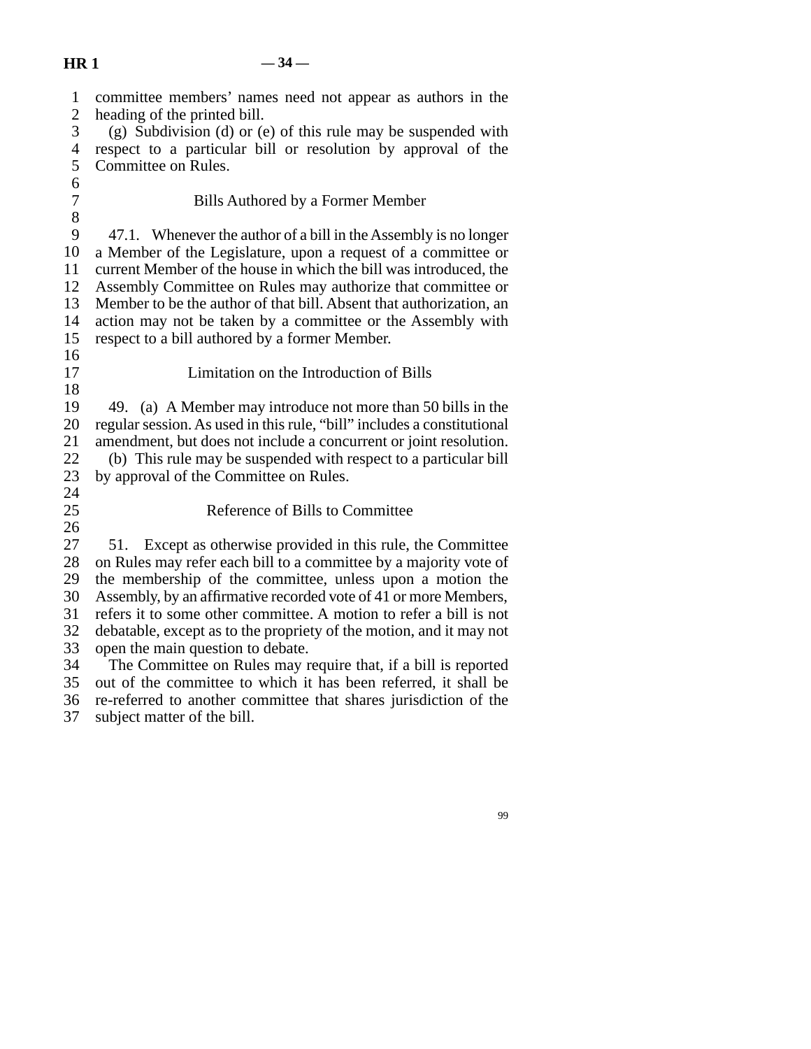committee members' names need not appear as authors in the heading of the printed bill.

(g) Subdivision (d) or (e) of this rule may be suspended with respect to a particular bill or resolution by approval of the Committee on Rules.

### Bills Authored by a Former Member

47.1. Whenever the author of a bill in the Assembly is no longer a Member of the Legislature, upon a request of a committee or current Member of the house in which the bill was introduced, the Assembly Committee on Rules may authorize that committee or Member to be the author of that bill. Absent that authorization, an action may not be taken by a committee or the Assembly with respect to a bill authored by a former Member.

### Limitation on the Introduction of Bills

49. (a) A Member may introduce not more than 50 bills in the regular session. As used in this rule, "bill" includes a constitutional amendment, but does not include a concurrent or joint resolution.

(b) This rule may be suspended with respect to a particular bill by approval of the Committee on Rules.

### Reference of Bills to Committee

51. Except as otherwise provided in this rule, the Committee on Rules may refer each bill to a committee by a majority vote of the membership of the committee, unless upon a motion the Assembly, by an affirmative recorded vote of 41 or more Members, refers it to some other committee. A motion to refer a bill is not debatable, except as to the propriety of the motion, and it may not open the main question to debate.

The Committee on Rules may require that, if a bill is reported out of the committee to which it has been referred, it shall be re-referred to another committee that shares jurisdiction of the subject matter of the bill.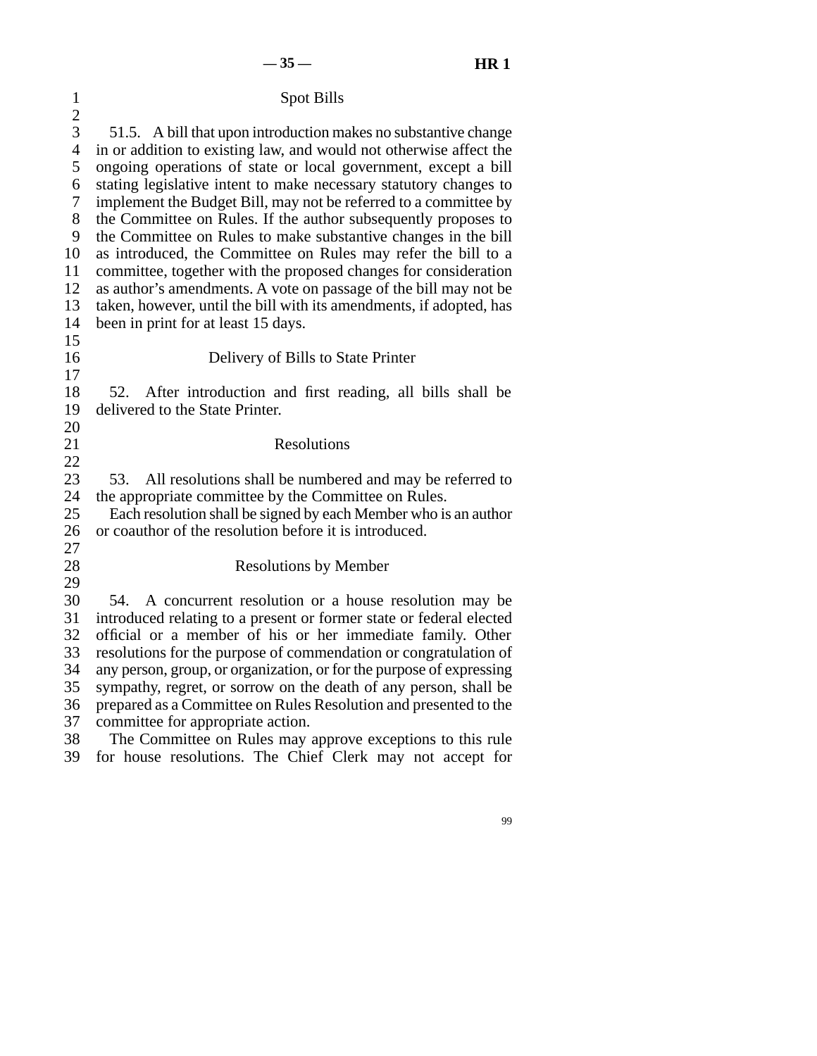## Spot Bills

51.5. A bill that upon introduction makes no substantive change in or addition to existing law, and would not otherwise affect the ongoing operations of state or local government, except a bill stating legislative intent to make necessary statutory changes to implement the Budget Bill, may not be referred to a committee by the Committee on Rules. If the author subsequently proposes to the Committee on Rules to make substantive changes in the bill as introduced, the Committee on Rules may refer the bill to a committee, together with the proposed changes for consideration as author's amendments. A vote on passage of the bill may not be taken, however, until the bill with its amendments, if adopted, has been in print for at least 15 days.

## Delivery of Bills to State Printer

52. After introduction and first reading, all bills shall be delivered to the State Printer.

## Resolutions

53. All resolutions shall be numbered and may be referred to the appropriate committee by the Committee on Rules.

Each resolution shall be signed by each Member who is an author or coauthor of the resolution before it is introduced.

## Resolutions by Member

54. A concurrent resolution or a house resolution may be introduced relating to a present or former state or federal elected official or a member of his or her immediate family. Other resolutions for the purpose of commendation or congratulation of any person, group, or organization, or for the purpose of expressing sympathy, regret, or sorrow on the death of any person, shall be prepared as a Committee on Rules Resolution and presented to the committee for appropriate action.

The Committee on Rules may approve exceptions to this rule for house resolutions. The Chief Clerk may not accept for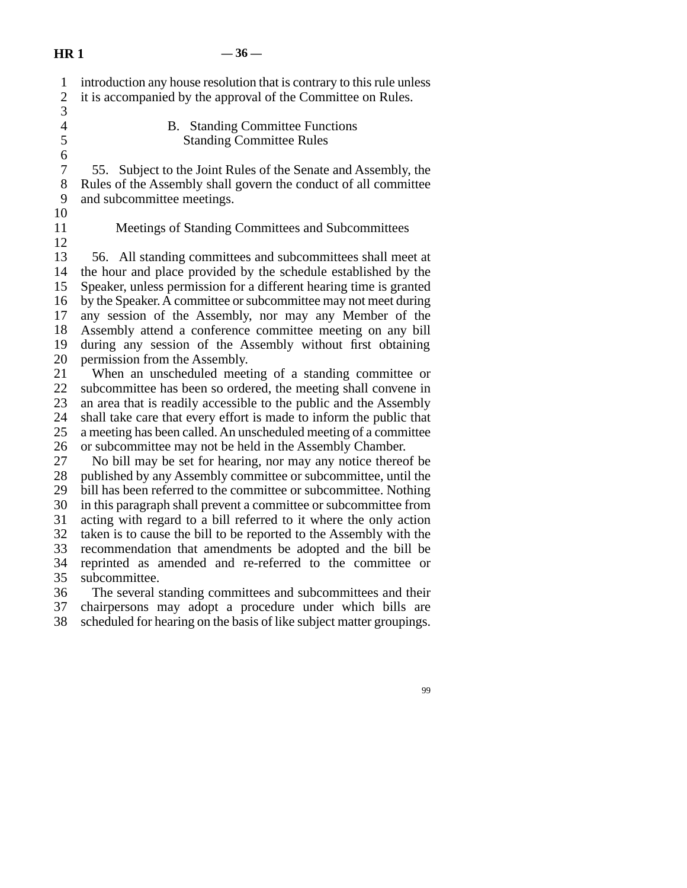introduction any house resolution that is contrary to this rule unless it is accompanied by the approval of the Committee on Rules.

## B. Standing Committee Functions

### Standing Committee Rules

55. Subject to the Joint Rules of the Senate and Assembly, the Rules of the Assembly shall govern the conduct of all committee and subcommittee meetings.

### Meetings of Standing Committees and Subcommittees

56. All standing committees and subcommittees shall meet at the hour and place provided by the schedule established by the Speaker, unless permission for a different hearing time is granted by the Speaker. A committee or subcommittee may not meet during any session of the Assembly, nor may any Member of the Assembly attend a conference committee meeting on any bill during any session of the Assembly without first obtaining permission from the Assembly.

When an unscheduled meeting of a standing committee or subcommittee has been so ordered, the meeting shall convene in an area that is readily accessible to the public and the Assembly shall take care that every effort is made to inform the public that a meeting has been called. An unscheduled meeting of a committee or subcommittee may not be held in the Assembly Chamber.

No bill may be set for hearing, nor may any notice thereof be published by any Assembly committee or subcommittee, until the bill has been referred to the committee or subcommittee. Nothing in this paragraph shall prevent a committee or subcommittee from acting with regard to a bill referred to it where the only action taken is to cause the bill to be reported to the Assembly with the recommendation that amendments be adopted and the bill be reprinted as amended and re-referred to the committee or subcommittee.

The several standing committees and subcommittees and their chairpersons may adopt a procedure under which bills are scheduled for hearing on the basis of like subject matter groupings.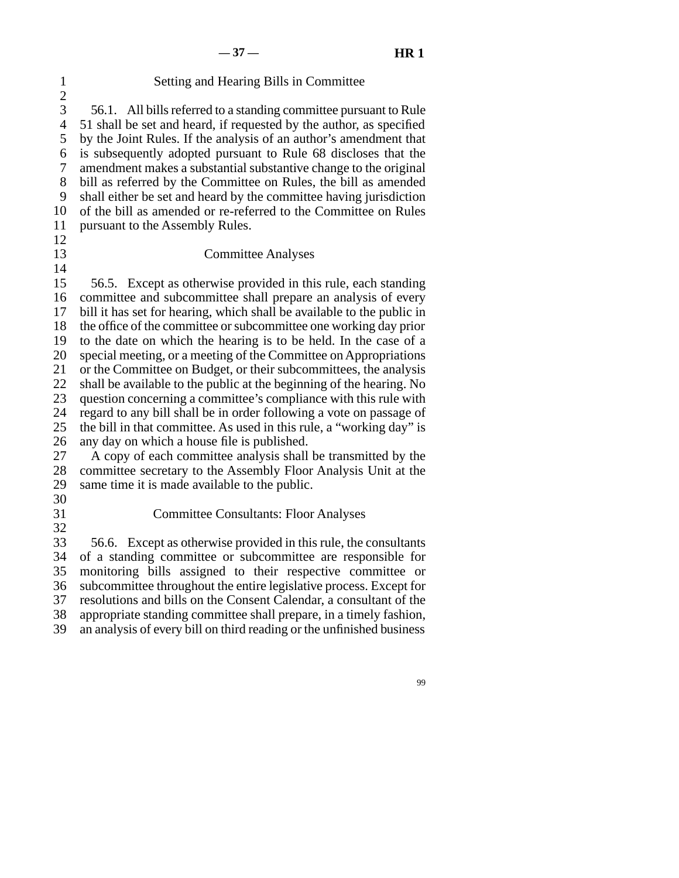### Setting and Hearing Bills in Committee

56.1. All bills referred to a standing committee pursuant to Rule 51 shall be set and heard, if requested by the author, as specified by the Joint Rules. If the analysis of an author's amendment that is subsequently adopted pursuant to Rule 68 discloses that the amendment makes a substantial substantive change to the original bill as referred by the Committee on Rules, the bill as amended shall either be set and heard by the committee having jurisdiction of the bill as amended or re-referred to the Committee on Rules pursuant to the Assembly Rules.

### Committee Analyses

56.5. Except as otherwise provided in this rule, each standing committee and subcommittee shall prepare an analysis of every bill it has set for hearing, which shall be available to the public in the office of the committee or subcommittee one working day prior to the date on which the hearing is to be held. In the case of a special meeting, or a meeting of the Committee on Appropriations or the Committee on Budget, or their subcommittees, the analysis shall be available to the public at the beginning of the hearing. No question concerning a committee's compliance with this rule with regard to any bill shall be in order following a vote on passage of the bill in that committee. As used in this rule, a "working day" is any day on which a house file is published.

A copy of each committee analysis shall be transmitted by the committee secretary to the Assembly Floor Analysis Unit at the same time it is made available to the public.

### Committee Consultants: Floor Analyses

56.6. Except as otherwise provided in this rule, the consultants of a standing committee or subcommittee are responsible for monitoring bills assigned to their respective committee or subcommittee throughout the entire legislative process. Except for resolutions and bills on the Consent Calendar, a consultant of the appropriate standing committee shall prepare, in a timely fashion, an analysis of every bill on third reading or the unfinished business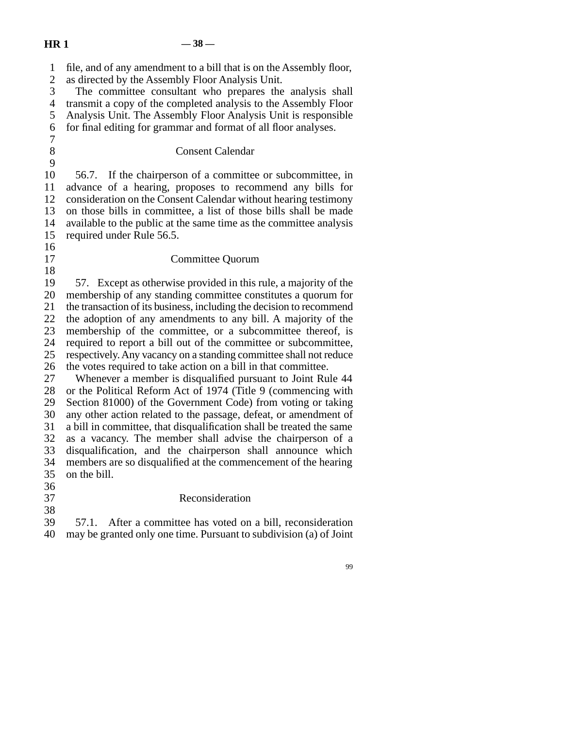file, and of any amendment to a bill that is on the Assembly floor, as directed by the Assembly Floor Analysis Unit.

The committee consultant who prepares the analysis shall transmit a copy of the completed analysis to the Assembly Floor Analysis Unit. The Assembly Floor Analysis Unit is responsible for final editing for grammar and format of all floor analyses.

### Consent Calendar

56.7. If the chairperson of a committee or subcommittee, in advance of a hearing, proposes to recommend any bills for consideration on the Consent Calendar without hearing testimony on those bills in committee, a list of those bills shall be made available to the public at the same time as the committee analysis required under Rule 56.5.

### Committee Quorum

57. Except as otherwise provided in this rule, a majority of the membership of any standing committee constitutes a quorum for the transaction of its business, including the decision to recommend the adoption of any amendments to any bill. A majority of the membership of the committee, or a subcommittee thereof, is required to report a bill out of the committee or subcommittee, respectively. Any vacancy on a standing committee shall not reduce the votes required to take action on a bill in that committee.

Whenever a member is disqualified pursuant to Joint Rule 44 or the Political Reform Act of 1974 (Title 9 (commencing with Section 81000) of the Government Code) from voting or taking any other action related to the passage, defeat, or amendment of a bill in committee, that disqualification shall be treated the same as a vacancy. The member shall advise the chairperson of a disqualification, and the chairperson shall announce which members are so disqualified at the commencement of the hearing on the bill.

### Reconsideration

57.1. After a committee has voted on a bill, reconsideration may be granted only one time. Pursuant to subdivision (a) of Joint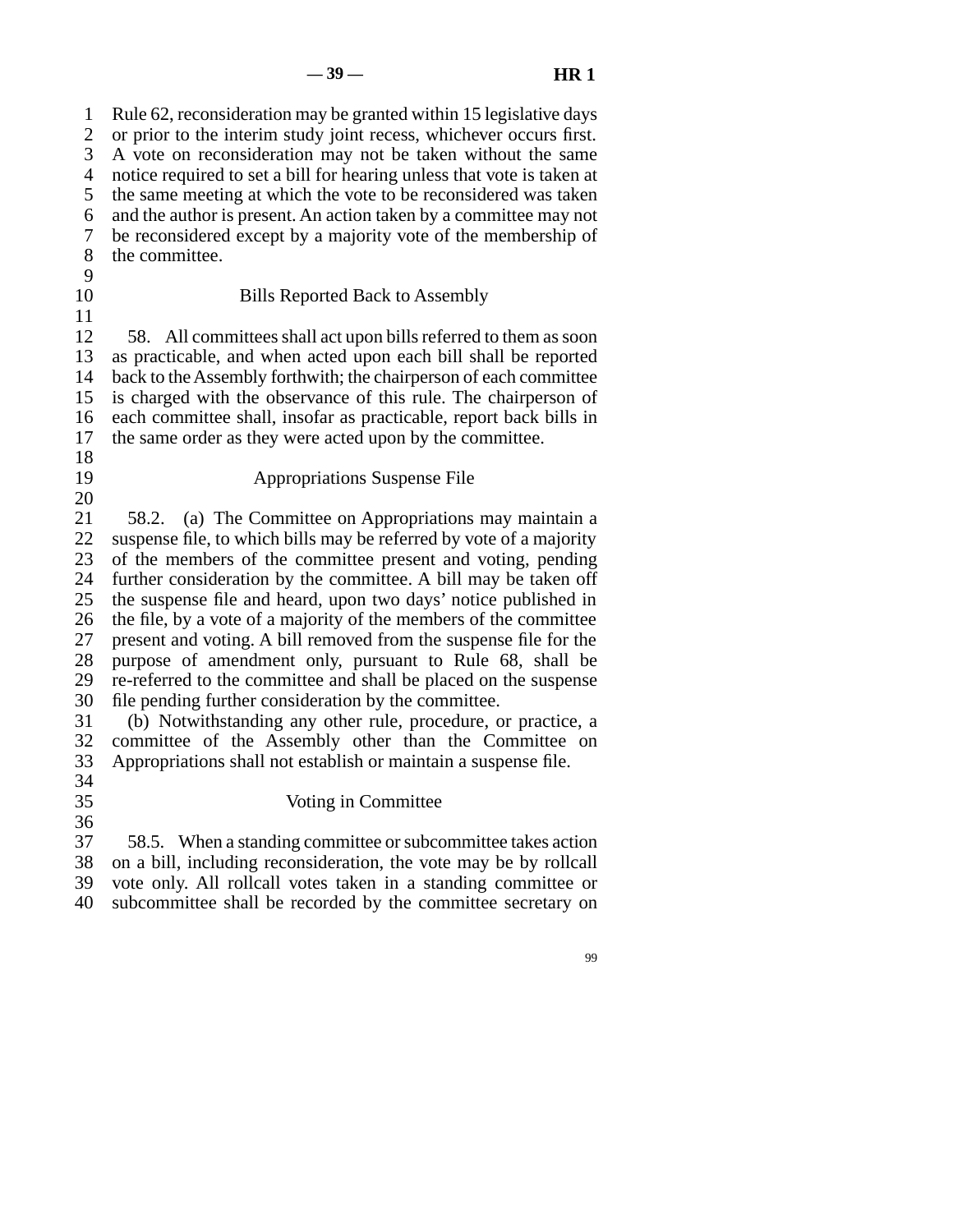Rule 62, reconsideration may be granted within 15 legislative days or prior to the interim study joint recess, whichever occurs first. A vote on reconsideration may not be taken without the same notice required to set a bill for hearing unless that vote is taken at the same meeting at which the vote to be reconsidered was taken and the author is present. An action taken by a committee may not be reconsidered except by a majority vote of the membership of the committee.

## Bills Reported Back to Assembly

58. All committees shall act upon bills referred to them as soon as practicable, and when acted upon each bill shall be reported back to the Assembly forthwith; the chairperson of each committee is charged with the observance of this rule. The chairperson of each committee shall, insofar as practicable, report back bills in the same order as they were acted upon by the committee.

## Appropriations Suspense File

58.2. (a) The Committee on Appropriations may maintain a suspense file, to which bills may be referred by vote of a majority of the members of the committee present and voting, pending further consideration by the committee. A bill may be taken off the suspense file and heard, upon two days' notice published in the file, by a vote of a majority of the members of the committee present and voting. A bill removed from the suspense file for the purpose of amendment only, pursuant to Rule 68, shall be re-referred to the committee and shall be placed on the suspense file pending further consideration by the committee.

(b) Notwithstanding any other rule, procedure, or practice, a committee of the Assembly other than the Committee on Appropriations shall not establish or maintain a suspense file.

## Voting in Committee

58.5. When a standing committee or subcommittee takes action on a bill, including reconsideration, the vote may be by rollcall vote only. All rollcall votes taken in a standing committee or subcommittee shall be recorded by the committee secretary on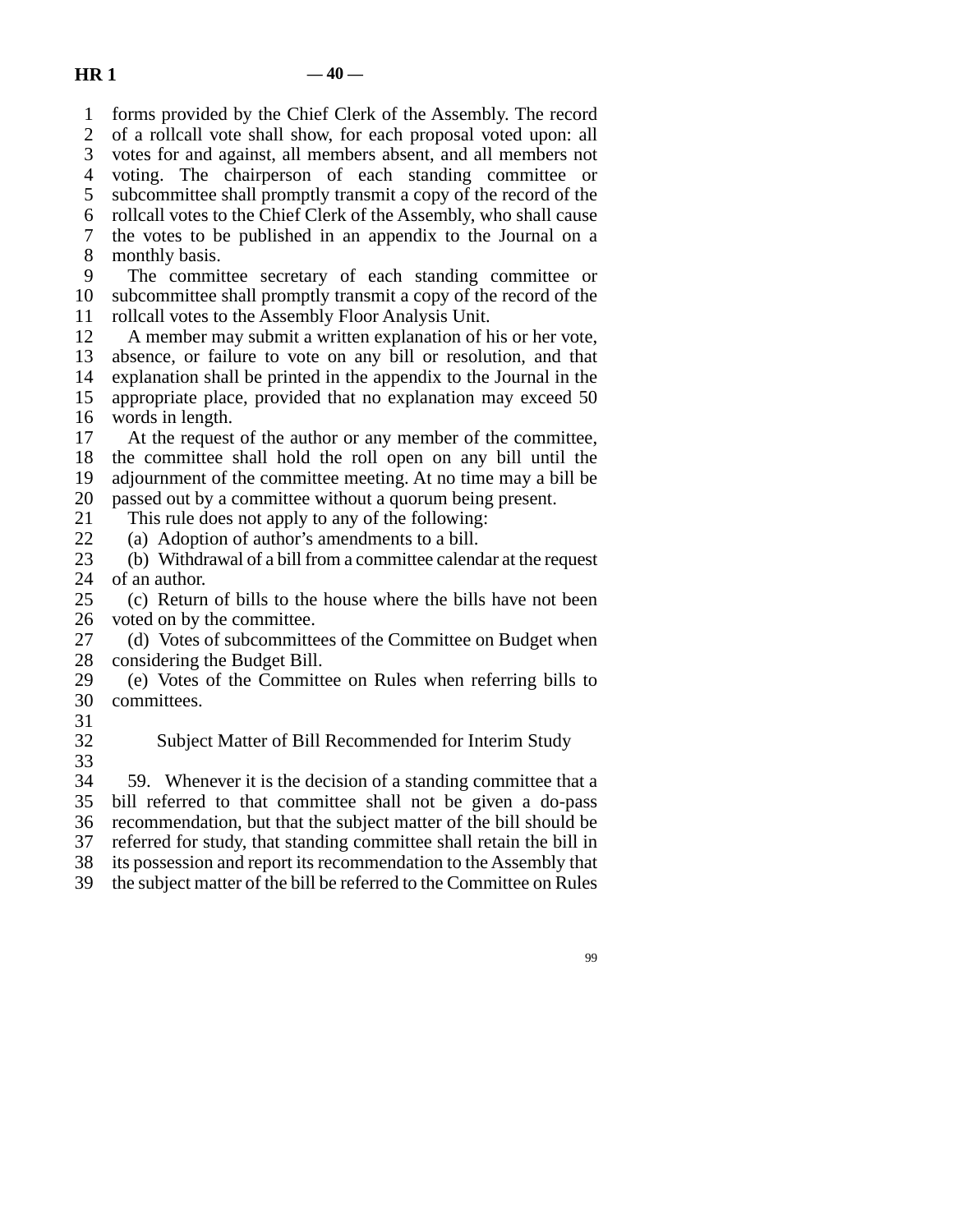forms provided by the Chief Clerk of the Assembly. The record of a rollcall vote shall show, for each proposal voted upon: all votes for and against, all members absent, and all members not voting. The chairperson of each standing committee or subcommittee shall promptly transmit a copy of the record of the rollcall votes to the Chief Clerk of the Assembly, who shall cause the votes to be published in an appendix to the Journal on a monthly basis.

The committee secretary of each standing committee or subcommittee shall promptly transmit a copy of the record of the rollcall votes to the Assembly Floor Analysis Unit.

A member may submit a written explanation of his or her vote, absence, or failure to vote on any bill or resolution, and that explanation shall be printed in the appendix to the Journal in the appropriate place, provided that no explanation may exceed 50 words in length.

At the request of the author or any member of the committee, the committee shall hold the roll open on any bill until the adjournment of the committee meeting. At no time may a bill be passed out by a committee without a quorum being present.

This rule does not apply to any of the following:

(a) Adoption of author's amendments to a bill.

(b) Withdrawal of a bill from a committee calendar at the request of an author.

(c) Return of bills to the house where the bills have not been voted on by the committee.

(d) Votes of subcommittees of the Committee on Budget when considering the Budget Bill.

(e) Votes of the Committee on Rules when referring bills to committees.

### Subject Matter of Bill Recommended for Interim Study

59. Whenever it is the decision of a standing committee that a bill referred to that committee shall not be given a do-pass recommendation, but that the subject matter of the bill should be referred for study, that standing committee shall retain the bill in its possession and report its recommendation to the Assembly that the subject matter of the bill be referred to the Committee on Rules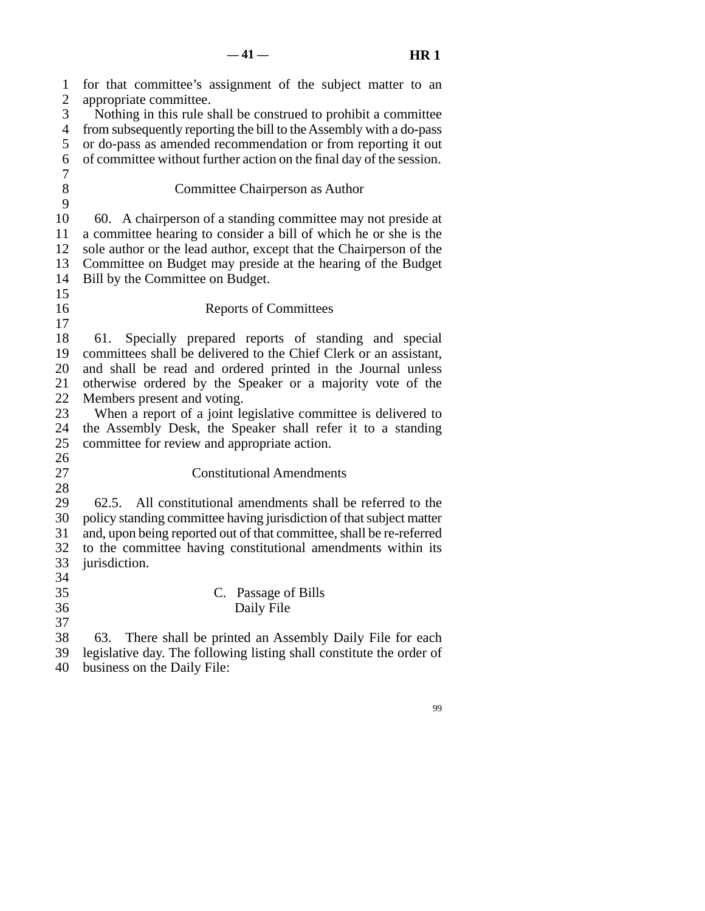for that committee's assignment of the subject matter to an appropriate committee.

Nothing in this rule shall be construed to prohibit a committee from subsequently reporting the bill to the Assembly with a do-pass or do-pass as amended recommendation or from reporting it out of committee without further action on the final day of the session.

### Committee Chairperson as Author

60. A chairperson of a standing committee may not preside at a committee hearing to consider a bill of which he or she is the sole author or the lead author, except that the Chairperson of the Committee on Budget may preside at the hearing of the Budget Bill by the Committee on Budget.

### Reports of Committees

61. Specially prepared reports of standing and special committees shall be delivered to the Chief Clerk or an assistant, and shall be read and ordered printed in the Journal unless otherwise ordered by the Speaker or a majority vote of the Members present and voting.

When a report of a joint legislative committee is delivered to the Assembly Desk, the Speaker shall refer it to a standing committee for review and appropriate action.

### Constitutional Amendments

62.5. All constitutional amendments shall be referred to the policy standing committee having jurisdiction of that subject matter and, upon being reported out of that committee, shall be re-referred to the committee having constitutional amendments within its jurisdiction.

## C. Passage of Bills

### Daily File

63. There shall be printed an Assembly Daily File for each legislative day. The following listing shall constitute the order of business on the Daily File: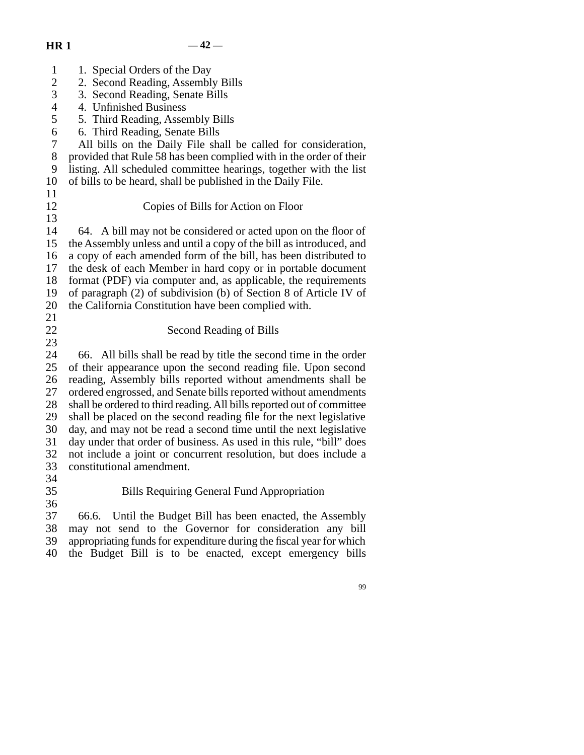1. Special Orders of the Day
2. Second Reading, Assembly Bills
3. Second Reading, Senate Bills
4. Unfinished Business
5. Third Reading, Assembly Bills
6. Third Reading, Senate Bills

All bills on the Daily File shall be called for consideration, provided that Rule 58 has been complied with in the order of their listing. All scheduled committee hearings, together with the list of bills to be heard, shall be published in the Daily File.

### Copies of Bills for Action on Floor

64. A bill may not be considered or acted upon on the floor of the Assembly unless and until a copy of the bill as introduced, and a copy of each amended form of the bill, has been distributed to the desk of each Member in hard copy or in portable document format (PDF) via computer and, as applicable, the requirements of paragraph (2) of subdivision (b) of Section 8 of Article IV of the California Constitution have been complied with.

### Second Reading of Bills

66. All bills shall be read by title the second time in the order of their appearance upon the second reading file. Upon second reading, Assembly bills reported without amendments shall be ordered engrossed, and Senate bills reported without amendments shall be ordered to third reading. All bills reported out of committee shall be placed on the second reading file for the next legislative day, and may not be read a second time until the next legislative day under that order of business. As used in this rule, "bill" does not include a joint or concurrent resolution, but does include a constitutional amendment.

### Bills Requiring General Fund Appropriation

66.6. Until the Budget Bill has been enacted, the Assembly may not send to the Governor for consideration any bill appropriating funds for expenditure during the fiscal year for which the Budget Bill is to be enacted, except emergency bills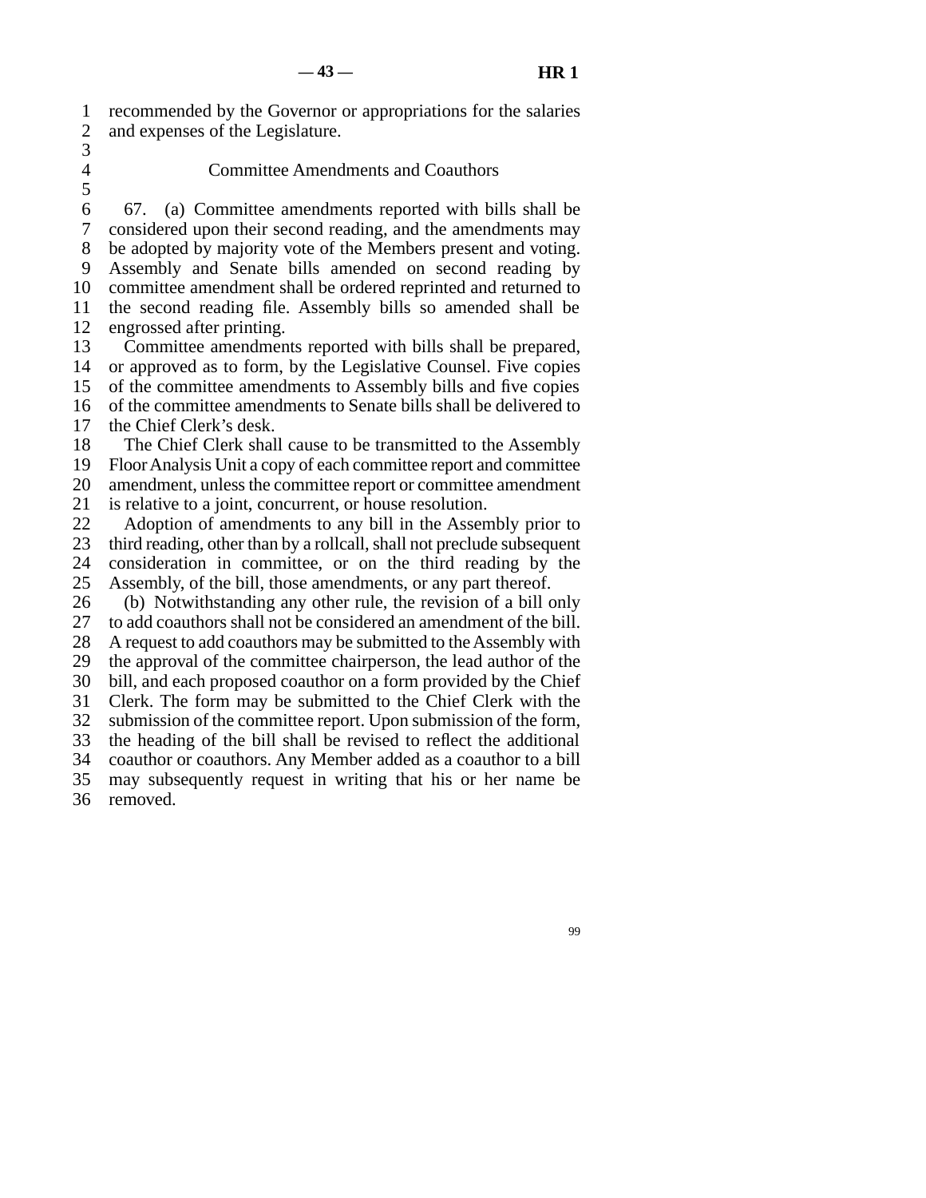recommended by the Governor or appropriations for the salaries and expenses of the Legislature.

### Committee Amendments and Coauthors

67. (a) Committee amendments reported with bills shall be considered upon their second reading, and the amendments may be adopted by majority vote of the Members present and voting. Assembly and Senate bills amended on second reading by committee amendment shall be ordered reprinted and returned to the second reading file. Assembly bills so amended shall be engrossed after printing.

Committee amendments reported with bills shall be prepared, or approved as to form, by the Legislative Counsel. Five copies of the committee amendments to Assembly bills and five copies of the committee amendments to Senate bills shall be delivered to the Chief Clerk's desk.

The Chief Clerk shall cause to be transmitted to the Assembly Floor Analysis Unit a copy of each committee report and committee amendment, unless the committee report or committee amendment is relative to a joint, concurrent, or house resolution.

Adoption of amendments to any bill in the Assembly prior to third reading, other than by a rollcall, shall not preclude subsequent consideration in committee, or on the third reading by the Assembly, of the bill, those amendments, or any part thereof.

(b) Notwithstanding any other rule, the revision of a bill only to add coauthors shall not be considered an amendment of the bill. A request to add coauthors may be submitted to the Assembly with the approval of the committee chairperson, the lead author of the bill, and each proposed coauthor on a form provided by the Chief Clerk. The form may be submitted to the Chief Clerk with the submission of the committee report. Upon submission of the form, the heading of the bill shall be revised to reflect the additional coauthor or coauthors. Any Member added as a coauthor to a bill may subsequently request in writing that his or her name be removed.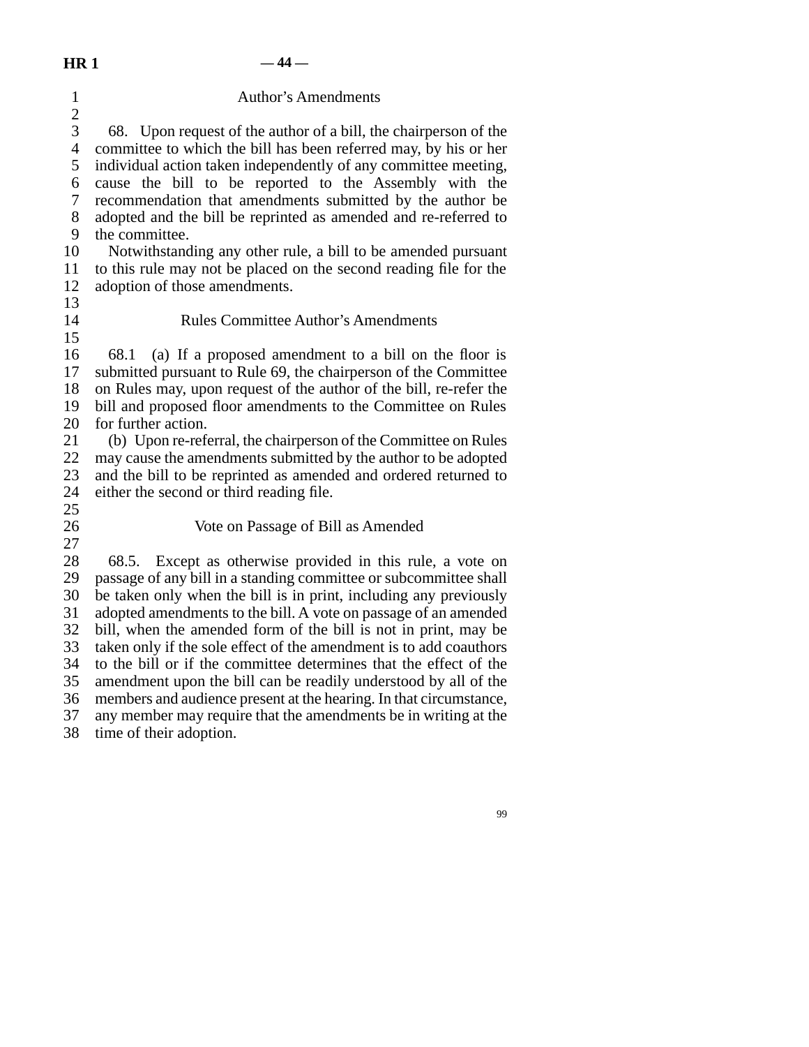### Author's Amendments

68. Upon request of the author of a bill, the chairperson of the committee to which the bill has been referred may, by his or her individual action taken independently of any committee meeting, cause the bill to be reported to the Assembly with the recommendation that amendments submitted by the author be adopted and the bill be reprinted as amended and re-referred to the committee.

Notwithstanding any other rule, a bill to be amended pursuant to this rule may not be placed on the second reading file for the adoption of those amendments.

### Rules Committee Author's Amendments

68.1 (a) If a proposed amendment to a bill on the floor is submitted pursuant to Rule 69, the chairperson of the Committee on Rules may, upon request of the author of the bill, re-refer the bill and proposed floor amendments to the Committee on Rules for further action.

(b) Upon re-referral, the chairperson of the Committee on Rules may cause the amendments submitted by the author to be adopted and the bill to be reprinted as amended and ordered returned to either the second or third reading file.

### Vote on Passage of Bill as Amended

68.5. Except as otherwise provided in this rule, a vote on passage of any bill in a standing committee or subcommittee shall be taken only when the bill is in print, including any previously adopted amendments to the bill. A vote on passage of an amended bill, when the amended form of the bill is not in print, may be taken only if the sole effect of the amendment is to add coauthors to the bill or if the committee determines that the effect of the amendment upon the bill can be readily understood by all of the members and audience present at the hearing. In that circumstance, any member may require that the amendments be in writing at the time of their adoption.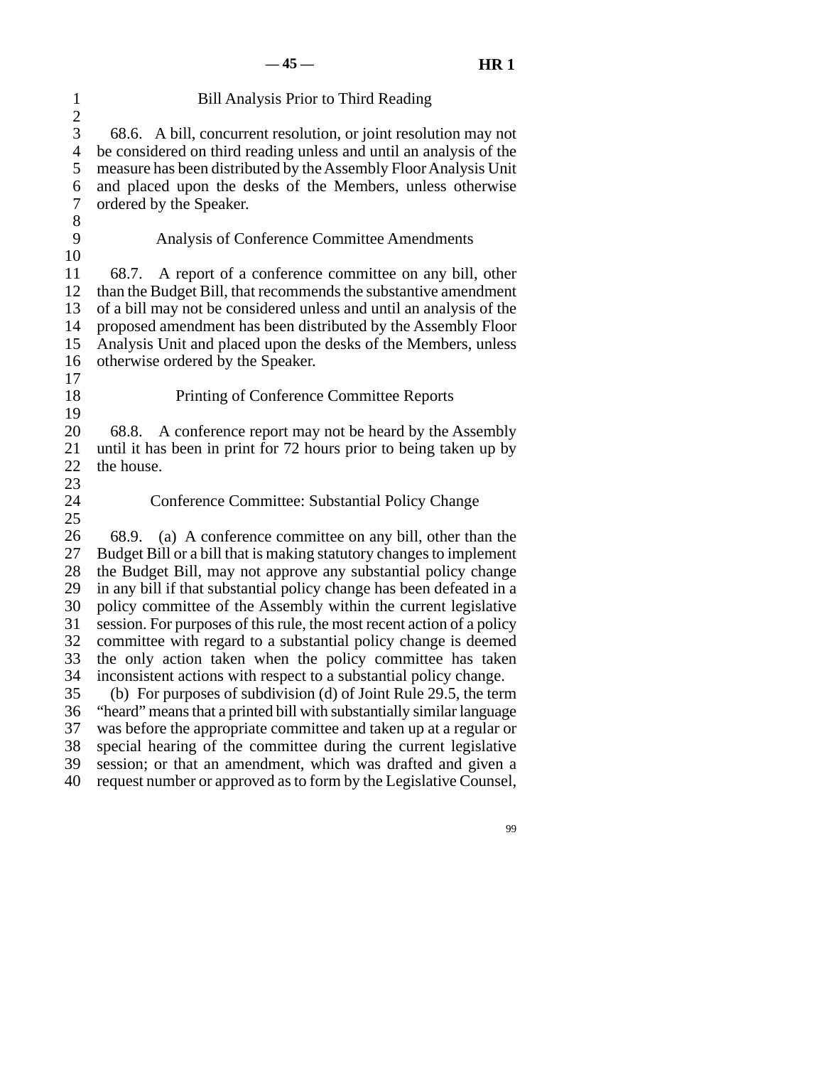### Bill Analysis Prior to Third Reading

68.6. A bill, concurrent resolution, or joint resolution may not be considered on third reading unless and until an analysis of the measure has been distributed by the Assembly Floor Analysis Unit and placed upon the desks of the Members, unless otherwise ordered by the Speaker.

### Analysis of Conference Committee Amendments

68.7. A report of a conference committee on any bill, other than the Budget Bill, that recommends the substantive amendment of a bill may not be considered unless and until an analysis of the proposed amendment has been distributed by the Assembly Floor Analysis Unit and placed upon the desks of the Members, unless otherwise ordered by the Speaker.

### Printing of Conference Committee Reports

68.8. A conference report may not be heard by the Assembly until it has been in print for 72 hours prior to being taken up by the house.

### Conference Committee: Substantial Policy Change

68.9. (a) A conference committee on any bill, other than the Budget Bill or a bill that is making statutory changes to implement the Budget Bill, may not approve any substantial policy change in any bill if that substantial policy change has been defeated in a policy committee of the Assembly within the current legislative session. For purposes of this rule, the most recent action of a policy committee with regard to a substantial policy change is deemed the only action taken when the policy committee has taken inconsistent actions with respect to a substantial policy change.

(b) For purposes of subdivision (d) of Joint Rule 29.5, the term "heard" means that a printed bill with substantially similar language was before the appropriate committee and taken up at a regular or special hearing of the committee during the current legislative session; or that an amendment, which was drafted and given a request number or approved as to form by the Legislative Counsel,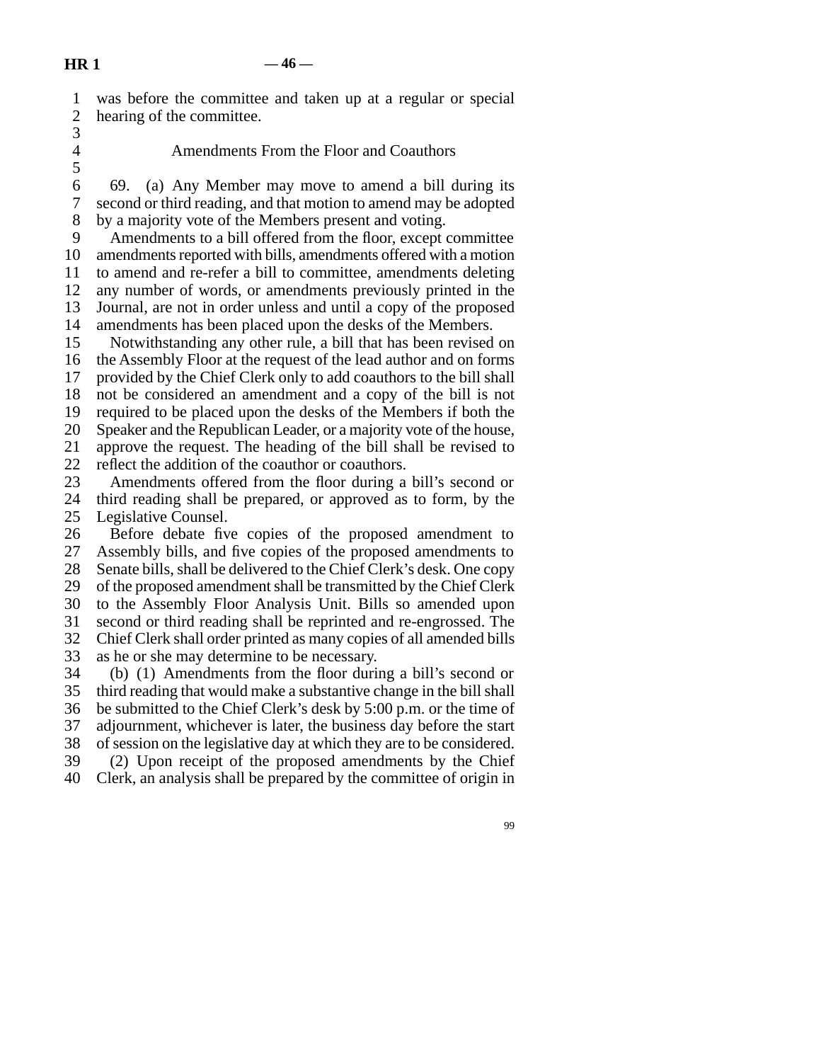was before the committee and taken up at a regular or special hearing of the committee.

## Amendments From the Floor and Coauthors

69. (a) Any Member may move to amend a bill during its second or third reading, and that motion to amend may be adopted by a majority vote of the Members present and voting.

Amendments to a bill offered from the floor, except committee amendments reported with bills, amendments offered with a motion to amend and re-refer a bill to committee, amendments deleting any number of words, or amendments previously printed in the Journal, are not in order unless and until a copy of the proposed amendments has been placed upon the desks of the Members.

Notwithstanding any other rule, a bill that has been revised on the Assembly Floor at the request of the lead author and on forms provided by the Chief Clerk only to add coauthors to the bill shall not be considered an amendment and a copy of the bill is not required to be placed upon the desks of the Members if both the Speaker and the Republican Leader, or a majority vote of the house, approve the request. The heading of the bill shall be revised to reflect the addition of the coauthor or coauthors.

Amendments offered from the floor during a bill's second or third reading shall be prepared, or approved as to form, by the Legislative Counsel.

Before debate five copies of the proposed amendment to Assembly bills, and five copies of the proposed amendments to Senate bills, shall be delivered to the Chief Clerk's desk. One copy of the proposed amendment shall be transmitted by the Chief Clerk to the Assembly Floor Analysis Unit. Bills so amended upon second or third reading shall be reprinted and re-engrossed. The Chief Clerk shall order printed as many copies of all amended bills as he or she may determine to be necessary.

(b) (1) Amendments from the floor during a bill's second or third reading that would make a substantive change in the bill shall be submitted to the Chief Clerk's desk by 5:00 p.m. or the time of adjournment, whichever is later, the business day before the start of session on the legislative day at which they are to be considered.

(2) Upon receipt of the proposed amendments by the Chief Clerk, an analysis shall be prepared by the committee of origin in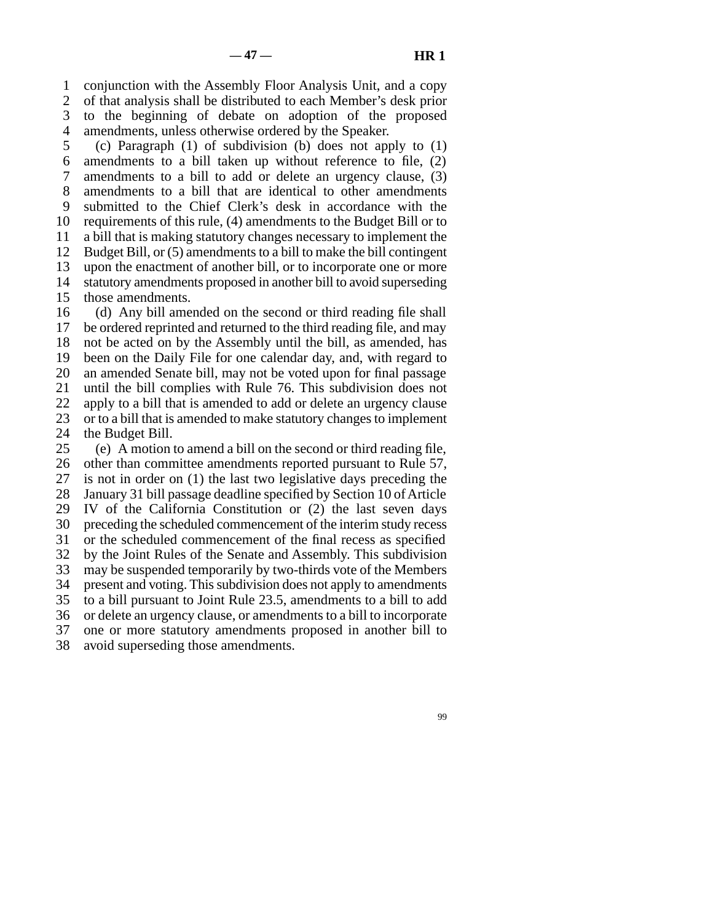conjunction with the Assembly Floor Analysis Unit, and a copy of that analysis shall be distributed to each Member's desk prior to the beginning of debate on adoption of the proposed amendments, unless otherwise ordered by the Speaker.

(c) Paragraph (1) of subdivision (b) does not apply to (1) amendments to a bill taken up without reference to file, (2) amendments to a bill to add or delete an urgency clause, (3) amendments to a bill that are identical to other amendments submitted to the Chief Clerk's desk in accordance with the requirements of this rule, (4) amendments to the Budget Bill or to a bill that is making statutory changes necessary to implement the Budget Bill, or (5) amendments to a bill to make the bill contingent upon the enactment of another bill, or to incorporate one or more statutory amendments proposed in another bill to avoid superseding those amendments.

(d) Any bill amended on the second or third reading file shall be ordered reprinted and returned to the third reading file, and may not be acted on by the Assembly until the bill, as amended, has been on the Daily File for one calendar day, and, with regard to an amended Senate bill, may not be voted upon for final passage until the bill complies with Rule 76. This subdivision does not apply to a bill that is amended to add or delete an urgency clause or to a bill that is amended to make statutory changes to implement the Budget Bill.

(e) A motion to amend a bill on the second or third reading file, other than committee amendments reported pursuant to Rule 57, is not in order on (1) the last two legislative days preceding the January 31 bill passage deadline specified by Section 10 of Article IV of the California Constitution or (2) the last seven days preceding the scheduled commencement of the interim study recess or the scheduled commencement of the final recess as specified by the Joint Rules of the Senate and Assembly. This subdivision may be suspended temporarily by two-thirds vote of the Members present and voting. This subdivision does not apply to amendments to a bill pursuant to Joint Rule 23.5, amendments to a bill to add or delete an urgency clause, or amendments to a bill to incorporate one or more statutory amendments proposed in another bill to avoid superseding those amendments.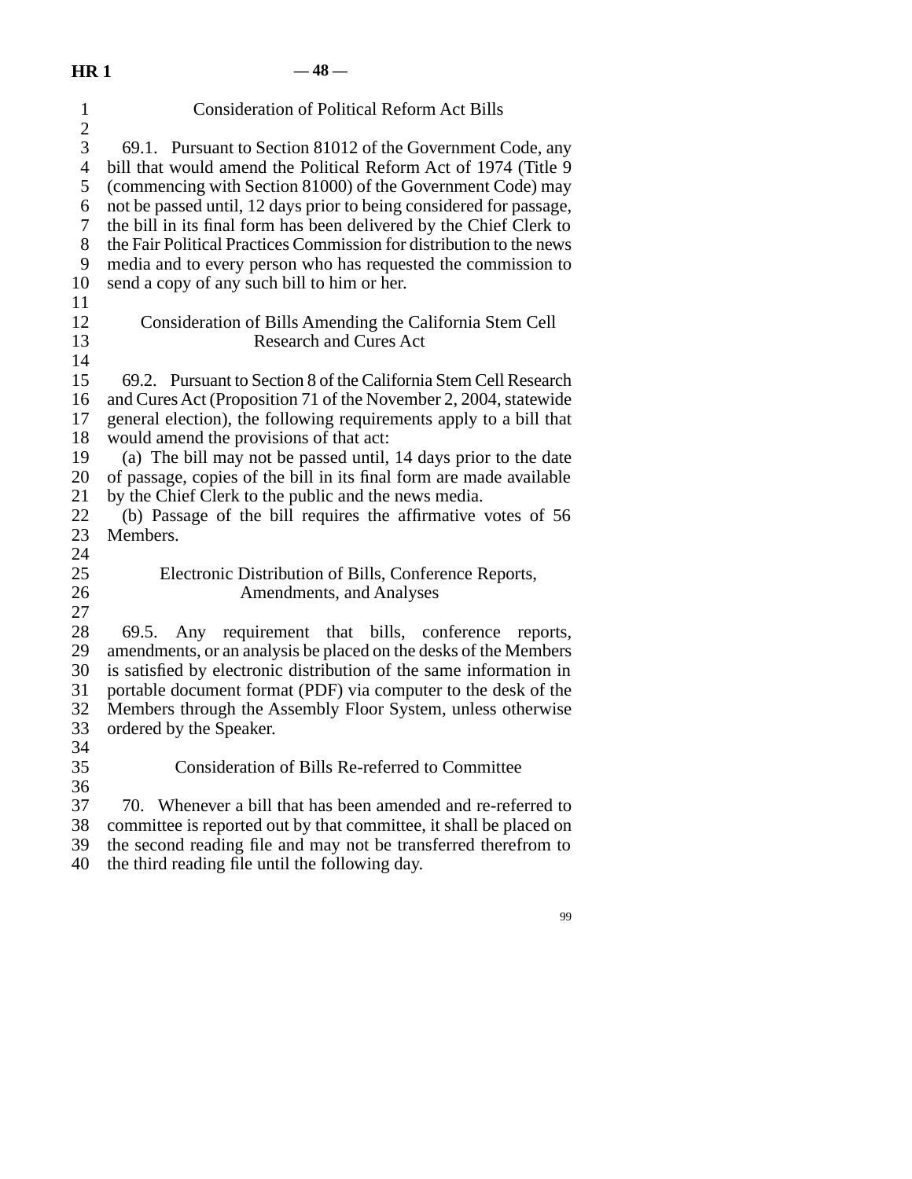### Consideration of Political Reform Act Bills

69.1. Pursuant to Section 81012 of the Government Code, any bill that would amend the Political Reform Act of 1974 (Title 9 (commencing with Section 81000) of the Government Code) may not be passed until, 12 days prior to being considered for passage, the bill in its final form has been delivered by the Chief Clerk to the Fair Political Practices Commission for distribution to the news media and to every person who has requested the commission to send a copy of any such bill to him or her.

### Consideration of Bills Amending the California Stem Cell Research and Cures Act

69.2. Pursuant to Section 8 of the California Stem Cell Research and Cures Act (Proposition 71 of the November 2, 2004, statewide general election), the following requirements apply to a bill that would amend the provisions of that act:

(a) The bill may not be passed until, 14 days prior to the date of passage, copies of the bill in its final form are made available by the Chief Clerk to the public and the news media.

(b) Passage of the bill requires the affirmative votes of 56 Members.

### Electronic Distribution of Bills, Conference Reports, Amendments, and Analyses

69.5. Any requirement that bills, conference reports, amendments, or an analysis be placed on the desks of the Members is satisfied by electronic distribution of the same information in portable document format (PDF) via computer to the desk of the Members through the Assembly Floor System, unless otherwise ordered by the Speaker.

### Consideration of Bills Re-referred to Committee

70. Whenever a bill that has been amended and re-referred to committee is reported out by that committee, it shall be placed on the second reading file and may not be transferred therefrom to the third reading file until the following day.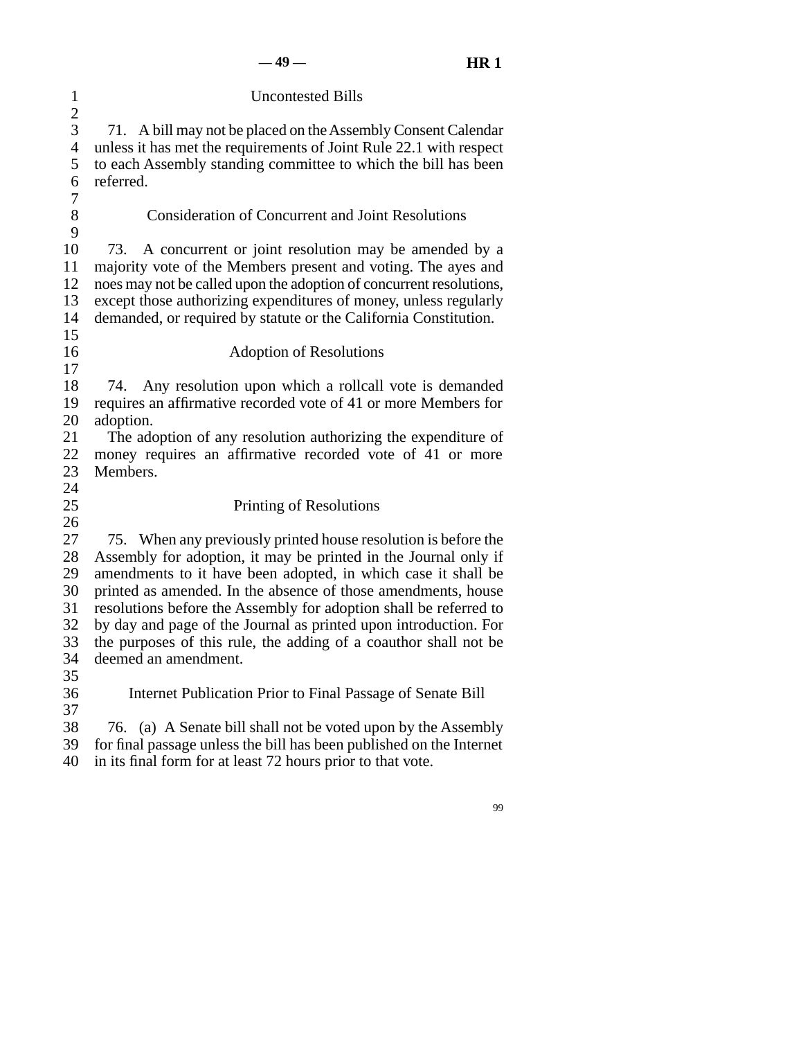### Uncontested Bills

71. A bill may not be placed on the Assembly Consent Calendar unless it has met the requirements of Joint Rule 22.1 with respect to each Assembly standing committee to which the bill has been referred.

### Consideration of Concurrent and Joint Resolutions

73. A concurrent or joint resolution may be amended by a majority vote of the Members present and voting. The ayes and noes may not be called upon the adoption of concurrent resolutions, except those authorizing expenditures of money, unless regularly demanded, or required by statute or the California Constitution.

### Adoption of Resolutions

74. Any resolution upon which a rollcall vote is demanded requires an affirmative recorded vote of 41 or more Members for adoption.

The adoption of any resolution authorizing the expenditure of money requires an affirmative recorded vote of 41 or more Members.

### Printing of Resolutions

75. When any previously printed house resolution is before the Assembly for adoption, it may be printed in the Journal only if amendments to it have been adopted, in which case it shall be printed as amended. In the absence of those amendments, house resolutions before the Assembly for adoption shall be referred to by day and page of the Journal as printed upon introduction. For the purposes of this rule, the adding of a coauthor shall not be deemed an amendment.

### Internet Publication Prior to Final Passage of Senate Bill

76. (a) A Senate bill shall not be voted upon by the Assembly for final passage unless the bill has been published on the Internet in its final form for at least 72 hours prior to that vote.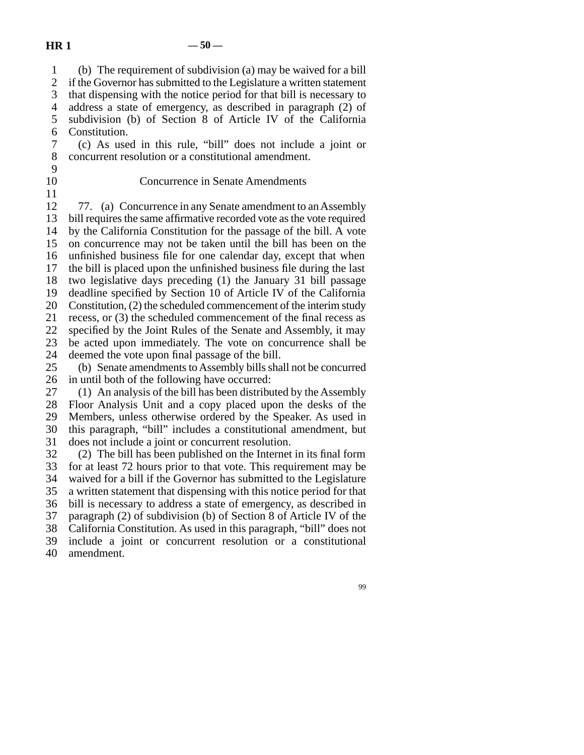(b) The requirement of subdivision (a) may be waived for a bill if the Governor has submitted to the Legislature a written statement that dispensing with the notice period for that bill is necessary to address a state of emergency, as described in paragraph (2) of subdivision (b) of Section 8 of Article IV of the California Constitution.

(c) As used in this rule, "bill" does not include a joint or concurrent resolution or a constitutional amendment.

### Concurrence in Senate Amendments

77. (a) Concurrence in any Senate amendment to an Assembly bill requires the same affirmative recorded vote as the vote required by the California Constitution for the passage of the bill. A vote on concurrence may not be taken until the bill has been on the unfinished business file for one calendar day, except that when the bill is placed upon the unfinished business file during the last two legislative days preceding (1) the January 31 bill passage deadline specified by Section 10 of Article IV of the California Constitution, (2) the scheduled commencement of the interim study recess, or (3) the scheduled commencement of the final recess as specified by the Joint Rules of the Senate and Assembly, it may be acted upon immediately. The vote on concurrence shall be deemed the vote upon final passage of the bill.

(b) Senate amendments to Assembly bills shall not be concurred in until both of the following have occurred:

(1) An analysis of the bill has been distributed by the Assembly Floor Analysis Unit and a copy placed upon the desks of the Members, unless otherwise ordered by the Speaker. As used in this paragraph, "bill" includes a constitutional amendment, but does not include a joint or concurrent resolution.

(2) The bill has been published on the Internet in its final form for at least 72 hours prior to that vote. This requirement may be waived for a bill if the Governor has submitted to the Legislature a written statement that dispensing with this notice period for that bill is necessary to address a state of emergency, as described in paragraph (2) of subdivision (b) of Section 8 of Article IV of the California Constitution. As used in this paragraph, "bill" does not include a joint or concurrent resolution or a constitutional amendment.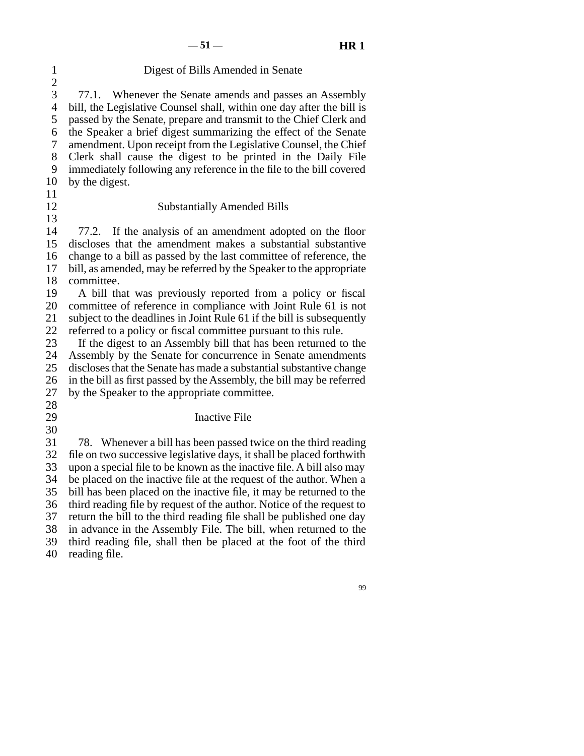### Digest of Bills Amended in Senate

77.1. Whenever the Senate amends and passes an Assembly bill, the Legislative Counsel shall, within one day after the bill is passed by the Senate, prepare and transmit to the Chief Clerk and the Speaker a brief digest summarizing the effect of the Senate amendment. Upon receipt from the Legislative Counsel, the Chief Clerk shall cause the digest to be printed in the Daily File immediately following any reference in the file to the bill covered by the digest.

### Substantially Amended Bills

77.2. If the analysis of an amendment adopted on the floor discloses that the amendment makes a substantial substantive change to a bill as passed by the last committee of reference, the bill, as amended, may be referred by the Speaker to the appropriate committee.

A bill that was previously reported from a policy or fiscal committee of reference in compliance with Joint Rule 61 is not subject to the deadlines in Joint Rule 61 if the bill is subsequently referred to a policy or fiscal committee pursuant to this rule.

If the digest to an Assembly bill that has been returned to the Assembly by the Senate for concurrence in Senate amendments discloses that the Senate has made a substantial substantive change in the bill as first passed by the Assembly, the bill may be referred by the Speaker to the appropriate committee.

### Inactive File

78. Whenever a bill has been passed twice on the third reading file on two successive legislative days, it shall be placed forthwith upon a special file to be known as the inactive file. A bill also may be placed on the inactive file at the request of the author. When a bill has been placed on the inactive file, it may be returned to the third reading file by request of the author. Notice of the request to return the bill to the third reading file shall be published one day in advance in the Assembly File. The bill, when returned to the third reading file, shall then be placed at the foot of the third reading file.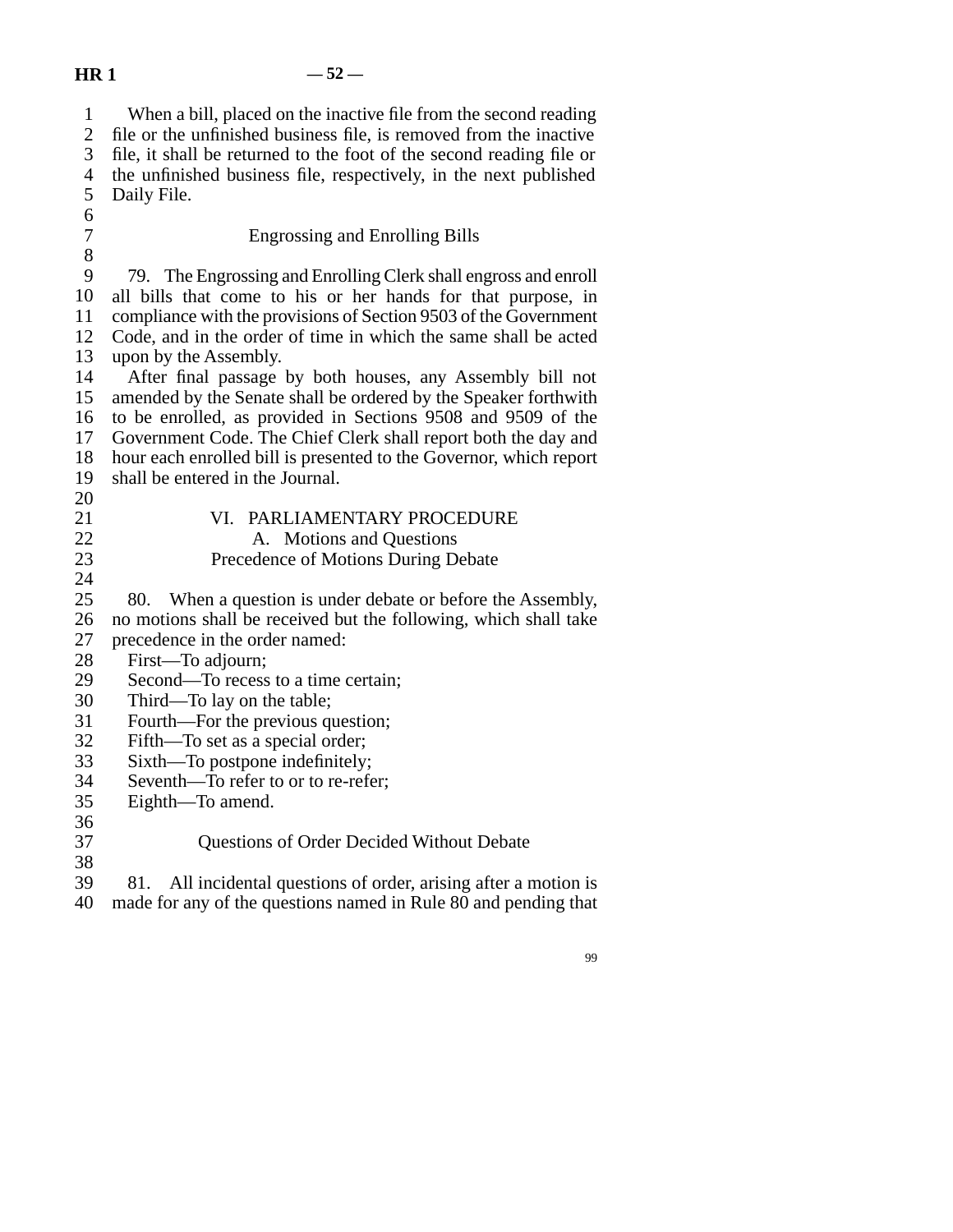When a bill, placed on the inactive file from the second reading file or the unfinished business file, is removed from the inactive file, it shall be returned to the foot of the second reading file or the unfinished business file, respectively, in the next published Daily File.

### Engrossing and Enrolling Bills

79. The Engrossing and Enrolling Clerk shall engross and enroll all bills that come to his or her hands for that purpose, in compliance with the provisions of Section 9503 of the Government Code, and in the order of time in which the same shall be acted upon by the Assembly.

After final passage by both houses, any Assembly bill not amended by the Senate shall be ordered by the Speaker forthwith to be enrolled, as provided in Sections 9508 and 9509 of the Government Code. The Chief Clerk shall report both the day and hour each enrolled bill is presented to the Governor, which report shall be entered in the Journal.

## VI. PARLIAMENTARY PROCEDURE

### A. Motions and Questions

### Precedence of Motions During Debate

80. When a question is under debate or before the Assembly, no motions shall be received but the following, which shall take precedence in the order named:

First—To adjourn;
Second—To recess to a time certain;
Third—To lay on the table;
Fourth—For the previous question;
Fifth—To set as a special order;
Sixth—To postpone indefinitely;
Seventh—To refer to or to re-refer;
Eighth—To amend.

### Questions of Order Decided Without Debate

81. All incidental questions of order, arising after a motion is made for any of the questions named in Rule 80 and pending that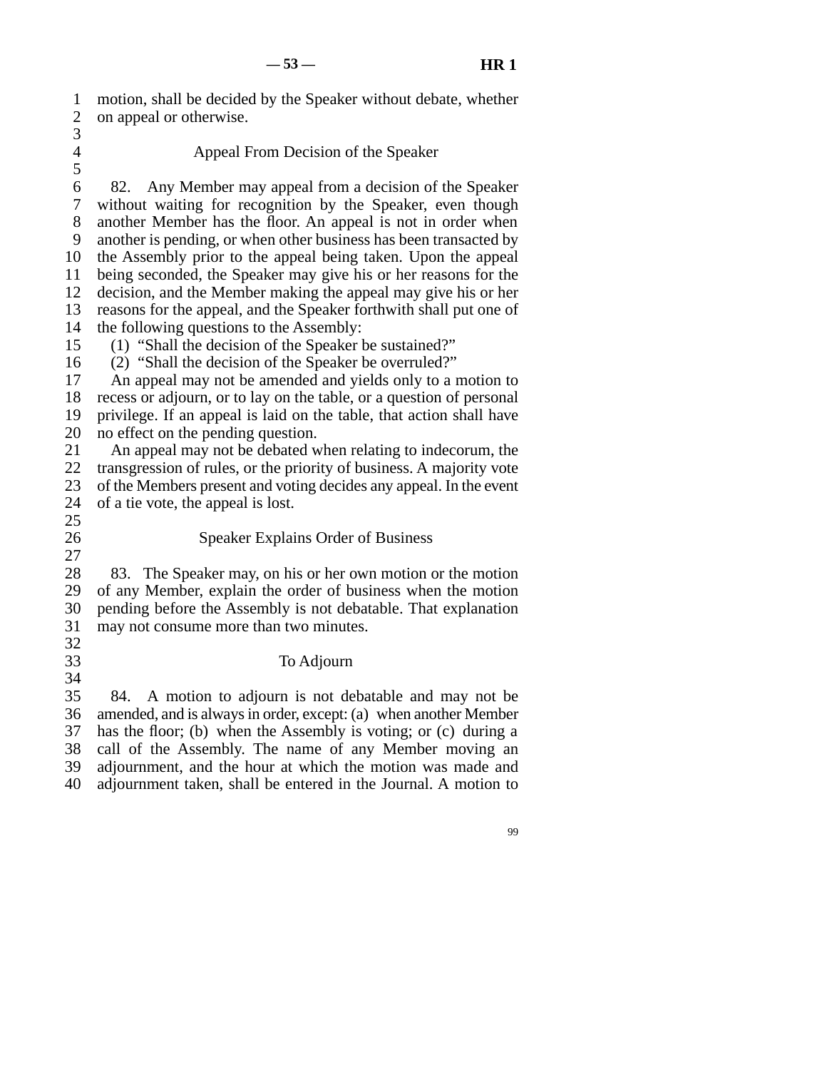motion, shall be decided by the Speaker without debate, whether on appeal or otherwise.

### Appeal From Decision of the Speaker

82. Any Member may appeal from a decision of the Speaker without waiting for recognition by the Speaker, even though another Member has the floor. An appeal is not in order when another is pending, or when other business has been transacted by the Assembly prior to the appeal being taken. Upon the appeal being seconded, the Speaker may give his or her reasons for the decision, and the Member making the appeal may give his or her reasons for the appeal, and the Speaker forthwith shall put one of the following questions to the Assembly:

(1) "Shall the decision of the Speaker be sustained?"

(2) "Shall the decision of the Speaker be overruled?"

An appeal may not be amended and yields only to a motion to recess or adjourn, or to lay on the table, or a question of personal privilege. If an appeal is laid on the table, that action shall have no effect on the pending question.

An appeal may not be debated when relating to indecorum, the transgression of rules, or the priority of business. A majority vote of the Members present and voting decides any appeal. In the event of a tie vote, the appeal is lost.

### Speaker Explains Order of Business

83. The Speaker may, on his or her own motion or the motion of any Member, explain the order of business when the motion pending before the Assembly is not debatable. That explanation may not consume more than two minutes.

### To Adjourn

84. A motion to adjourn is not debatable and may not be amended, and is always in order, except: (a) when another Member has the floor; (b) when the Assembly is voting; or (c) during a call of the Assembly. The name of any Member moving an adjournment, and the hour at which the motion was made and adjournment taken, shall be entered in the Journal. A motion to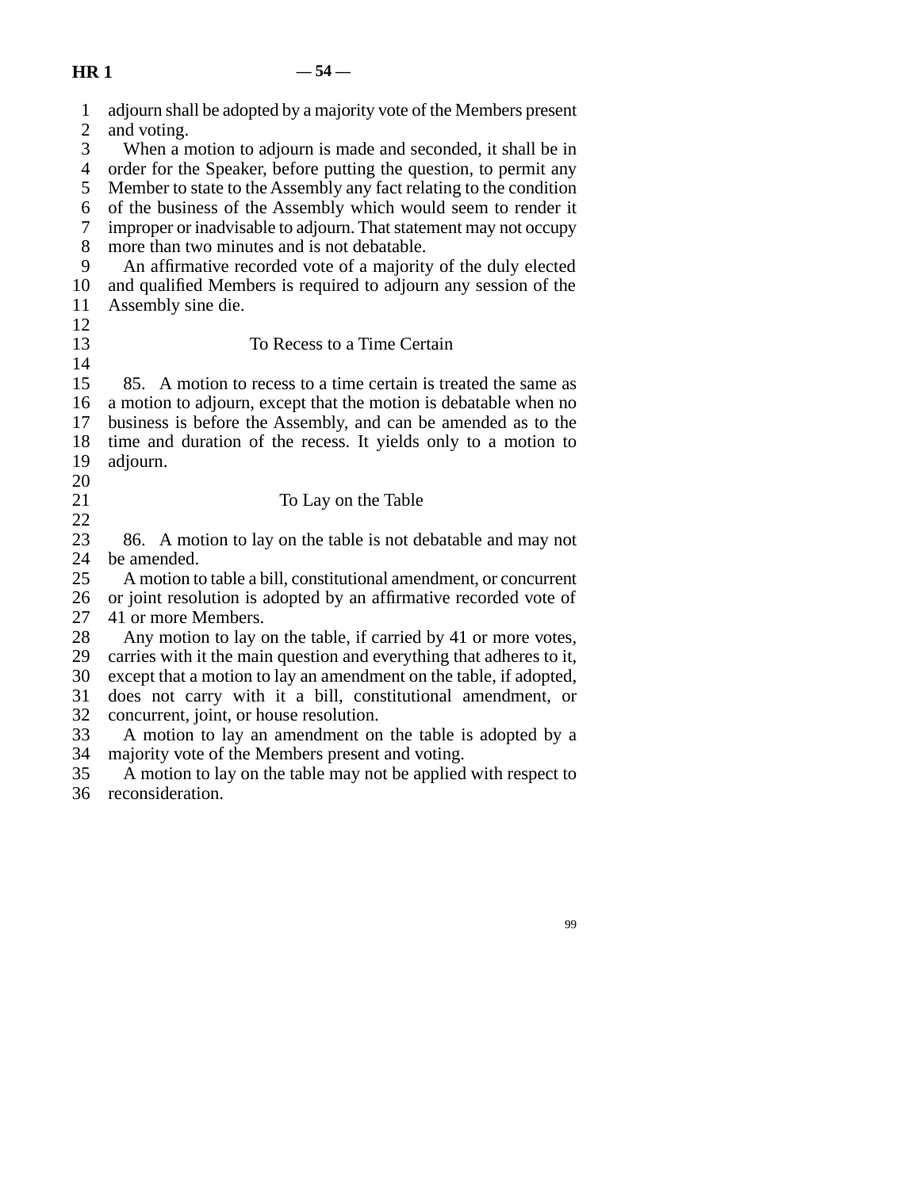adjourn shall be adopted by a majority vote of the Members present and voting.

When a motion to adjourn is made and seconded, it shall be in order for the Speaker, before putting the question, to permit any Member to state to the Assembly any fact relating to the condition of the business of the Assembly which would seem to render it improper or inadvisable to adjourn. That statement may not occupy more than two minutes and is not debatable.

An affirmative recorded vote of a majority of the duly elected and qualified Members is required to adjourn any session of the Assembly sine die.

### To Recess to a Time Certain

85. A motion to recess to a time certain is treated the same as a motion to adjourn, except that the motion is debatable when no business is before the Assembly, and can be amended as to the time and duration of the recess. It yields only to a motion to adjourn.

### To Lay on the Table

86. A motion to lay on the table is not debatable and may not be amended.

A motion to table a bill, constitutional amendment, or concurrent or joint resolution is adopted by an affirmative recorded vote of 41 or more Members.

Any motion to lay on the table, if carried by 41 or more votes, carries with it the main question and everything that adheres to it, except that a motion to lay an amendment on the table, if adopted, does not carry with it a bill, constitutional amendment, or concurrent, joint, or house resolution.

A motion to lay an amendment on the table is adopted by a majority vote of the Members present and voting.

A motion to lay on the table may not be applied with respect to reconsideration.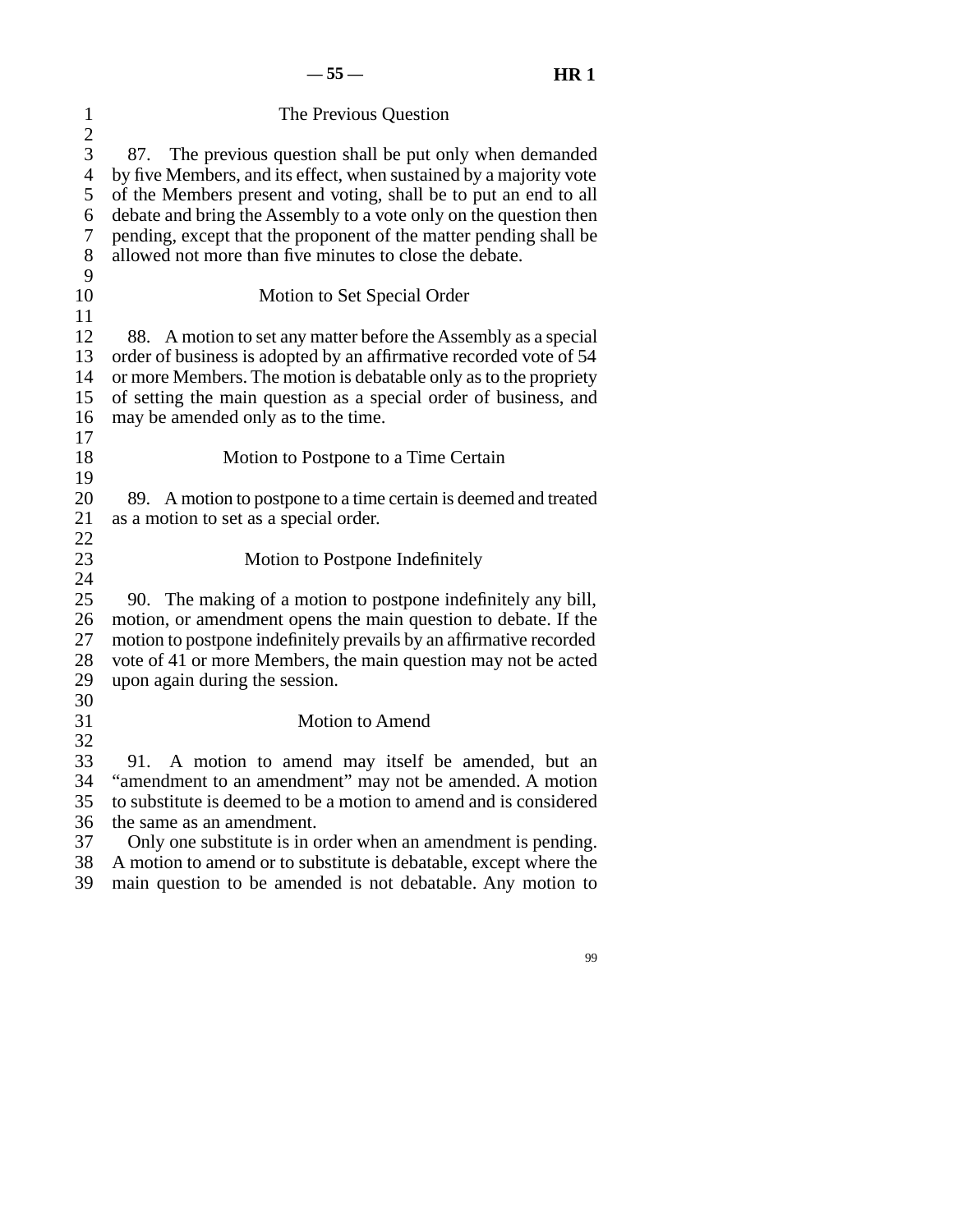### The Previous Question

87. The previous question shall be put only when demanded by five Members, and its effect, when sustained by a majority vote of the Members present and voting, shall be to put an end to all debate and bring the Assembly to a vote only on the question then pending, except that the proponent of the matter pending shall be allowed not more than five minutes to close the debate.

### Motion to Set Special Order

88. A motion to set any matter before the Assembly as a special order of business is adopted by an affirmative recorded vote of 54 or more Members. The motion is debatable only as to the propriety of setting the main question as a special order of business, and may be amended only as to the time.

### Motion to Postpone to a Time Certain

89. A motion to postpone to a time certain is deemed and treated as a motion to set as a special order.

### Motion to Postpone Indefinitely

90. The making of a motion to postpone indefinitely any bill, motion, or amendment opens the main question to debate. If the motion to postpone indefinitely prevails by an affirmative recorded vote of 41 or more Members, the main question may not be acted upon again during the session.

### Motion to Amend

91. A motion to amend may itself be amended, but an "amendment to an amendment" may not be amended. A motion to substitute is deemed to be a motion to amend and is considered the same as an amendment.

Only one substitute is in order when an amendment is pending. A motion to amend or to substitute is debatable, except where the main question to be amended is not debatable. Any motion to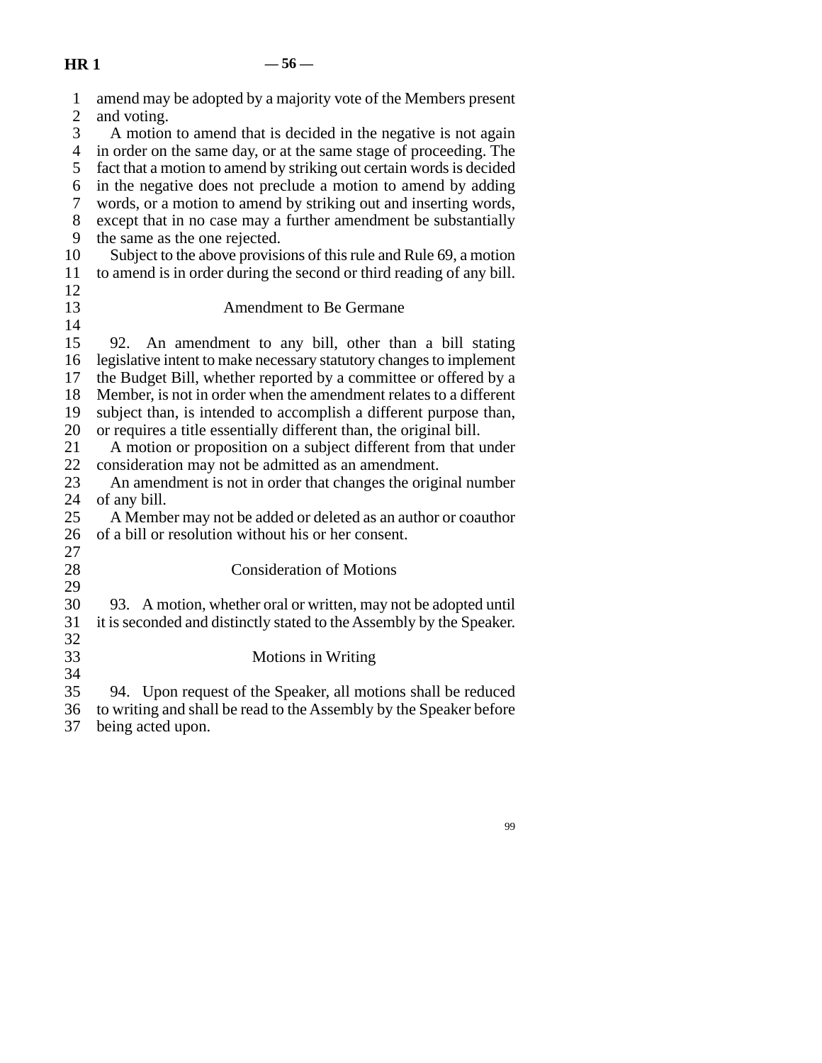amend may be adopted by a majority vote of the Members present and voting.

A motion to amend that is decided in the negative is not again in order on the same day, or at the same stage of proceeding. The fact that a motion to amend by striking out certain words is decided in the negative does not preclude a motion to amend by adding words, or a motion to amend by striking out and inserting words, except that in no case may a further amendment be substantially the same as the one rejected.

Subject to the above provisions of this rule and Rule 69, a motion to amend is in order during the second or third reading of any bill.

### Amendment to Be Germane

92. An amendment to any bill, other than a bill stating legislative intent to make necessary statutory changes to implement the Budget Bill, whether reported by a committee or offered by a Member, is not in order when the amendment relates to a different subject than, is intended to accomplish a different purpose than, or requires a title essentially different than, the original bill.

A motion or proposition on a subject different from that under consideration may not be admitted as an amendment.

An amendment is not in order that changes the original number of any bill.

A Member may not be added or deleted as an author or coauthor of a bill or resolution without his or her consent.

### Consideration of Motions

93. A motion, whether oral or written, may not be adopted until it is seconded and distinctly stated to the Assembly by the Speaker.

### Motions in Writing

94. Upon request of the Speaker, all motions shall be reduced to writing and shall be read to the Assembly by the Speaker before being acted upon.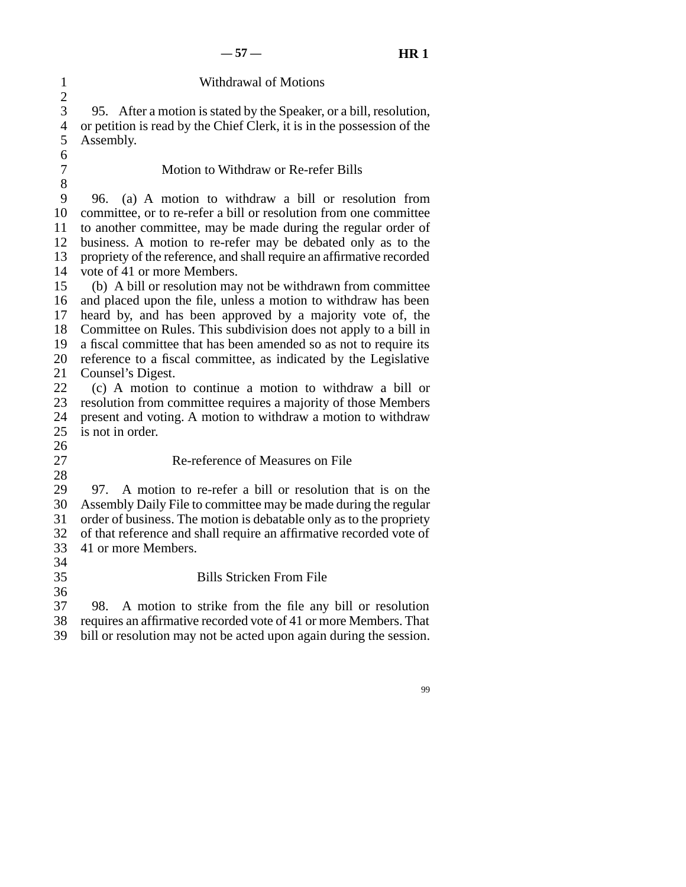### Withdrawal of Motions

95. After a motion is stated by the Speaker, or a bill, resolution, or petition is read by the Chief Clerk, it is in the possession of the Assembly.

### Motion to Withdraw or Re-refer Bills

96. (a) A motion to withdraw a bill or resolution from committee, or to re-refer a bill or resolution from one committee to another committee, may be made during the regular order of business. A motion to re-refer may be debated only as to the propriety of the reference, and shall require an affirmative recorded vote of 41 or more Members.

(b) A bill or resolution may not be withdrawn from committee and placed upon the file, unless a motion to withdraw has been heard by, and has been approved by a majority vote of, the Committee on Rules. This subdivision does not apply to a bill in a fiscal committee that has been amended so as not to require its reference to a fiscal committee, as indicated by the Legislative Counsel's Digest.

(c) A motion to continue a motion to withdraw a bill or resolution from committee requires a majority of those Members present and voting. A motion to withdraw a motion to withdraw is not in order.

### Re-reference of Measures on File

97. A motion to re-refer a bill or resolution that is on the Assembly Daily File to committee may be made during the regular order of business. The motion is debatable only as to the propriety of that reference and shall require an affirmative recorded vote of 41 or more Members.

### Bills Stricken From File

98. A motion to strike from the file any bill or resolution requires an affirmative recorded vote of 41 or more Members. That bill or resolution may not be acted upon again during the session.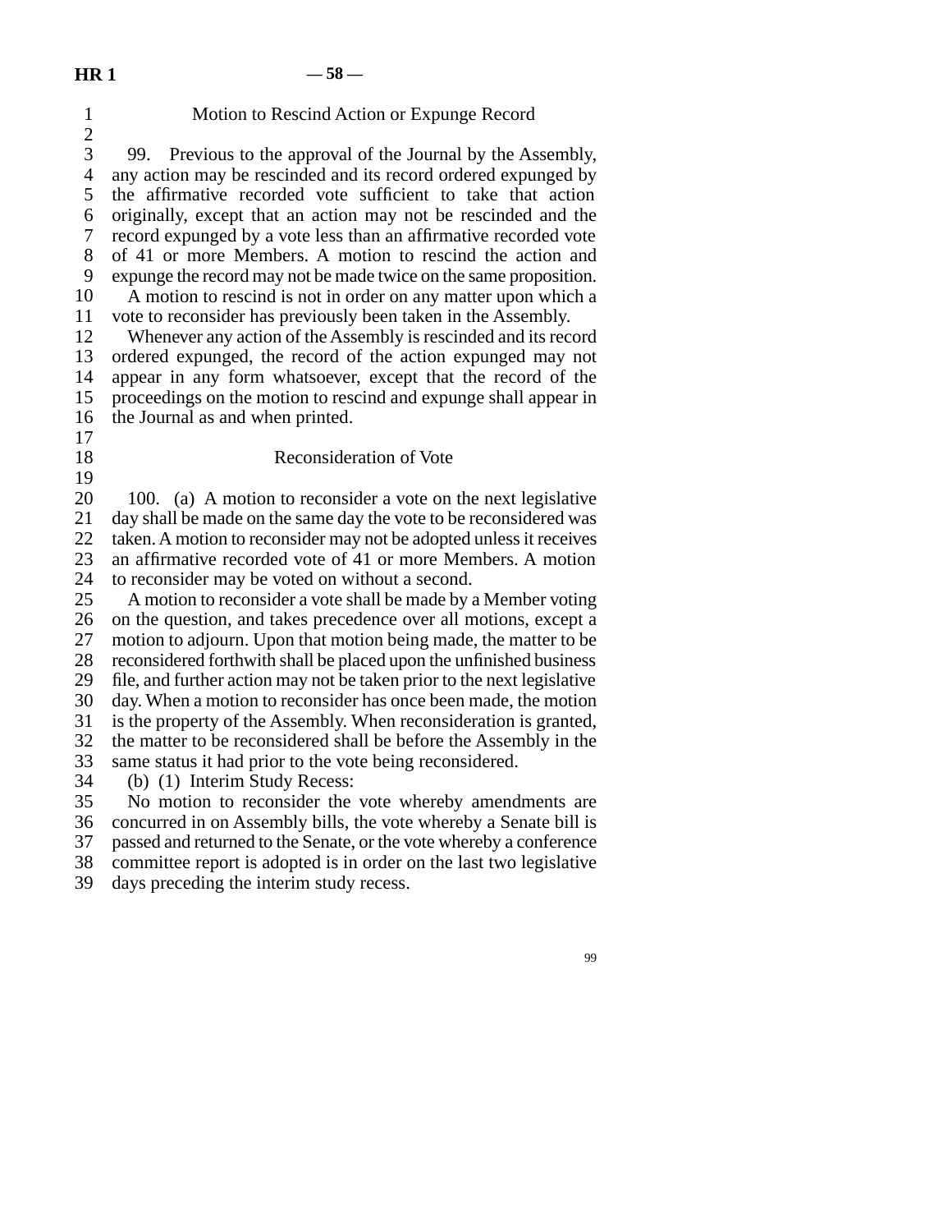### Motion to Rescind Action or Expunge Record

99. Previous to the approval of the Journal by the Assembly, any action may be rescinded and its record ordered expunged by the affirmative recorded vote sufficient to take that action originally, except that an action may not be rescinded and the record expunged by a vote less than an affirmative recorded vote of 41 or more Members. A motion to rescind the action and expunge the record may not be made twice on the same proposition.

A motion to rescind is not in order on any matter upon which a vote to reconsider has previously been taken in the Assembly.

Whenever any action of the Assembly is rescinded and its record ordered expunged, the record of the action expunged may not appear in any form whatsoever, except that the record of the proceedings on the motion to rescind and expunge shall appear in the Journal as and when printed.

### Reconsideration of Vote

100. (a) A motion to reconsider a vote on the next legislative day shall be made on the same day the vote to be reconsidered was taken. A motion to reconsider may not be adopted unless it receives an affirmative recorded vote of 41 or more Members. A motion to reconsider may be voted on without a second.

A motion to reconsider a vote shall be made by a Member voting on the question, and takes precedence over all motions, except a motion to adjourn. Upon that motion being made, the matter to be reconsidered forthwith shall be placed upon the unfinished business file, and further action may not be taken prior to the next legislative day. When a motion to reconsider has once been made, the motion is the property of the Assembly. When reconsideration is granted, the matter to be reconsidered shall be before the Assembly in the same status it had prior to the vote being reconsidered.

(b) (1) Interim Study Recess:

No motion to reconsider the vote whereby amendments are concurred in on Assembly bills, the vote whereby a Senate bill is passed and returned to the Senate, or the vote whereby a conference committee report is adopted is in order on the last two legislative days preceding the interim study recess.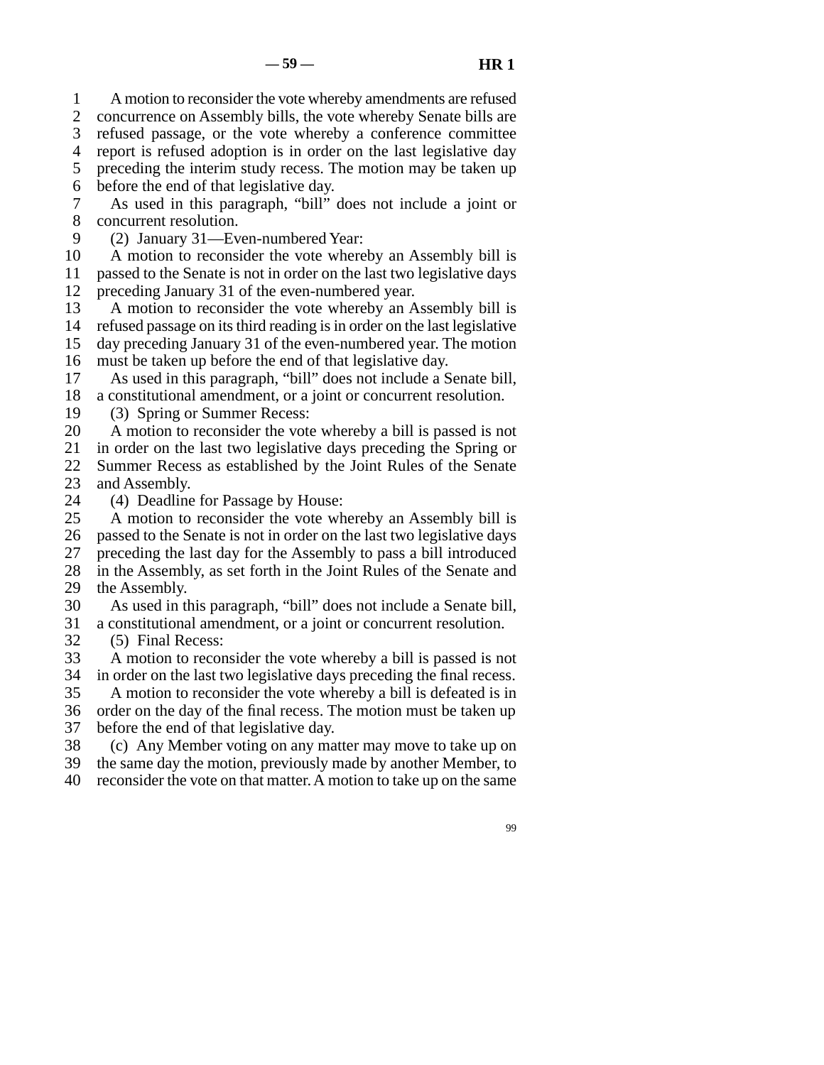A motion to reconsider the vote whereby amendments are refused concurrence on Assembly bills, the vote whereby Senate bills are refused passage, or the vote whereby a conference committee report is refused adoption is in order on the last legislative day preceding the interim study recess. The motion may be taken up before the end of that legislative day.

As used in this paragraph, "bill" does not include a joint or concurrent resolution.

(2) January 31—Even-numbered Year:

A motion to reconsider the vote whereby an Assembly bill is passed to the Senate is not in order on the last two legislative days preceding January 31 of the even-numbered year.

A motion to reconsider the vote whereby an Assembly bill is refused passage on its third reading is in order on the last legislative day preceding January 31 of the even-numbered year. The motion must be taken up before the end of that legislative day.

As used in this paragraph, "bill" does not include a Senate bill, a constitutional amendment, or a joint or concurrent resolution.

(3) Spring or Summer Recess:

A motion to reconsider the vote whereby a bill is passed is not in order on the last two legislative days preceding the Spring or Summer Recess as established by the Joint Rules of the Senate and Assembly.

(4) Deadline for Passage by House:

A motion to reconsider the vote whereby an Assembly bill is passed to the Senate is not in order on the last two legislative days preceding the last day for the Assembly to pass a bill introduced in the Assembly, as set forth in the Joint Rules of the Senate and the Assembly.

As used in this paragraph, "bill" does not include a Senate bill, a constitutional amendment, or a joint or concurrent resolution.

(5) Final Recess:

A motion to reconsider the vote whereby a bill is passed is not in order on the last two legislative days preceding the final recess.

A motion to reconsider the vote whereby a bill is defeated is in order on the day of the final recess. The motion must be taken up before the end of that legislative day.

(c) Any Member voting on any matter may move to take up on the same day the motion, previously made by another Member, to reconsider the vote on that matter. A motion to take up on the same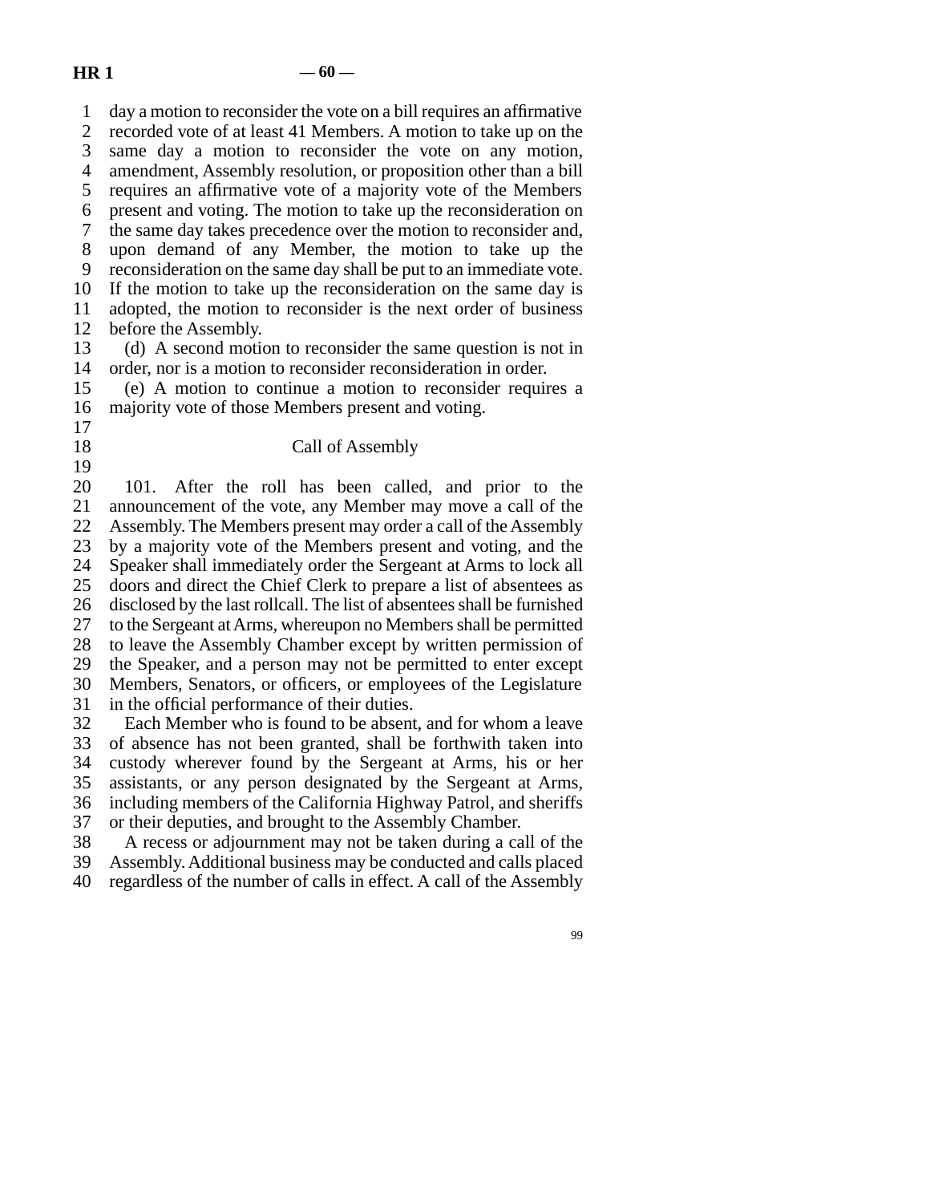day a motion to reconsider the vote on a bill requires an affirmative recorded vote of at least 41 Members. A motion to take up on the same day a motion to reconsider the vote on any motion, amendment, Assembly resolution, or proposition other than a bill requires an affirmative vote of a majority vote of the Members present and voting. The motion to take up the reconsideration on the same day takes precedence over the motion to reconsider and, upon demand of any Member, the motion to take up the reconsideration on the same day shall be put to an immediate vote. If the motion to take up the reconsideration on the same day is adopted, the motion to reconsider is the next order of business before the Assembly.

(d) A second motion to reconsider the same question is not in order, nor is a motion to reconsider reconsideration in order.

(e) A motion to continue a motion to reconsider requires a majority vote of those Members present and voting.

## Call of Assembly

101. After the roll has been called, and prior to the announcement of the vote, any Member may move a call of the Assembly. The Members present may order a call of the Assembly by a majority vote of the Members present and voting, and the Speaker shall immediately order the Sergeant at Arms to lock all doors and direct the Chief Clerk to prepare a list of absentees as disclosed by the last rollcall. The list of absentees shall be furnished to the Sergeant at Arms, whereupon no Members shall be permitted to leave the Assembly Chamber except by written permission of the Speaker, and a person may not be permitted to enter except Members, Senators, or officers, or employees of the Legislature in the official performance of their duties.

Each Member who is found to be absent, and for whom a leave of absence has not been granted, shall be forthwith taken into custody wherever found by the Sergeant at Arms, his or her assistants, or any person designated by the Sergeant at Arms, including members of the California Highway Patrol, and sheriffs or their deputies, and brought to the Assembly Chamber.

A recess or adjournment may not be taken during a call of the Assembly. Additional business may be conducted and calls placed regardless of the number of calls in effect. A call of the Assembly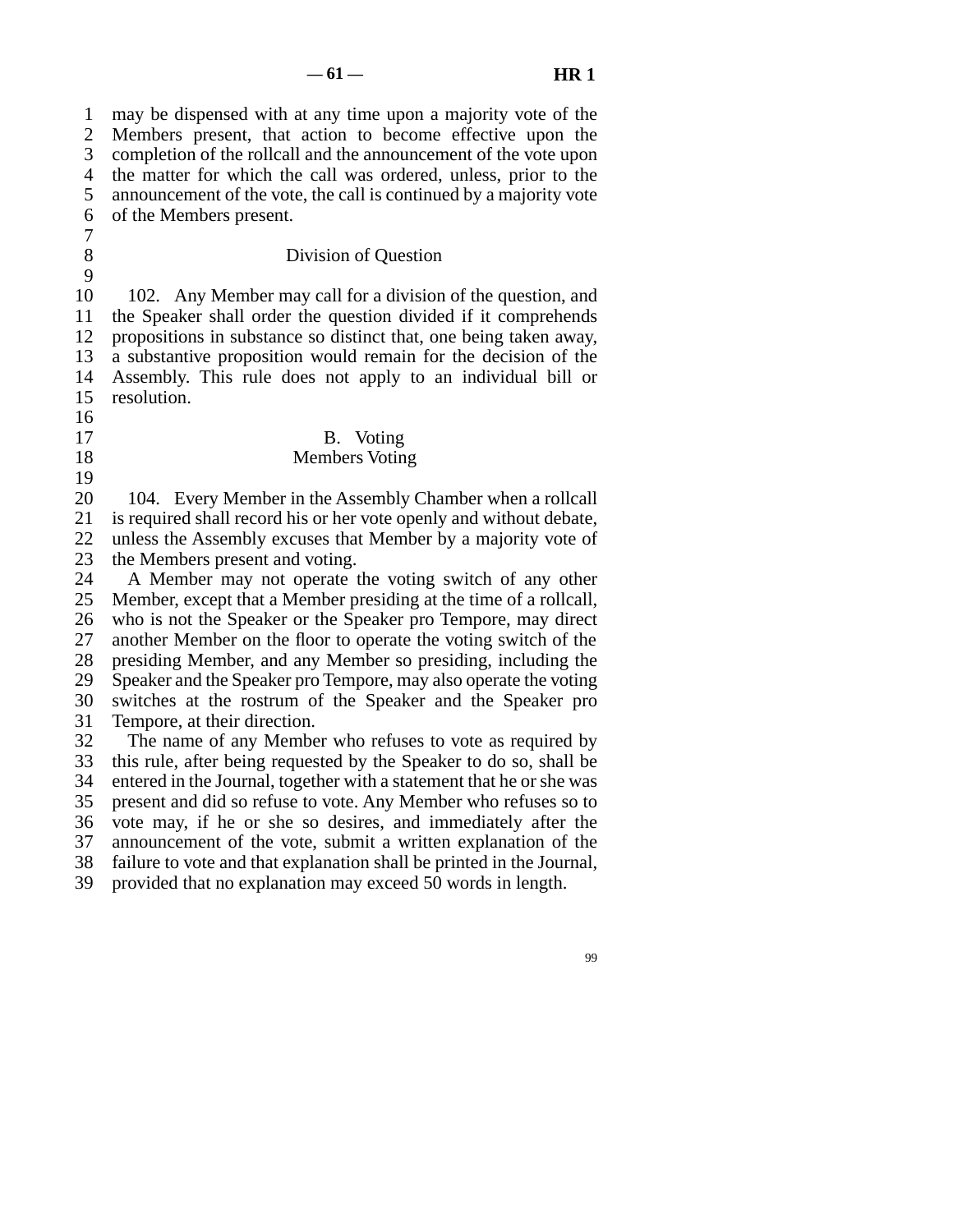may be dispensed with at any time upon a majority vote of the Members present, that action to become effective upon the completion of the rollcall and the announcement of the vote upon the matter for which the call was ordered, unless, prior to the announcement of the vote, the call is continued by a majority vote of the Members present.

### Division of Question

102. Any Member may call for a division of the question, and the Speaker shall order the question divided if it comprehends propositions in substance so distinct that, one being taken away, a substantive proposition would remain for the decision of the Assembly. This rule does not apply to an individual bill or resolution.

## B. Voting

### Members Voting

104. Every Member in the Assembly Chamber when a rollcall is required shall record his or her vote openly and without debate, unless the Assembly excuses that Member by a majority vote of the Members present and voting.

A Member may not operate the voting switch of any other Member, except that a Member presiding at the time of a rollcall, who is not the Speaker or the Speaker pro Tempore, may direct another Member on the floor to operate the voting switch of the presiding Member, and any Member so presiding, including the Speaker and the Speaker pro Tempore, may also operate the voting switches at the rostrum of the Speaker and the Speaker pro Tempore, at their direction.

The name of any Member who refuses to vote as required by this rule, after being requested by the Speaker to do so, shall be entered in the Journal, together with a statement that he or she was present and did so refuse to vote. Any Member who refuses so to vote may, if he or she so desires, and immediately after the announcement of the vote, submit a written explanation of the failure to vote and that explanation shall be printed in the Journal, provided that no explanation may exceed 50 words in length.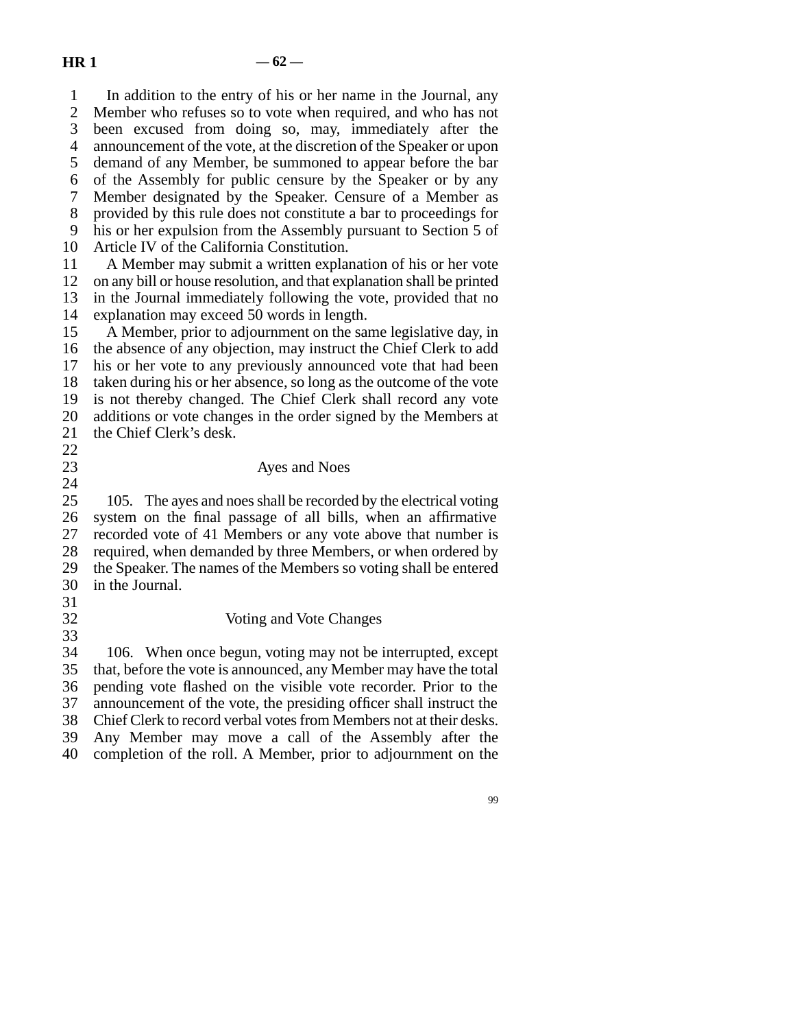In addition to the entry of his or her name in the Journal, any Member who refuses so to vote when required, and who has not been excused from doing so, may, immediately after the announcement of the vote, at the discretion of the Speaker or upon demand of any Member, be summoned to appear before the bar of the Assembly for public censure by the Speaker or by any Member designated by the Speaker. Censure of a Member as provided by this rule does not constitute a bar to proceedings for his or her expulsion from the Assembly pursuant to Section 5 of Article IV of the California Constitution.

A Member may submit a written explanation of his or her vote on any bill or house resolution, and that explanation shall be printed in the Journal immediately following the vote, provided that no explanation may exceed 50 words in length.

A Member, prior to adjournment on the same legislative day, in the absence of any objection, may instruct the Chief Clerk to add his or her vote to any previously announced vote that had been taken during his or her absence, so long as the outcome of the vote is not thereby changed. The Chief Clerk shall record any vote additions or vote changes in the order signed by the Members at the Chief Clerk's desk.

## Ayes and Noes

105. The ayes and noes shall be recorded by the electrical voting system on the final passage of all bills, when an affirmative recorded vote of 41 Members or any vote above that number is required, when demanded by three Members, or when ordered by the Speaker. The names of the Members so voting shall be entered in the Journal.

## Voting and Vote Changes

106. When once begun, voting may not be interrupted, except that, before the vote is announced, any Member may have the total pending vote flashed on the visible vote recorder. Prior to the announcement of the vote, the presiding officer shall instruct the Chief Clerk to record verbal votes from Members not at their desks. Any Member may move a call of the Assembly after the completion of the roll. A Member, prior to adjournment on the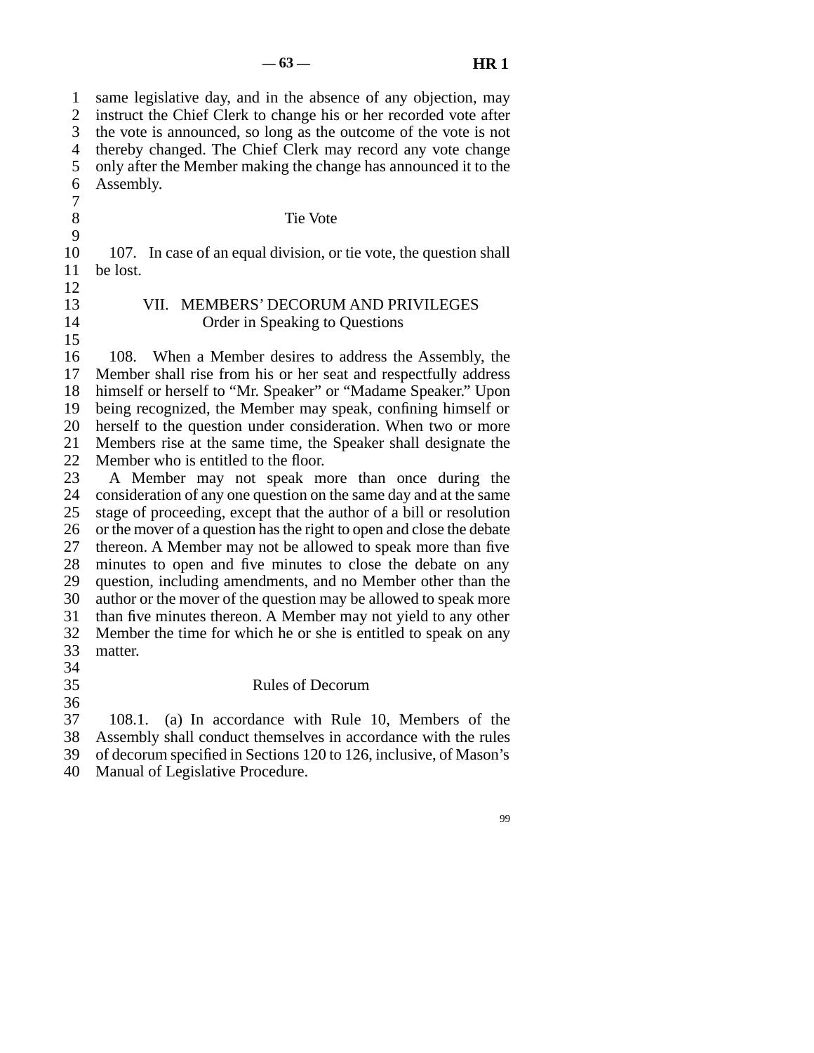same legislative day, and in the absence of any objection, may instruct the Chief Clerk to change his or her recorded vote after the vote is announced, so long as the outcome of the vote is not thereby changed. The Chief Clerk may record any vote change only after the Member making the change has announced it to the Assembly.

### Tie Vote

107. In case of an equal division, or tie vote, the question shall be lost.

## VII. MEMBERS' DECORUM AND PRIVILEGES

### Order in Speaking to Questions

108. When a Member desires to address the Assembly, the Member shall rise from his or her seat and respectfully address himself or herself to "Mr. Speaker" or "Madame Speaker." Upon being recognized, the Member may speak, confining himself or herself to the question under consideration. When two or more Members rise at the same time, the Speaker shall designate the Member who is entitled to the floor.

A Member may not speak more than once during the consideration of any one question on the same day and at the same stage of proceeding, except that the author of a bill or resolution or the mover of a question has the right to open and close the debate thereon. A Member may not be allowed to speak more than five minutes to open and five minutes to close the debate on any question, including amendments, and no Member other than the author or the mover of the question may be allowed to speak more than five minutes thereon. A Member may not yield to any other Member the time for which he or she is entitled to speak on any matter.

### Rules of Decorum

108.1. (a) In accordance with Rule 10, Members of the Assembly shall conduct themselves in accordance with the rules of decorum specified in Sections 120 to 126, inclusive, of Mason's Manual of Legislative Procedure.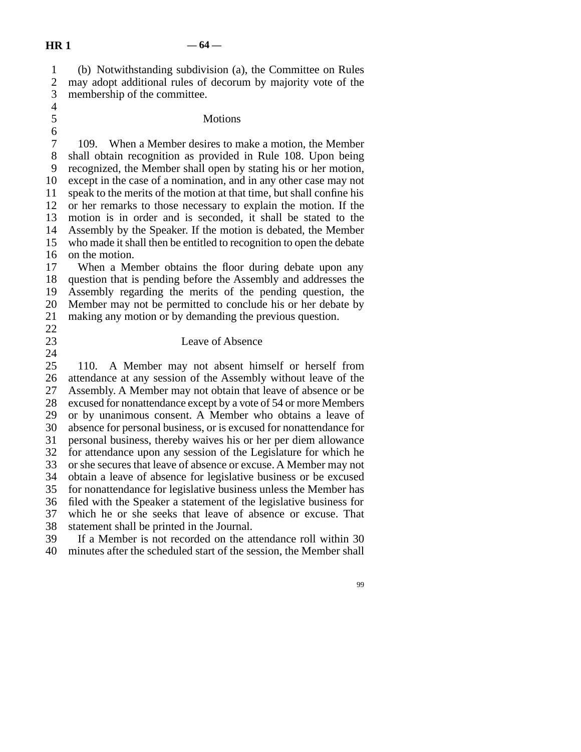(b) Notwithstanding subdivision (a), the Committee on Rules may adopt additional rules of decorum by majority vote of the membership of the committee.

## Motions

109. When a Member desires to make a motion, the Member shall obtain recognition as provided in Rule 108. Upon being recognized, the Member shall open by stating his or her motion, except in the case of a nomination, and in any other case may not speak to the merits of the motion at that time, but shall confine his or her remarks to those necessary to explain the motion. If the motion is in order and is seconded, it shall be stated to the Assembly by the Speaker. If the motion is debated, the Member who made it shall then be entitled to recognition to open the debate on the motion.

When a Member obtains the floor during debate upon any question that is pending before the Assembly and addresses the Assembly regarding the merits of the pending question, the Member may not be permitted to conclude his or her debate by making any motion or by demanding the previous question.

## Leave of Absence

110. A Member may not absent himself or herself from attendance at any session of the Assembly without leave of the Assembly. A Member may not obtain that leave of absence or be excused for nonattendance except by a vote of 54 or more Members or by unanimous consent. A Member who obtains a leave of absence for personal business, or is excused for nonattendance for personal business, thereby waives his or her per diem allowance for attendance upon any session of the Legislature for which he or she secures that leave of absence or excuse. A Member may not obtain a leave of absence for legislative business or be excused for nonattendance for legislative business unless the Member has filed with the Speaker a statement of the legislative business for which he or she seeks that leave of absence or excuse. That statement shall be printed in the Journal.

If a Member is not recorded on the attendance roll within 30 minutes after the scheduled start of the session, the Member shall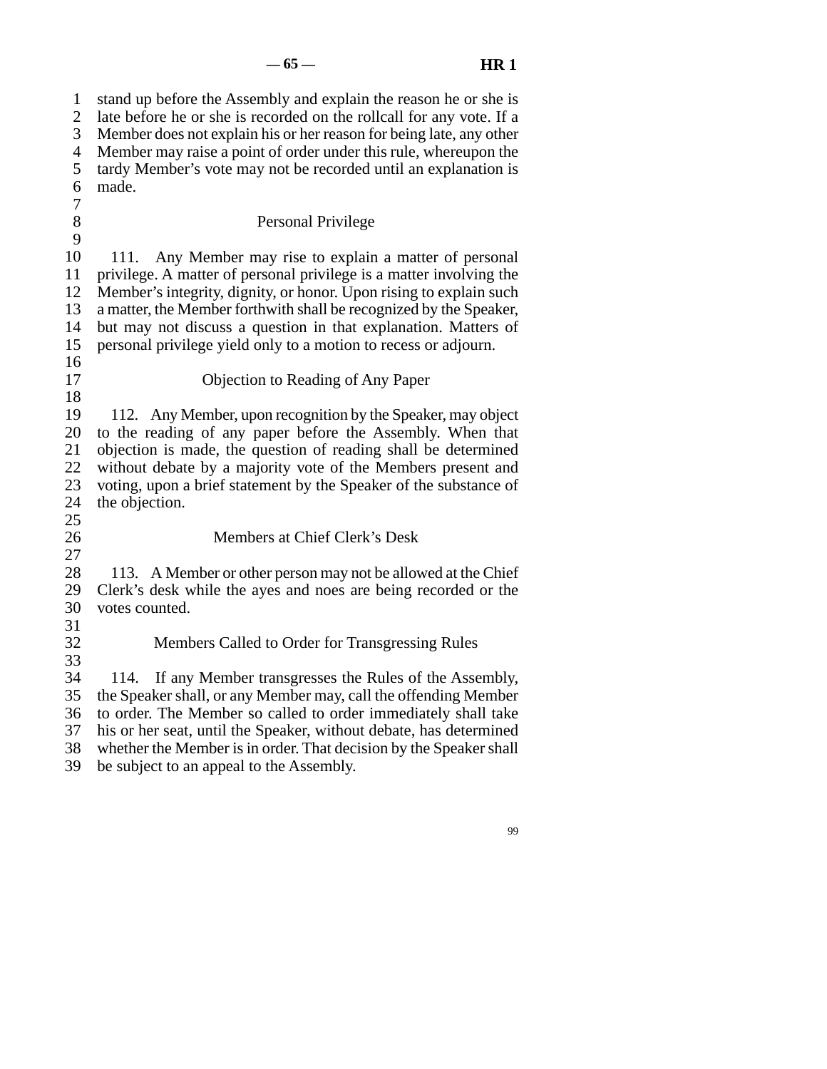stand up before the Assembly and explain the reason he or she is late before he or she is recorded on the rollcall for any vote. If a Member does not explain his or her reason for being late, any other Member may raise a point of order under this rule, whereupon the tardy Member's vote may not be recorded until an explanation is made.

### Personal Privilege

111. Any Member may rise to explain a matter of personal privilege. A matter of personal privilege is a matter involving the Member's integrity, dignity, or honor. Upon rising to explain such a matter, the Member forthwith shall be recognized by the Speaker, but may not discuss a question in that explanation. Matters of personal privilege yield only to a motion to recess or adjourn.

### Objection to Reading of Any Paper

112. Any Member, upon recognition by the Speaker, may object to the reading of any paper before the Assembly. When that objection is made, the question of reading shall be determined without debate by a majority vote of the Members present and voting, upon a brief statement by the Speaker of the substance of the objection.

### Members at Chief Clerk's Desk

113. A Member or other person may not be allowed at the Chief Clerk's desk while the ayes and noes are being recorded or the votes counted.

### Members Called to Order for Transgressing Rules

114. If any Member transgresses the Rules of the Assembly, the Speaker shall, or any Member may, call the offending Member to order. The Member so called to order immediately shall take his or her seat, until the Speaker, without debate, has determined whether the Member is in order. That decision by the Speaker shall be subject to an appeal to the Assembly.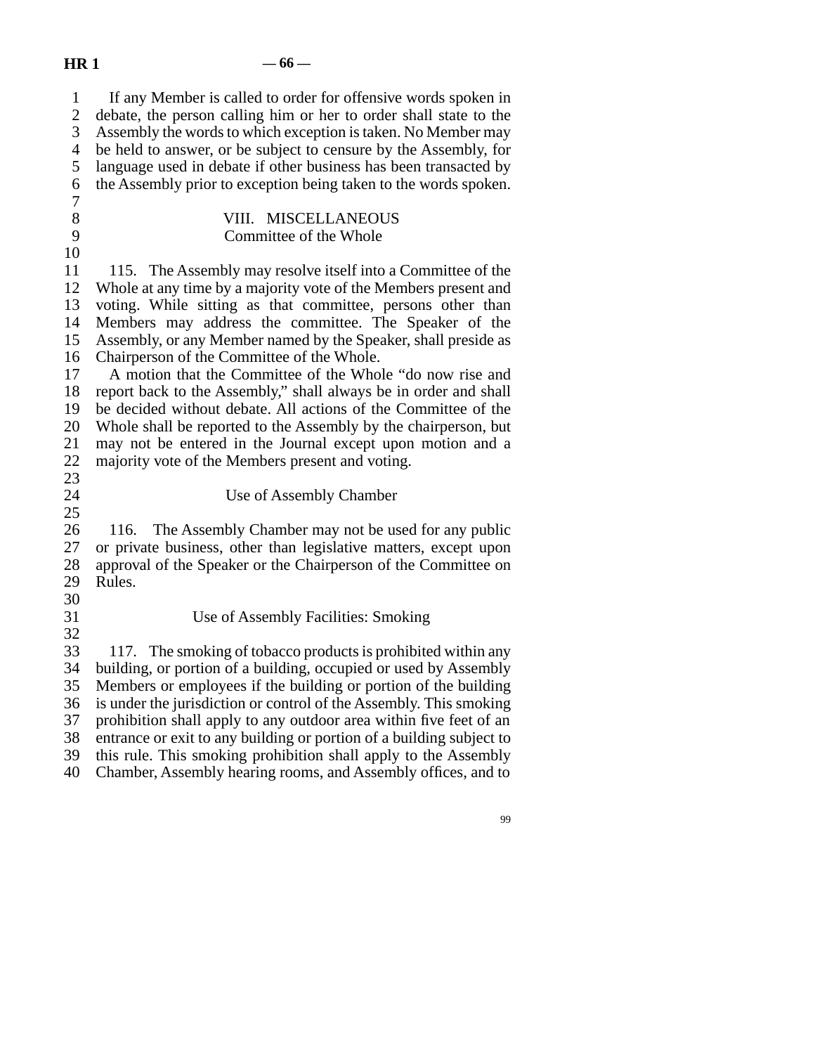If any Member is called to order for offensive words spoken in debate, the person calling him or her to order shall state to the Assembly the words to which exception is taken. No Member may be held to answer, or be subject to censure by the Assembly, for language used in debate if other business has been transacted by the Assembly prior to exception being taken to the words spoken.

## VIII. MISCELLANEOUS

### Committee of the Whole

115. The Assembly may resolve itself into a Committee of the Whole at any time by a majority vote of the Members present and voting. While sitting as that committee, persons other than Members may address the committee. The Speaker of the Assembly, or any Member named by the Speaker, shall preside as Chairperson of the Committee of the Whole.

A motion that the Committee of the Whole "do now rise and report back to the Assembly," shall always be in order and shall be decided without debate. All actions of the Committee of the Whole shall be reported to the Assembly by the chairperson, but may not be entered in the Journal except upon motion and a majority vote of the Members present and voting.

### Use of Assembly Chamber

116. The Assembly Chamber may not be used for any public or private business, other than legislative matters, except upon approval of the Speaker or the Chairperson of the Committee on Rules.

### Use of Assembly Facilities: Smoking

117. The smoking of tobacco products is prohibited within any building, or portion of a building, occupied or used by Assembly Members or employees if the building or portion of the building is under the jurisdiction or control of the Assembly. This smoking prohibition shall apply to any outdoor area within five feet of an entrance or exit to any building or portion of a building subject to this rule. This smoking prohibition shall apply to the Assembly Chamber, Assembly hearing rooms, and Assembly offices, and to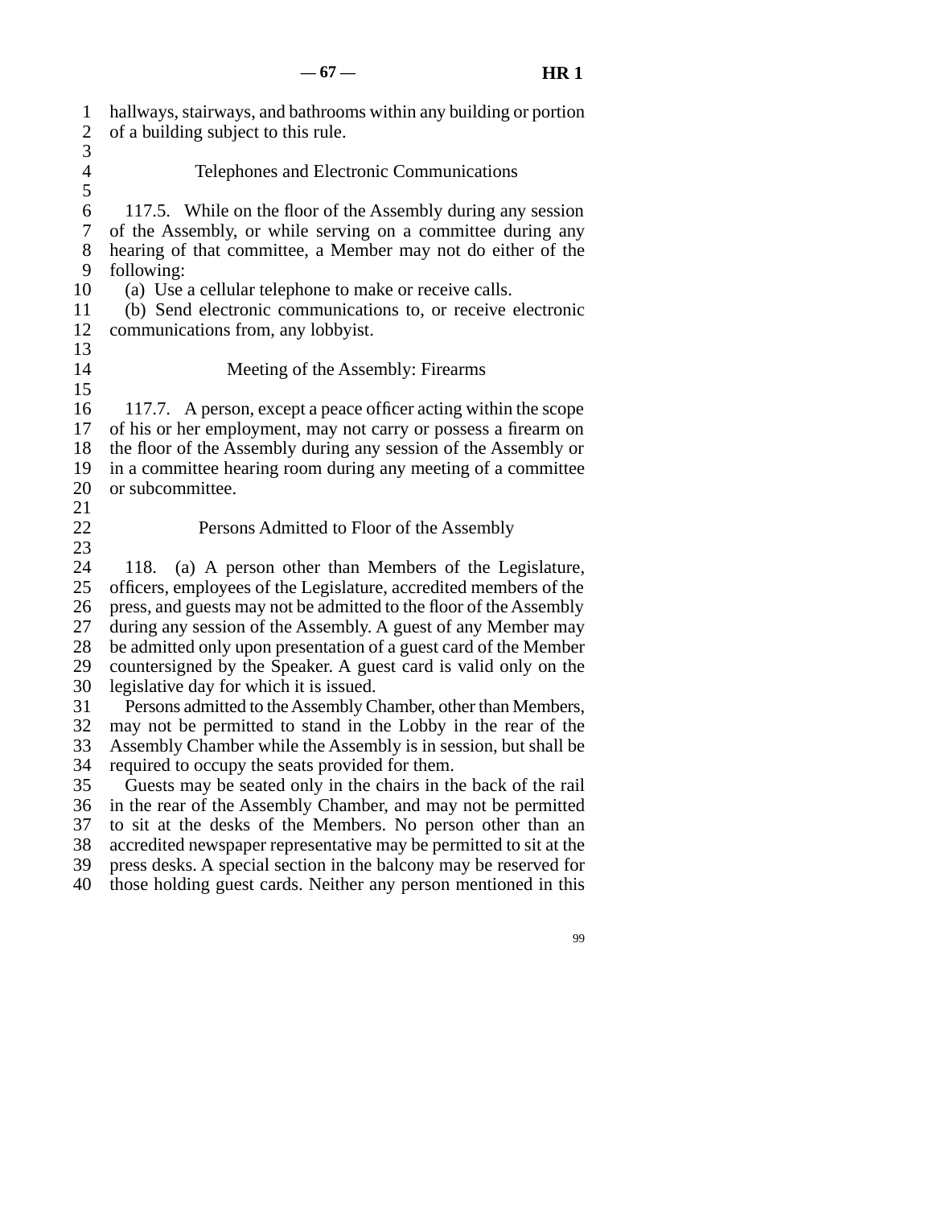hallways, stairways, and bathrooms within any building or portion of a building subject to this rule.

### Telephones and Electronic Communications

117.5. While on the floor of the Assembly during any session of the Assembly, or while serving on a committee during any hearing of that committee, a Member may not do either of the following:

(a) Use a cellular telephone to make or receive calls.

(b) Send electronic communications to, or receive electronic communications from, any lobbyist.

### Meeting of the Assembly: Firearms

117.7. A person, except a peace officer acting within the scope of his or her employment, may not carry or possess a firearm on the floor of the Assembly during any session of the Assembly or in a committee hearing room during any meeting of a committee or subcommittee.

### Persons Admitted to Floor of the Assembly

118. (a) A person other than Members of the Legislature, officers, employees of the Legislature, accredited members of the press, and guests may not be admitted to the floor of the Assembly during any session of the Assembly. A guest of any Member may be admitted only upon presentation of a guest card of the Member countersigned by the Speaker. A guest card is valid only on the legislative day for which it is issued.

Persons admitted to the Assembly Chamber, other than Members, may not be permitted to stand in the Lobby in the rear of the Assembly Chamber while the Assembly is in session, but shall be required to occupy the seats provided for them.

Guests may be seated only in the chairs in the back of the rail in the rear of the Assembly Chamber, and may not be permitted to sit at the desks of the Members. No person other than an accredited newspaper representative may be permitted to sit at the press desks. A special section in the balcony may be reserved for those holding guest cards. Neither any person mentioned in this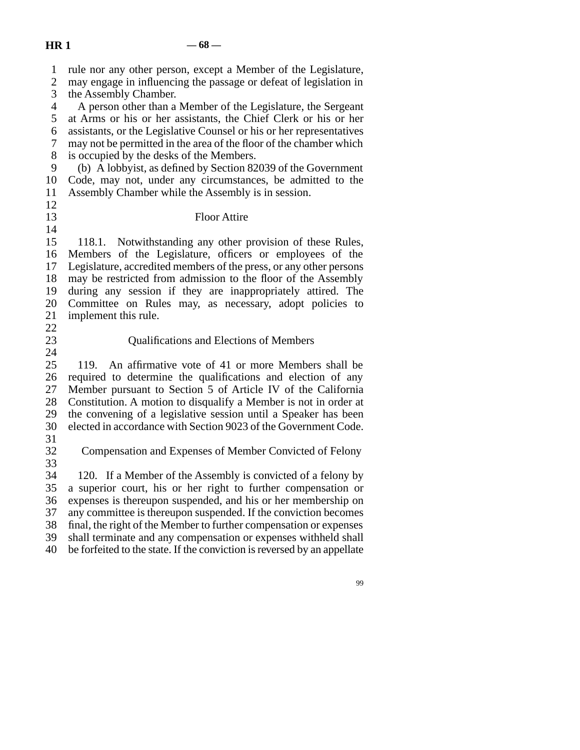rule nor any other person, except a Member of the Legislature, may engage in influencing the passage or defeat of legislation in the Assembly Chamber.

A person other than a Member of the Legislature, the Sergeant at Arms or his or her assistants, the Chief Clerk or his or her assistants, or the Legislative Counsel or his or her representatives may not be permitted in the area of the floor of the chamber which is occupied by the desks of the Members.

(b) A lobbyist, as defined by Section 82039 of the Government Code, may not, under any circumstances, be admitted to the Assembly Chamber while the Assembly is in session.

### Floor Attire

118.1. Notwithstanding any other provision of these Rules, Members of the Legislature, officers or employees of the Legislature, accredited members of the press, or any other persons may be restricted from admission to the floor of the Assembly during any session if they are inappropriately attired. The Committee on Rules may, as necessary, adopt policies to implement this rule.

### Qualifications and Elections of Members

119. An affirmative vote of 41 or more Members shall be required to determine the qualifications and election of any Member pursuant to Section 5 of Article IV of the California Constitution. A motion to disqualify a Member is not in order at the convening of a legislative session until a Speaker has been elected in accordance with Section 9023 of the Government Code.

### Compensation and Expenses of Member Convicted of Felony

120. If a Member of the Assembly is convicted of a felony by a superior court, his or her right to further compensation or expenses is thereupon suspended, and his or her membership on any committee is thereupon suspended. If the conviction becomes final, the right of the Member to further compensation or expenses shall terminate and any compensation or expenses withheld shall be forfeited to the state. If the conviction is reversed by an appellate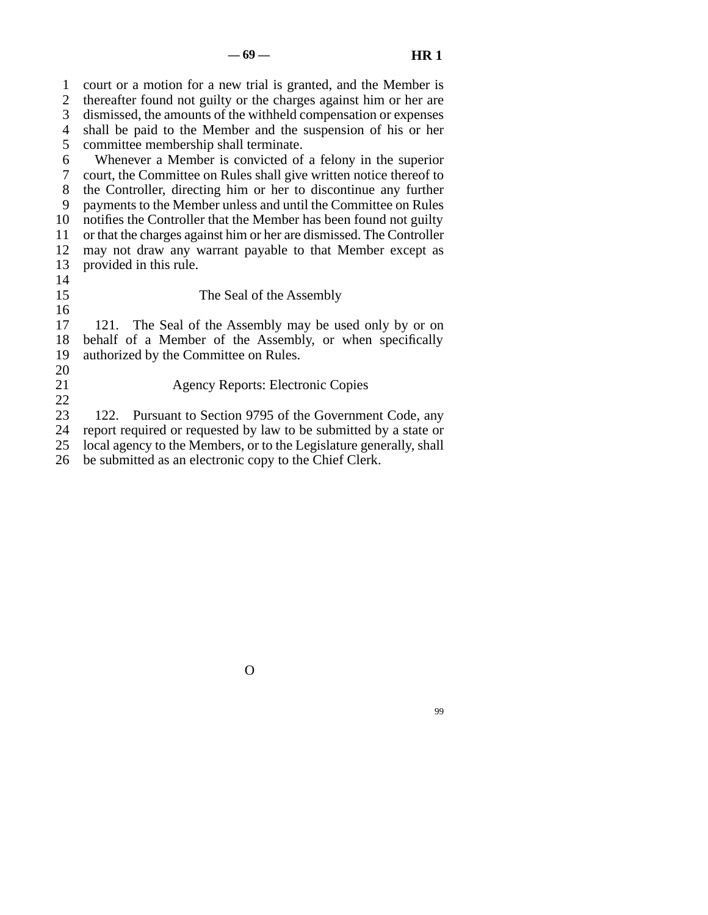court or a motion for a new trial is granted, and the Member is thereafter found not guilty or the charges against him or her are dismissed, the amounts of the withheld compensation or expenses shall be paid to the Member and the suspension of his or her committee membership shall terminate.

Whenever a Member is convicted of a felony in the superior court, the Committee on Rules shall give written notice thereof to the Controller, directing him or her to discontinue any further payments to the Member unless and until the Committee on Rules notifies the Controller that the Member has been found not guilty or that the charges against him or her are dismissed. The Controller may not draw any warrant payable to that Member except as provided in this rule.

## The Seal of the Assembly

121. The Seal of the Assembly may be used only by or on behalf of a Member of the Assembly, or when specifically authorized by the Committee on Rules.

## Agency Reports: Electronic Copies

122. Pursuant to Section 9795 of the Government Code, any report required or requested by law to be submitted by a state or local agency to the Members, or to the Legislature generally, shall be submitted as an electronic copy to the Chief Clerk.

O